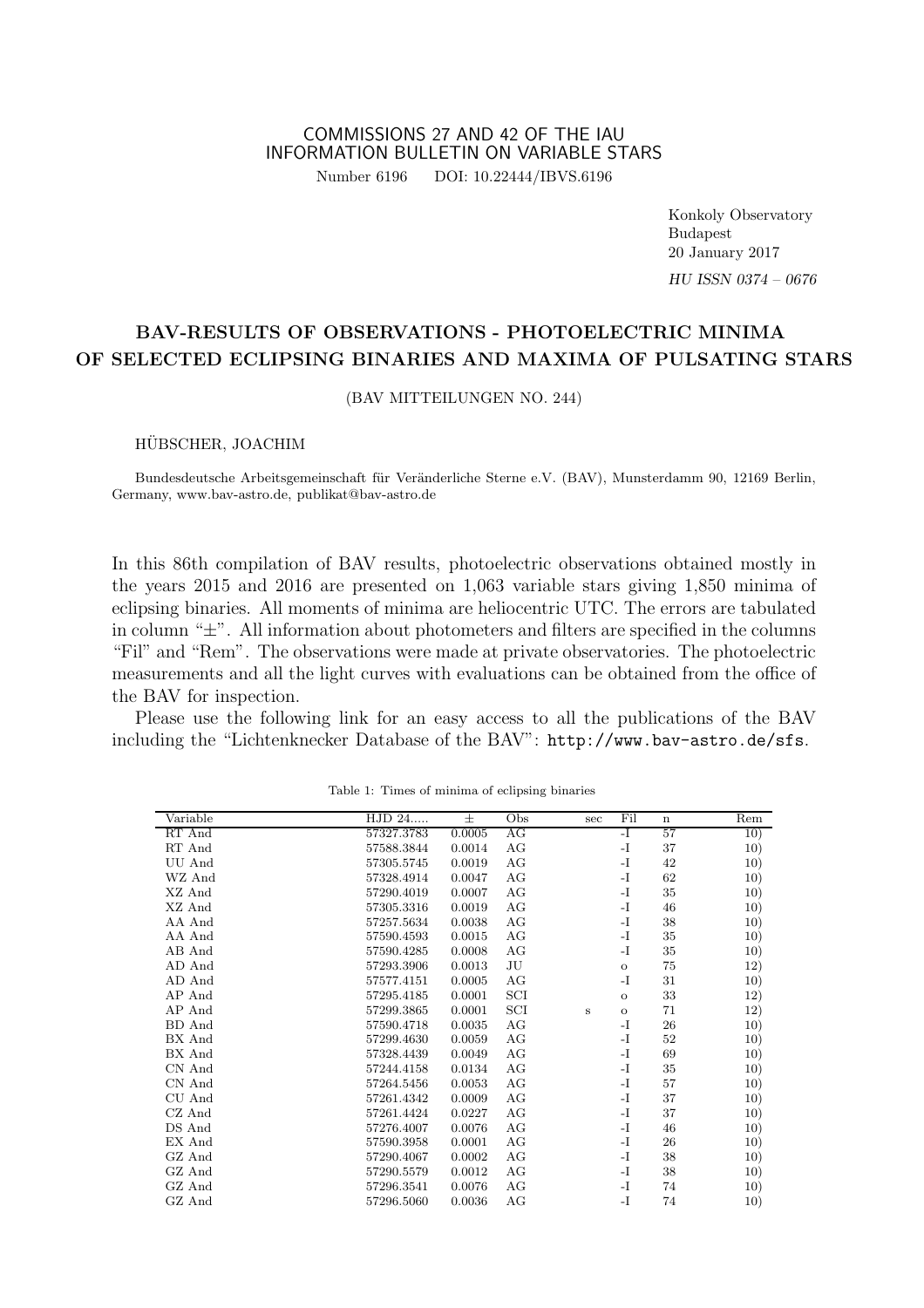COMMISSIONS 27 AND 42 OF THE IAU
INFORMATION BULLETIN ON VARIABLE STARS

Number 6196 DOI: 10.22444/IBVS.6196

Konkoly Observatory
Budapest
20 January 2017

*HU ISSN 0374 – 0676*

# BAV-RESULTS OF OBSERVATIONS - PHOTOELECTRIC MINIMA OF SELECTED ECLIPSING BINARIES AND MAXIMA OF PULSATING STARS

(BAV MITTEILUNGEN NO. 244)

HÜBSCHER, JOACHIM

Bundesdeutsche Arbeitsgemeinschaft für Veränderliche Sterne e.V. (BAV), Munsterdamm 90, 12169 Berlin, Germany, www.bav-astro.de, publikat@bav-astro.de

In this 86th compilation of BAV results, photoelectric observations obtained mostly in the years 2015 and 2016 are presented on 1,063 variable stars giving 1,850 minima of eclipsing binaries. All moments of minima are heliocentric UTC. The errors are tabulated in column "±". All information about photometers and filters are specified in the columns "Fil" and "Rem". The observations were made at private observatories. The photoelectric measurements and all the light curves with evaluations can be obtained from the office of the BAV for inspection.

Please use the following link for an easy access to all the publications of the BAV including the "Lichtenknecker Database of the BAV": http://www.bav-astro.de/sfs.

Table 1: Times of minima of eclipsing binaries

| Variable | HJD 24..... | ± | Obs | sec | Fil | n | Rem |
|---|---|---|---|---|---|---|---|
| RT And | 57327.3783 | 0.0005 | AG | | -I | 57 | 10) |
| RT And | 57588.3844 | 0.0014 | AG | | -I | 37 | 10) |
| UU And | 57305.5745 | 0.0019 | AG | | -I | 42 | 10) |
| WZ And | 57328.4914 | 0.0047 | AG | | -I | 62 | 10) |
| XZ And | 57290.4019 | 0.0007 | AG | | -I | 35 | 10) |
| XZ And | 57305.3316 | 0.0019 | AG | | -I | 46 | 10) |
| AA And | 57257.5634 | 0.0038 | AG | | -I | 38 | 10) |
| AA And | 57590.4593 | 0.0015 | AG | | -I | 35 | 10) |
| AB And | 57590.4285 | 0.0008 | AG | | -I | 35 | 10) |
| AD And | 57293.3906 | 0.0013 | JU | | o | 75 | 12) |
| AD And | 57577.4151 | 0.0005 | AG | | -I | 31 | 10) |
| AP And | 57295.4185 | 0.0001 | SCI | | o | 33 | 12) |
| AP And | 57299.3865 | 0.0001 | SCI | s | o | 71 | 12) |
| BD And | 57590.4718 | 0.0035 | AG | | -I | 26 | 10) |
| BX And | 57299.4630 | 0.0059 | AG | | -I | 52 | 10) |
| BX And | 57328.4439 | 0.0049 | AG | | -I | 69 | 10) |
| CN And | 57244.4158 | 0.0134 | AG | | -I | 35 | 10) |
| CN And | 57264.5456 | 0.0053 | AG | | -I | 57 | 10) |
| CU And | 57261.4342 | 0.0009 | AG | | -I | 37 | 10) |
| CZ And | 57261.4424 | 0.0227 | AG | | -I | 37 | 10) |
| DS And | 57276.4007 | 0.0076 | AG | | -I | 46 | 10) |
| EX And | 57590.3958 | 0.0001 | AG | | -I | 26 | 10) |
| GZ And | 57290.4067 | 0.0002 | AG | | -I | 38 | 10) |
| GZ And | 57290.5579 | 0.0012 | AG | | -I | 38 | 10) |
| GZ And | 57296.3541 | 0.0076 | AG | | -I | 74 | 10) |
| GZ And | 57296.5060 | 0.0036 | AG | | -I | 74 | 10) |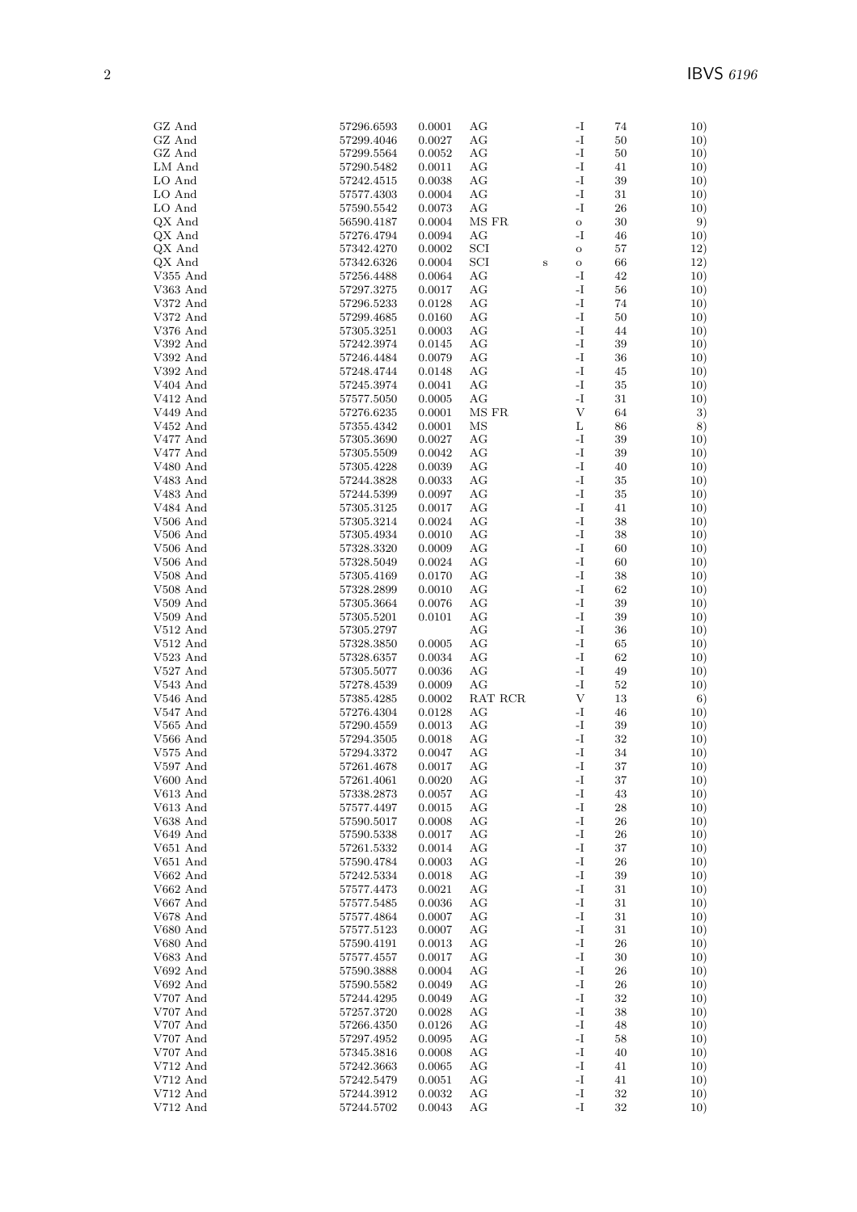| | | | | | | | |
|---|---|---|---|---|---|---|---|
| GZ And | 57296.6593 | 0.0001 | AG | | -I | 74 | 10) |
| GZ And | 57299.4046 | 0.0027 | AG | | -I | 50 | 10) |
| GZ And | 57299.5564 | 0.0052 | AG | | -I | 50 | 10) |
| LM And | 57290.5482 | 0.0011 | AG | | -I | 41 | 10) |
| LO And | 57242.4515 | 0.0038 | AG | | -I | 39 | 10) |
| LO And | 57577.4303 | 0.0004 | AG | | -I | 31 | 10) |
| LO And | 57590.5542 | 0.0073 | AG | | -I | 26 | 10) |
| QX And | 56590.4187 | 0.0004 | MS FR | | o | 30 | 9) |
| QX And | 57276.4794 | 0.0094 | AG | | -I | 46 | 10) |
| QX And | 57342.4270 | 0.0002 | SCI | | o | 57 | 12) |
| QX And | 57342.6326 | 0.0004 | SCI | s | o | 66 | 12) |
| V355 And | 57256.4488 | 0.0064 | AG | | -I | 42 | 10) |
| V363 And | 57297.3275 | 0.0017 | AG | | -I | 56 | 10) |
| V372 And | 57296.5233 | 0.0128 | AG | | -I | 74 | 10) |
| V372 And | 57299.4685 | 0.0160 | AG | | -I | 50 | 10) |
| V376 And | 57305.3251 | 0.0003 | AG | | -I | 44 | 10) |
| V392 And | 57242.3974 | 0.0145 | AG | | -I | 39 | 10) |
| V392 And | 57246.4484 | 0.0079 | AG | | -I | 36 | 10) |
| V392 And | 57248.4744 | 0.0148 | AG | | -I | 45 | 10) |
| V404 And | 57245.3974 | 0.0041 | AG | | -I | 35 | 10) |
| V412 And | 57577.5050 | 0.0005 | AG | | -I | 31 | 10) |
| V449 And | 57276.6235 | 0.0001 | MS FR | | V | 64 | 3) |
| V452 And | 57355.4342 | 0.0001 | MS | | L | 86 | 8) |
| V477 And | 57305.3690 | 0.0027 | AG | | -I | 39 | 10) |
| V477 And | 57305.5509 | 0.0042 | AG | | -I | 39 | 10) |
| V480 And | 57305.4228 | 0.0039 | AG | | -I | 40 | 10) |
| V483 And | 57244.3828 | 0.0033 | AG | | -I | 35 | 10) |
| V483 And | 57244.5399 | 0.0097 | AG | | -I | 35 | 10) |
| V484 And | 57305.3125 | 0.0017 | AG | | -I | 41 | 10) |
| V506 And | 57305.3214 | 0.0024 | AG | | -I | 38 | 10) |
| V506 And | 57305.4934 | 0.0010 | AG | | -I | 38 | 10) |
| V506 And | 57328.3320 | 0.0009 | AG | | -I | 60 | 10) |
| V506 And | 57328.5049 | 0.0024 | AG | | -I | 60 | 10) |
| V508 And | 57305.4169 | 0.0170 | AG | | -I | 38 | 10) |
| V508 And | 57328.2899 | 0.0010 | AG | | -I | 62 | 10) |
| V509 And | 57305.3664 | 0.0076 | AG | | -I | 39 | 10) |
| V509 And | 57305.5201 | 0.0101 | AG | | -I | 39 | 10) |
| V512 And | 57305.2797 | | AG | | -I | 36 | 10) |
| V512 And | 57328.3850 | 0.0005 | AG | | -I | 65 | 10) |
| V523 And | 57328.6357 | 0.0034 | AG | | -I | 62 | 10) |
| V527 And | 57305.5077 | 0.0036 | AG | | -I | 49 | 10) |
| V543 And | 57278.4539 | 0.0009 | AG | | -I | 52 | 10) |
| V546 And | 57385.4285 | 0.0002 | RAT RCR | | V | 13 | 6) |
| V547 And | 57276.4304 | 0.0128 | AG | | -I | 46 | 10) |
| V565 And | 57290.4559 | 0.0013 | AG | | -I | 39 | 10) |
| V566 And | 57294.3505 | 0.0018 | AG | | -I | 32 | 10) |
| V575 And | 57294.3372 | 0.0047 | AG | | -I | 34 | 10) |
| V597 And | 57261.4678 | 0.0017 | AG | | -I | 37 | 10) |
| V600 And | 57261.4061 | 0.0020 | AG | | -I | 37 | 10) |
| V613 And | 57338.2873 | 0.0057 | AG | | -I | 43 | 10) |
| V613 And | 57577.4497 | 0.0015 | AG | | -I | 28 | 10) |
| V638 And | 57590.5017 | 0.0008 | AG | | -I | 26 | 10) |
| V649 And | 57590.5338 | 0.0017 | AG | | -I | 26 | 10) |
| V651 And | 57261.5332 | 0.0014 | AG | | -I | 37 | 10) |
| V651 And | 57590.4784 | 0.0003 | AG | | -I | 26 | 10) |
| V662 And | 57242.5334 | 0.0018 | AG | | -I | 39 | 10) |
| V662 And | 57577.4473 | 0.0021 | AG | | -I | 31 | 10) |
| V667 And | 57577.5485 | 0.0036 | AG | | -I | 31 | 10) |
| V678 And | 57577.4864 | 0.0007 | AG | | -I | 31 | 10) |
| V680 And | 57577.5123 | 0.0007 | AG | | -I | 31 | 10) |
| V680 And | 57590.4191 | 0.0013 | AG | | -I | 26 | 10) |
| V683 And | 57577.4557 | 0.0017 | AG | | -I | 30 | 10) |
| V692 And | 57590.3888 | 0.0004 | AG | | -I | 26 | 10) |
| V692 And | 57590.5582 | 0.0049 | AG | | -I | 26 | 10) |
| V707 And | 57244.4295 | 0.0049 | AG | | -I | 32 | 10) |
| V707 And | 57257.3720 | 0.0028 | AG | | -I | 38 | 10) |
| V707 And | 57266.4350 | 0.0126 | AG | | -I | 48 | 10) |
| V707 And | 57297.4952 | 0.0095 | AG | | -I | 58 | 10) |
| V707 And | 57345.3816 | 0.0008 | AG | | -I | 40 | 10) |
| V712 And | 57242.3663 | 0.0065 | AG | | -I | 41 | 10) |
| V712 And | 57242.5479 | 0.0051 | AG | | -I | 41 | 10) |
| V712 And | 57244.3912 | 0.0032 | AG | | -I | 32 | 10) |
| V712 And | 57244.5702 | 0.0043 | AG | | -I | 32 | 10) |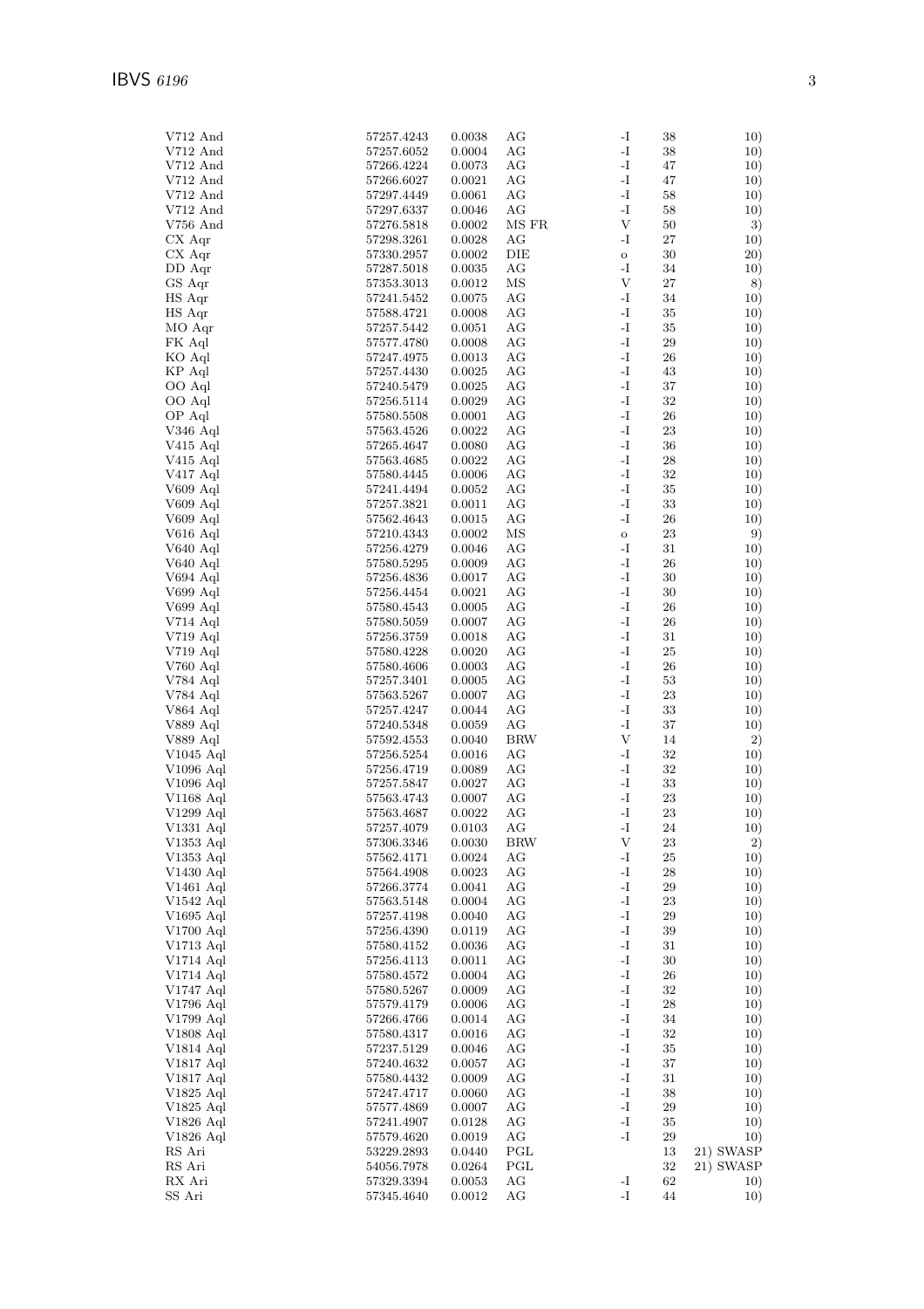| | | | | | | |
|---|---|---|---|---|---|---|
| V712 And | 57257.4243 | 0.0038 | AG | -I | 38 | 10) |
| V712 And | 57257.6052 | 0.0004 | AG | -I | 38 | 10) |
| V712 And | 57266.4224 | 0.0073 | AG | -I | 47 | 10) |
| V712 And | 57266.6027 | 0.0021 | AG | -I | 47 | 10) |
| V712 And | 57297.4449 | 0.0061 | AG | -I | 58 | 10) |
| V712 And | 57297.6337 | 0.0046 | AG | -I | 58 | 10) |
| V756 And | 57276.5818 | 0.0002 | MS FR | V | 50 | 3) |
| CX Aqr | 57298.3261 | 0.0028 | AG | -I | 27 | 10) |
| CX Aqr | 57330.2957 | 0.0002 | DIE | o | 30 | 20) |
| DD Aqr | 57287.5018 | 0.0035 | AG | -I | 34 | 10) |
| GS Aqr | 57353.3013 | 0.0012 | MS | V | 27 | 8) |
| HS Aqr | 57241.5452 | 0.0075 | AG | -I | 34 | 10) |
| HS Aqr | 57588.4721 | 0.0008 | AG | -I | 35 | 10) |
| MO Aqr | 57257.5442 | 0.0051 | AG | -I | 35 | 10) |
| FK Aql | 57577.4780 | 0.0008 | AG | -I | 29 | 10) |
| KO Aql | 57247.4975 | 0.0013 | AG | -I | 26 | 10) |
| KP Aql | 57257.4430 | 0.0025 | AG | -I | 43 | 10) |
| OO Aql | 57240.5479 | 0.0025 | AG | -I | 37 | 10) |
| OO Aql | 57256.5114 | 0.0029 | AG | -I | 32 | 10) |
| OP Aql | 57580.5508 | 0.0001 | AG | -I | 26 | 10) |
| V346 Aql | 57563.4526 | 0.0022 | AG | -I | 23 | 10) |
| V415 Aql | 57265.4647 | 0.0080 | AG | -I | 36 | 10) |
| V415 Aql | 57563.4685 | 0.0022 | AG | -I | 28 | 10) |
| V417 Aql | 57580.4445 | 0.0006 | AG | -I | 32 | 10) |
| V609 Aql | 57241.4494 | 0.0052 | AG | -I | 35 | 10) |
| V609 Aql | 57257.3821 | 0.0011 | AG | -I | 33 | 10) |
| V609 Aql | 57562.4643 | 0.0015 | AG | -I | 26 | 10) |
| V616 Aql | 57210.4343 | 0.0002 | MS | o | 23 | 9) |
| V640 Aql | 57256.4279 | 0.0046 | AG | -I | 31 | 10) |
| V640 Aql | 57580.5295 | 0.0009 | AG | -I | 26 | 10) |
| V694 Aql | 57256.4836 | 0.0017 | AG | -I | 30 | 10) |
| V699 Aql | 57256.4454 | 0.0021 | AG | -I | 30 | 10) |
| V699 Aql | 57580.4543 | 0.0005 | AG | -I | 26 | 10) |
| V714 Aql | 57580.5059 | 0.0007 | AG | -I | 26 | 10) |
| V719 Aql | 57256.3759 | 0.0018 | AG | -I | 31 | 10) |
| V719 Aql | 57580.4228 | 0.0020 | AG | -I | 25 | 10) |
| V760 Aql | 57580.4606 | 0.0003 | AG | -I | 26 | 10) |
| V784 Aql | 57257.3401 | 0.0005 | AG | -I | 53 | 10) |
| V784 Aql | 57563.5267 | 0.0007 | AG | -I | 23 | 10) |
| V864 Aql | 57257.4247 | 0.0044 | AG | -I | 33 | 10) |
| V889 Aql | 57240.5348 | 0.0059 | AG | -I | 37 | 10) |
| V889 Aql | 57592.4553 | 0.0040 | BRW | V | 14 | 2) |
| V1045 Aql | 57256.5254 | 0.0016 | AG | -I | 32 | 10) |
| V1096 Aql | 57256.4719 | 0.0089 | AG | -I | 32 | 10) |
| V1096 Aql | 57257.5847 | 0.0027 | AG | -I | 33 | 10) |
| V1168 Aql | 57563.4743 | 0.0007 | AG | -I | 23 | 10) |
| V1299 Aql | 57563.4687 | 0.0022 | AG | -I | 23 | 10) |
| V1331 Aql | 57257.4079 | 0.0103 | AG | -I | 24 | 10) |
| V1353 Aql | 57306.3346 | 0.0030 | BRW | V | 23 | 2) |
| V1353 Aql | 57562.4171 | 0.0024 | AG | -I | 25 | 10) |
| V1430 Aql | 57564.4908 | 0.0023 | AG | -I | 28 | 10) |
| V1461 Aql | 57266.3774 | 0.0041 | AG | -I | 29 | 10) |
| V1542 Aql | 57563.5148 | 0.0004 | AG | -I | 23 | 10) |
| V1695 Aql | 57257.4198 | 0.0040 | AG | -I | 29 | 10) |
| V1700 Aql | 57256.4390 | 0.0119 | AG | -I | 39 | 10) |
| V1713 Aql | 57580.4152 | 0.0036 | AG | -I | 31 | 10) |
| V1714 Aql | 57256.4113 | 0.0011 | AG | -I | 30 | 10) |
| V1714 Aql | 57580.4572 | 0.0004 | AG | -I | 26 | 10) |
| V1747 Aql | 57580.5267 | 0.0009 | AG | -I | 32 | 10) |
| V1796 Aql | 57579.4179 | 0.0006 | AG | -I | 28 | 10) |
| V1799 Aql | 57266.4766 | 0.0014 | AG | -I | 34 | 10) |
| V1808 Aql | 57580.4317 | 0.0016 | AG | -I | 32 | 10) |
| V1814 Aql | 57237.5129 | 0.0046 | AG | -I | 35 | 10) |
| V1817 Aql | 57240.4632 | 0.0057 | AG | -I | 37 | 10) |
| V1817 Aql | 57580.4432 | 0.0009 | AG | -I | 31 | 10) |
| V1825 Aql | 57247.4717 | 0.0060 | AG | -I | 38 | 10) |
| V1825 Aql | 57577.4869 | 0.0007 | AG | -I | 29 | 10) |
| V1826 Aql | 57241.4907 | 0.0128 | AG | -I | 35 | 10) |
| V1826 Aql | 57579.4620 | 0.0019 | AG | -I | 29 | 10) |
| RS Ari | 53229.2893 | 0.0440 | PGL | | 13 | 21) SWASP |
| RS Ari | 54056.7978 | 0.0264 | PGL | | 32 | 21) SWASP |
| RX Ari | 57329.3394 | 0.0053 | AG | -I | 62 | 10) |
| SS Ari | 57345.4640 | 0.0012 | AG | -I | 44 | 10) |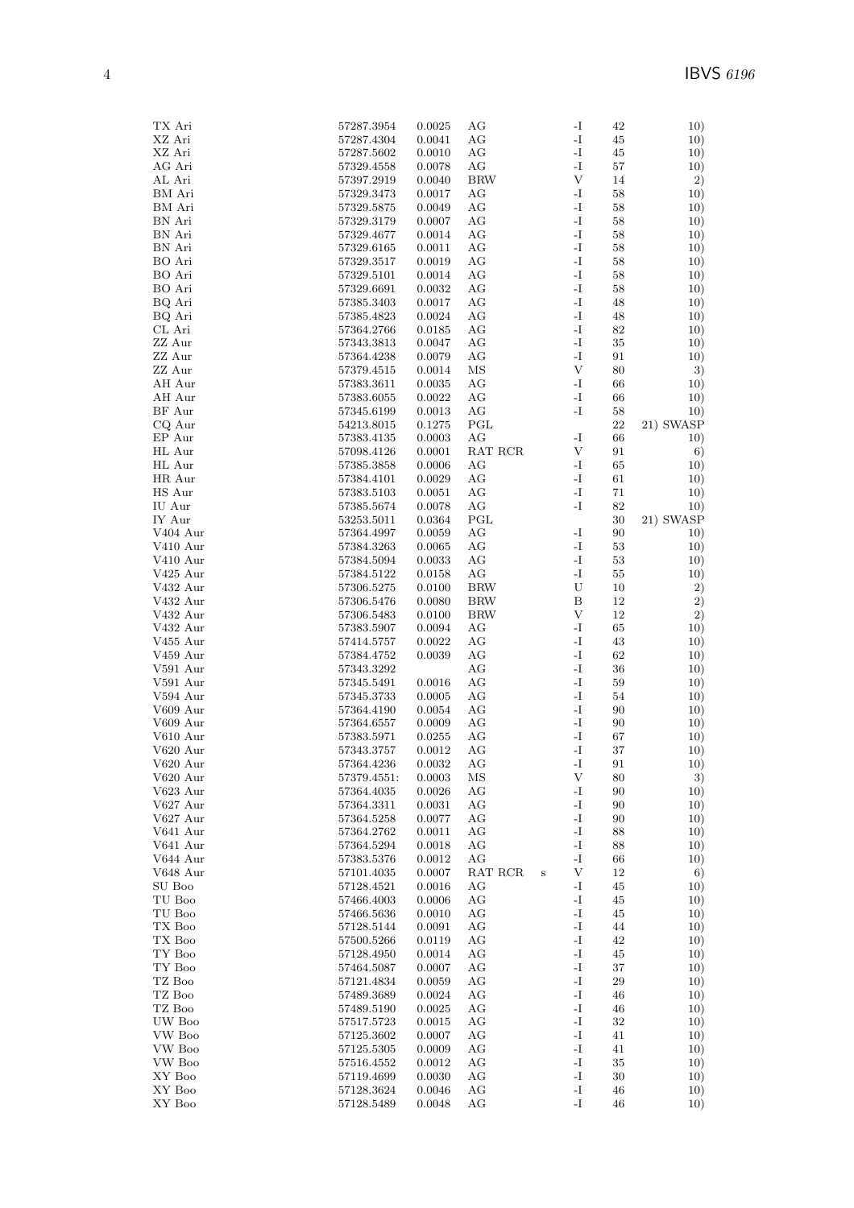| | | | | | | | |
|---|---|---|---|---|---|---|---|
| TX Ari | 57287.3954 | 0.0025 | AG | | -I | 42 | 10) |
| XZ Ari | 57287.4304 | 0.0041 | AG | | -I | 45 | 10) |
| XZ Ari | 57287.5602 | 0.0010 | AG | | -I | 45 | 10) |
| AG Ari | 57329.4558 | 0.0078 | AG | | -I | 57 | 10) |
| AL Ari | 57397.2919 | 0.0040 | BRW | | V | 14 | 2) |
| BM Ari | 57329.3473 | 0.0017 | AG | | -I | 58 | 10) |
| BM Ari | 57329.5875 | 0.0049 | AG | | -I | 58 | 10) |
| BN Ari | 57329.3179 | 0.0007 | AG | | -I | 58 | 10) |
| BN Ari | 57329.4677 | 0.0014 | AG | | -I | 58 | 10) |
| BN Ari | 57329.6165 | 0.0011 | AG | | -I | 58 | 10) |
| BO Ari | 57329.3517 | 0.0019 | AG | | -I | 58 | 10) |
| BO Ari | 57329.5101 | 0.0014 | AG | | -I | 58 | 10) |
| BO Ari | 57329.6691 | 0.0032 | AG | | -I | 58 | 10) |
| BQ Ari | 57385.3403 | 0.0017 | AG | | -I | 48 | 10) |
| BQ Ari | 57385.4823 | 0.0024 | AG | | -I | 48 | 10) |
| CL Ari | 57364.2766 | 0.0185 | AG | | -I | 82 | 10) |
| ZZ Aur | 57343.3813 | 0.0047 | AG | | -I | 35 | 10) |
| ZZ Aur | 57364.4238 | 0.0079 | AG | | -I | 91 | 10) |
| ZZ Aur | 57379.4515 | 0.0014 | MS | | V | 80 | 3) |
| AH Aur | 57383.3611 | 0.0035 | AG | | -I | 66 | 10) |
| AH Aur | 57383.6055 | 0.0022 | AG | | -I | 66 | 10) |
| BF Aur | 57345.6199 | 0.0013 | AG | | -I | 58 | 10) |
| CQ Aur | 54213.8015 | 0.1275 | PGL | | | 22 | 21) SWASP |
| EP Aur | 57383.4135 | 0.0003 | AG | | -I | 66 | 10) |
| HL Aur | 57098.4126 | 0.0001 | RAT RCR | | V | 91 | 6) |
| HL Aur | 57385.3858 | 0.0006 | AG | | -I | 65 | 10) |
| HR Aur | 57384.4101 | 0.0029 | AG | | -I | 61 | 10) |
| HS Aur | 57383.5103 | 0.0051 | AG | | -I | 71 | 10) |
| IU Aur | 57385.5674 | 0.0078 | AG | | -I | 82 | 10) |
| IY Aur | 53253.5011 | 0.0364 | PGL | | | 30 | 21) SWASP |
| V404 Aur | 57364.4997 | 0.0059 | AG | | -I | 90 | 10) |
| V410 Aur | 57384.3263 | 0.0065 | AG | | -I | 53 | 10) |
| V410 Aur | 57384.5094 | 0.0033 | AG | | -I | 53 | 10) |
| V425 Aur | 57384.5122 | 0.0158 | AG | | -I | 55 | 10) |
| V432 Aur | 57306.5275 | 0.0100 | BRW | | U | 10 | 2) |
| V432 Aur | 57306.5476 | 0.0080 | BRW | | B | 12 | 2) |
| V432 Aur | 57306.5483 | 0.0100 | BRW | | V | 12 | 2) |
| V432 Aur | 57383.5907 | 0.0094 | AG | | -I | 65 | 10) |
| V455 Aur | 57414.5757 | 0.0022 | AG | | -I | 43 | 10) |
| V459 Aur | 57384.4752 | 0.0039 | AG | | -I | 62 | 10) |
| V591 Aur | 57343.3292 | | AG | | -I | 36 | 10) |
| V591 Aur | 57345.5491 | 0.0016 | AG | | -I | 59 | 10) |
| V594 Aur | 57345.3733 | 0.0005 | AG | | -I | 54 | 10) |
| V609 Aur | 57364.4190 | 0.0054 | AG | | -I | 90 | 10) |
| V609 Aur | 57364.6557 | 0.0009 | AG | | -I | 90 | 10) |
| V610 Aur | 57383.5971 | 0.0255 | AG | | -I | 67 | 10) |
| V620 Aur | 57343.3757 | 0.0012 | AG | | -I | 37 | 10) |
| V620 Aur | 57364.4236 | 0.0032 | AG | | -I | 91 | 10) |
| V620 Aur | 57379.4551: | 0.0003 | MS | | V | 80 | 3) |
| V623 Aur | 57364.4035 | 0.0026 | AG | | -I | 90 | 10) |
| V627 Aur | 57364.3311 | 0.0031 | AG | | -I | 90 | 10) |
| V627 Aur | 57364.5258 | 0.0077 | AG | | -I | 90 | 10) |
| V641 Aur | 57364.2762 | 0.0011 | AG | | -I | 88 | 10) |
| V641 Aur | 57364.5294 | 0.0018 | AG | | -I | 88 | 10) |
| V644 Aur | 57383.5376 | 0.0012 | AG | | -I | 66 | 10) |
| V648 Aur | 57101.4035 | 0.0007 | RAT RCR | s | V | 12 | 6) |
| SU Boo | 57128.4521 | 0.0016 | AG | | -I | 45 | 10) |
| TU Boo | 57466.4003 | 0.0006 | AG | | -I | 45 | 10) |
| TU Boo | 57466.5636 | 0.0010 | AG | | -I | 45 | 10) |
| TX Boo | 57128.5144 | 0.0091 | AG | | -I | 44 | 10) |
| TX Boo | 57500.5266 | 0.0119 | AG | | -I | 42 | 10) |
| TY Boo | 57128.4950 | 0.0014 | AG | | -I | 45 | 10) |
| TY Boo | 57464.5087 | 0.0007 | AG | | -I | 37 | 10) |
| TZ Boo | 57121.4834 | 0.0059 | AG | | -I | 29 | 10) |
| TZ Boo | 57489.3689 | 0.0024 | AG | | -I | 46 | 10) |
| TZ Boo | 57489.5190 | 0.0025 | AG | | -I | 46 | 10) |
| UW Boo | 57517.5723 | 0.0015 | AG | | -I | 32 | 10) |
| VW Boo | 57125.3602 | 0.0007 | AG | | -I | 41 | 10) |
| VW Boo | 57125.5305 | 0.0009 | AG | | -I | 41 | 10) |
| VW Boo | 57516.4552 | 0.0012 | AG | | -I | 35 | 10) |
| XY Boo | 57119.4699 | 0.0030 | AG | | -I | 30 | 10) |
| XY Boo | 57128.3624 | 0.0046 | AG | | -I | 46 | 10) |
| XY Boo | 57128.5489 | 0.0048 | AG | | -I | 46 | 10) |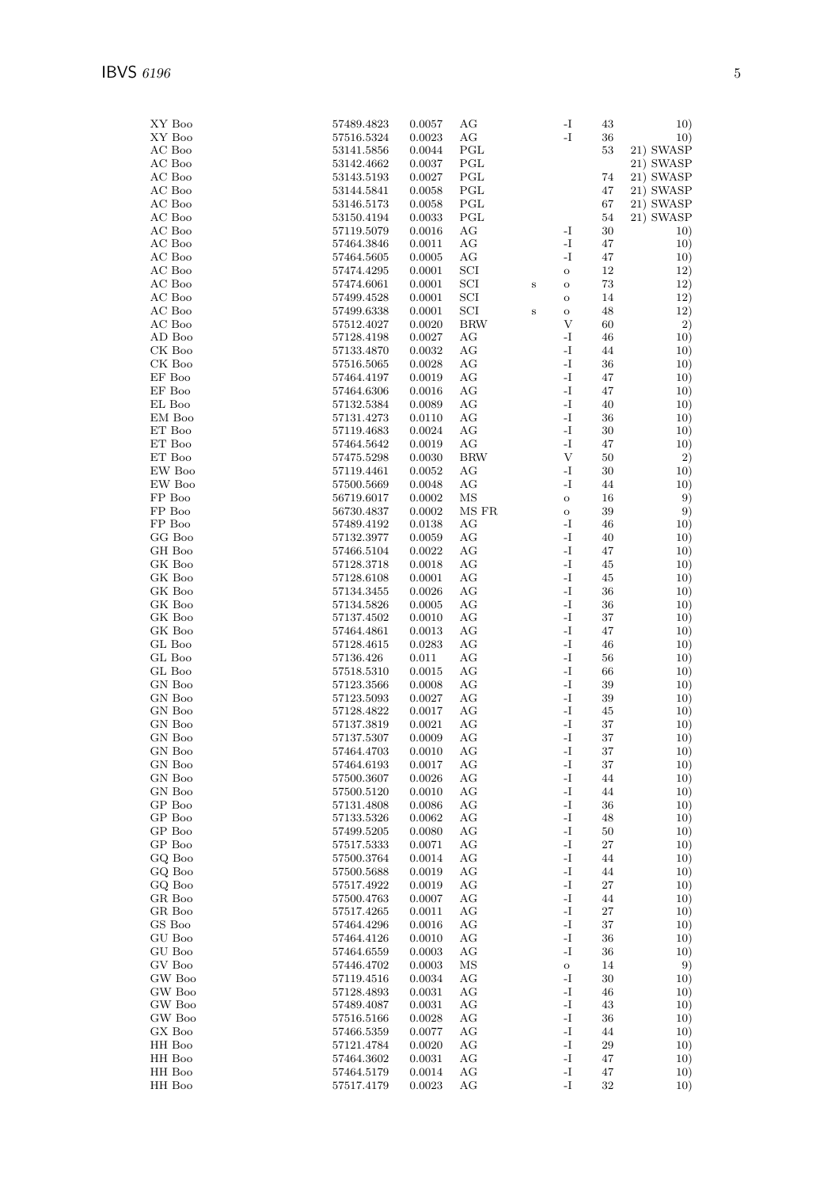| | | | | | | | |
|---|---|---|---|---|---|---|---|
| XY Boo | 57489.4823 | 0.0057 | AG | | -I | 43 | 10) |
| XY Boo | 57516.5324 | 0.0023 | AG | | -I | 36 | 10) |
| AC Boo | 53141.5856 | 0.0044 | PGL | | | 53 | 21) SWASP |
| AC Boo | 53142.4662 | 0.0037 | PGL | | | | 21) SWASP |
| AC Boo | 53143.5193 | 0.0027 | PGL | | | 74 | 21) SWASP |
| AC Boo | 53144.5841 | 0.0058 | PGL | | | 47 | 21) SWASP |
| AC Boo | 53146.5173 | 0.0058 | PGL | | | 67 | 21) SWASP |
| AC Boo | 53150.4194 | 0.0033 | PGL | | | 54 | 21) SWASP |
| AC Boo | 57119.5079 | 0.0016 | AG | | -I | 30 | 10) |
| AC Boo | 57464.3846 | 0.0011 | AG | | -I | 47 | 10) |
| AC Boo | 57464.5605 | 0.0005 | AG | | -I | 47 | 10) |
| AC Boo | 57474.4295 | 0.0001 | SCI | | o | 12 | 12) |
| AC Boo | 57474.6061 | 0.0001 | SCI | s | o | 73 | 12) |
| AC Boo | 57499.4528 | 0.0001 | SCI | | o | 14 | 12) |
| AC Boo | 57499.6338 | 0.0001 | SCI | s | o | 48 | 12) |
| AC Boo | 57512.4027 | 0.0020 | BRW | | V | 60 | 2) |
| AD Boo | 57128.4198 | 0.0027 | AG | | -I | 46 | 10) |
| CK Boo | 57133.4870 | 0.0032 | AG | | -I | 44 | 10) |
| CK Boo | 57516.5065 | 0.0028 | AG | | -I | 36 | 10) |
| EF Boo | 57464.4197 | 0.0019 | AG | | -I | 47 | 10) |
| EF Boo | 57464.6306 | 0.0016 | AG | | -I | 47 | 10) |
| EL Boo | 57132.5384 | 0.0089 | AG | | -I | 40 | 10) |
| EM Boo | 57131.4273 | 0.0110 | AG | | -I | 36 | 10) |
| ET Boo | 57119.4683 | 0.0024 | AG | | -I | 30 | 10) |
| ET Boo | 57464.5642 | 0.0019 | AG | | -I | 47 | 10) |
| ET Boo | 57475.5298 | 0.0030 | BRW | | V | 50 | 2) |
| EW Boo | 57119.4461 | 0.0052 | AG | | -I | 30 | 10) |
| EW Boo | 57500.5669 | 0.0048 | AG | | -I | 44 | 10) |
| FP Boo | 56719.6017 | 0.0002 | MS | | o | 16 | 9) |
| FP Boo | 56730.4837 | 0.0002 | MS FR | | o | 39 | 9) |
| FP Boo | 57489.4192 | 0.0138 | AG | | -I | 46 | 10) |
| GG Boo | 57132.3977 | 0.0059 | AG | | -I | 40 | 10) |
| GH Boo | 57466.5104 | 0.0022 | AG | | -I | 47 | 10) |
| GK Boo | 57128.3718 | 0.0018 | AG | | -I | 45 | 10) |
| GK Boo | 57128.6108 | 0.0001 | AG | | -I | 45 | 10) |
| GK Boo | 57134.3455 | 0.0026 | AG | | -I | 36 | 10) |
| GK Boo | 57134.5826 | 0.0005 | AG | | -I | 36 | 10) |
| GK Boo | 57137.4502 | 0.0010 | AG | | -I | 37 | 10) |
| GK Boo | 57464.4861 | 0.0013 | AG | | -I | 47 | 10) |
| GL Boo | 57128.4615 | 0.0283 | AG | | -I | 46 | 10) |
| GL Boo | 57136.426 | 0.011 | AG | | -I | 56 | 10) |
| GL Boo | 57518.5310 | 0.0015 | AG | | -I | 66 | 10) |
| GN Boo | 57123.3566 | 0.0008 | AG | | -I | 39 | 10) |
| GN Boo | 57123.5093 | 0.0027 | AG | | -I | 39 | 10) |
| GN Boo | 57128.4822 | 0.0017 | AG | | -I | 45 | 10) |
| GN Boo | 57137.3819 | 0.0021 | AG | | -I | 37 | 10) |
| GN Boo | 57137.5307 | 0.0009 | AG | | -I | 37 | 10) |
| GN Boo | 57464.4703 | 0.0010 | AG | | -I | 37 | 10) |
| GN Boo | 57464.6193 | 0.0017 | AG | | -I | 37 | 10) |
| GN Boo | 57500.3607 | 0.0026 | AG | | -I | 44 | 10) |
| GN Boo | 57500.5120 | 0.0010 | AG | | -I | 44 | 10) |
| GP Boo | 57131.4808 | 0.0086 | AG | | -I | 36 | 10) |
| GP Boo | 57133.5326 | 0.0062 | AG | | -I | 48 | 10) |
| GP Boo | 57499.5205 | 0.0080 | AG | | -I | 50 | 10) |
| GP Boo | 57517.5333 | 0.0071 | AG | | -I | 27 | 10) |
| GQ Boo | 57500.3764 | 0.0014 | AG | | -I | 44 | 10) |
| GQ Boo | 57500.5688 | 0.0019 | AG | | -I | 44 | 10) |
| GQ Boo | 57517.4922 | 0.0019 | AG | | -I | 27 | 10) |
| GR Boo | 57500.4763 | 0.0007 | AG | | -I | 44 | 10) |
| GR Boo | 57517.4265 | 0.0011 | AG | | -I | 27 | 10) |
| GS Boo | 57464.4296 | 0.0016 | AG | | -I | 37 | 10) |
| GU Boo | 57464.4126 | 0.0010 | AG | | -I | 36 | 10) |
| GU Boo | 57464.6559 | 0.0003 | AG | | -I | 36 | 10) |
| GV Boo | 57446.4702 | 0.0003 | MS | | o | 14 | 9) |
| GW Boo | 57119.4516 | 0.0034 | AG | | -I | 30 | 10) |
| GW Boo | 57128.4893 | 0.0031 | AG | | -I | 46 | 10) |
| GW Boo | 57489.4087 | 0.0031 | AG | | -I | 43 | 10) |
| GW Boo | 57516.5166 | 0.0028 | AG | | -I | 36 | 10) |
| GX Boo | 57466.5359 | 0.0077 | AG | | -I | 44 | 10) |
| HH Boo | 57121.4784 | 0.0020 | AG | | -I | 29 | 10) |
| HH Boo | 57464.3602 | 0.0031 | AG | | -I | 47 | 10) |
| HH Boo | 57464.5179 | 0.0014 | AG | | -I | 47 | 10) |
| HH Boo | 57517.4179 | 0.0023 | AG | | -I | 32 | 10) |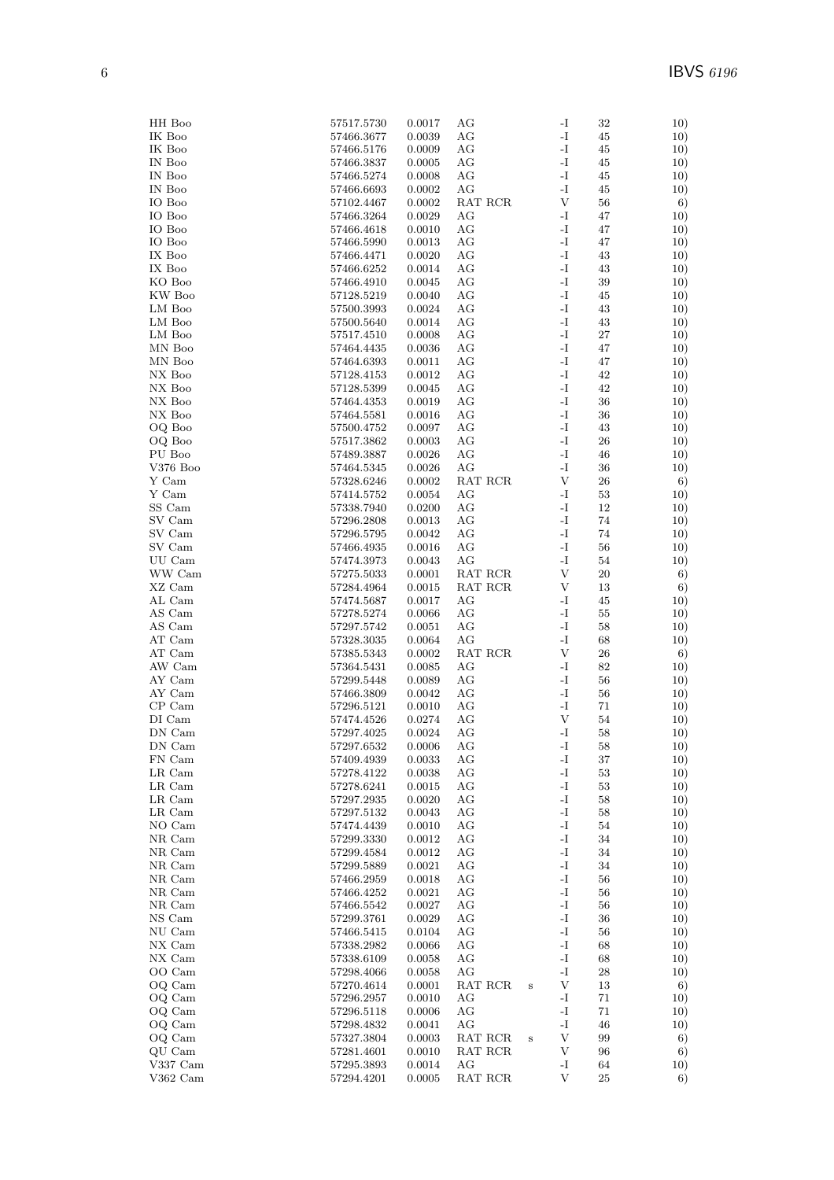| | | | | | | | |
|---|---|---|---|---|---|---|---|
| HH Boo | 57517.5730 | 0.0017 | AG | | -I | 32 | 10) |
| IK Boo | 57466.3677 | 0.0039 | AG | | -I | 45 | 10) |
| IK Boo | 57466.5176 | 0.0009 | AG | | -I | 45 | 10) |
| IN Boo | 57466.3837 | 0.0005 | AG | | -I | 45 | 10) |
| IN Boo | 57466.5274 | 0.0008 | AG | | -I | 45 | 10) |
| IN Boo | 57466.6693 | 0.0002 | AG | | -I | 45 | 10) |
| IO Boo | 57102.4467 | 0.0002 | RAT RCR | | V | 56 | 6) |
| IO Boo | 57466.3264 | 0.0029 | AG | | -I | 47 | 10) |
| IO Boo | 57466.4618 | 0.0010 | AG | | -I | 47 | 10) |
| IO Boo | 57466.5990 | 0.0013 | AG | | -I | 47 | 10) |
| IX Boo | 57466.4471 | 0.0020 | AG | | -I | 43 | 10) |
| IX Boo | 57466.6252 | 0.0014 | AG | | -I | 43 | 10) |
| KO Boo | 57466.4910 | 0.0045 | AG | | -I | 39 | 10) |
| KW Boo | 57128.5219 | 0.0040 | AG | | -I | 45 | 10) |
| LM Boo | 57500.3993 | 0.0024 | AG | | -I | 43 | 10) |
| LM Boo | 57500.5640 | 0.0014 | AG | | -I | 43 | 10) |
| LM Boo | 57517.4510 | 0.0008 | AG | | -I | 27 | 10) |
| MN Boo | 57464.4435 | 0.0036 | AG | | -I | 47 | 10) |
| MN Boo | 57464.6393 | 0.0011 | AG | | -I | 47 | 10) |
| NX Boo | 57128.4153 | 0.0012 | AG | | -I | 42 | 10) |
| NX Boo | 57128.5399 | 0.0045 | AG | | -I | 42 | 10) |
| NX Boo | 57464.4353 | 0.0019 | AG | | -I | 36 | 10) |
| NX Boo | 57464.5581 | 0.0016 | AG | | -I | 36 | 10) |
| OQ Boo | 57500.4752 | 0.0097 | AG | | -I | 43 | 10) |
| OQ Boo | 57517.3862 | 0.0003 | AG | | -I | 26 | 10) |
| PU Boo | 57489.3887 | 0.0026 | AG | | -I | 46 | 10) |
| V376 Boo | 57464.5345 | 0.0026 | AG | | -I | 36 | 10) |
| Y Cam | 57328.6246 | 0.0002 | RAT RCR | | V | 26 | 6) |
| Y Cam | 57414.5752 | 0.0054 | AG | | -I | 53 | 10) |
| SS Cam | 57338.7940 | 0.0200 | AG | | -I | 12 | 10) |
| SV Cam | 57296.2808 | 0.0013 | AG | | -I | 74 | 10) |
| SV Cam | 57296.5795 | 0.0042 | AG | | -I | 74 | 10) |
| SV Cam | 57466.4935 | 0.0016 | AG | | -I | 56 | 10) |
| UU Cam | 57474.3973 | 0.0043 | AG | | -I | 54 | 10) |
| WW Cam | 57275.5033 | 0.0001 | RAT RCR | | V | 20 | 6) |
| XZ Cam | 57284.4964 | 0.0015 | RAT RCR | | V | 13 | 6) |
| AL Cam | 57474.5687 | 0.0017 | AG | | -I | 45 | 10) |
| AS Cam | 57278.5274 | 0.0066 | AG | | -I | 55 | 10) |
| AS Cam | 57297.5742 | 0.0051 | AG | | -I | 58 | 10) |
| AT Cam | 57328.3035 | 0.0064 | AG | | -I | 68 | 10) |
| AT Cam | 57385.5343 | 0.0002 | RAT RCR | | V | 26 | 6) |
| AW Cam | 57364.5431 | 0.0085 | AG | | -I | 82 | 10) |
| AY Cam | 57299.5448 | 0.0089 | AG | | -I | 56 | 10) |
| AY Cam | 57466.3809 | 0.0042 | AG | | -I | 56 | 10) |
| CP Cam | 57296.5121 | 0.0010 | AG | | -I | 71 | 10) |
| DI Cam | 57474.4526 | 0.0274 | AG | | V | 54 | 10) |
| DN Cam | 57297.4025 | 0.0024 | AG | | -I | 58 | 10) |
| DN Cam | 57297.6532 | 0.0006 | AG | | -I | 58 | 10) |
| FN Cam | 57409.4939 | 0.0033 | AG | | -I | 37 | 10) |
| LR Cam | 57278.4122 | 0.0038 | AG | | -I | 53 | 10) |
| LR Cam | 57278.6241 | 0.0015 | AG | | -I | 53 | 10) |
| LR Cam | 57297.2935 | 0.0020 | AG | | -I | 58 | 10) |
| LR Cam | 57297.5132 | 0.0043 | AG | | -I | 58 | 10) |
| NO Cam | 57474.4439 | 0.0010 | AG | | -I | 54 | 10) |
| NR Cam | 57299.3330 | 0.0012 | AG | | -I | 34 | 10) |
| NR Cam | 57299.4584 | 0.0012 | AG | | -I | 34 | 10) |
| NR Cam | 57299.5889 | 0.0021 | AG | | -I | 34 | 10) |
| NR Cam | 57466.2959 | 0.0018 | AG | | -I | 56 | 10) |
| NR Cam | 57466.4252 | 0.0021 | AG | | -I | 56 | 10) |
| NR Cam | 57466.5542 | 0.0027 | AG | | -I | 56 | 10) |
| NS Cam | 57299.3761 | 0.0029 | AG | | -I | 36 | 10) |
| NU Cam | 57466.5415 | 0.0104 | AG | | -I | 56 | 10) |
| NX Cam | 57338.2982 | 0.0066 | AG | | -I | 68 | 10) |
| NX Cam | 57338.6109 | 0.0058 | AG | | -I | 68 | 10) |
| OO Cam | 57298.4066 | 0.0058 | AG | | -I | 28 | 10) |
| OQ Cam | 57270.4614 | 0.0001 | RAT RCR | s | V | 13 | 6) |
| OQ Cam | 57296.2957 | 0.0010 | AG | | -I | 71 | 10) |
| OQ Cam | 57296.5118 | 0.0006 | AG | | -I | 71 | 10) |
| OQ Cam | 57298.4832 | 0.0041 | AG | | -I | 46 | 10) |
| OQ Cam | 57327.3804 | 0.0003 | RAT RCR | s | V | 99 | 6) |
| QU Cam | 57281.4601 | 0.0010 | RAT RCR | | V | 96 | 6) |
| V337 Cam | 57295.3893 | 0.0014 | AG | | -I | 64 | 10) |
| V362 Cam | 57294.4201 | 0.0005 | RAT RCR | | V | 25 | 6) |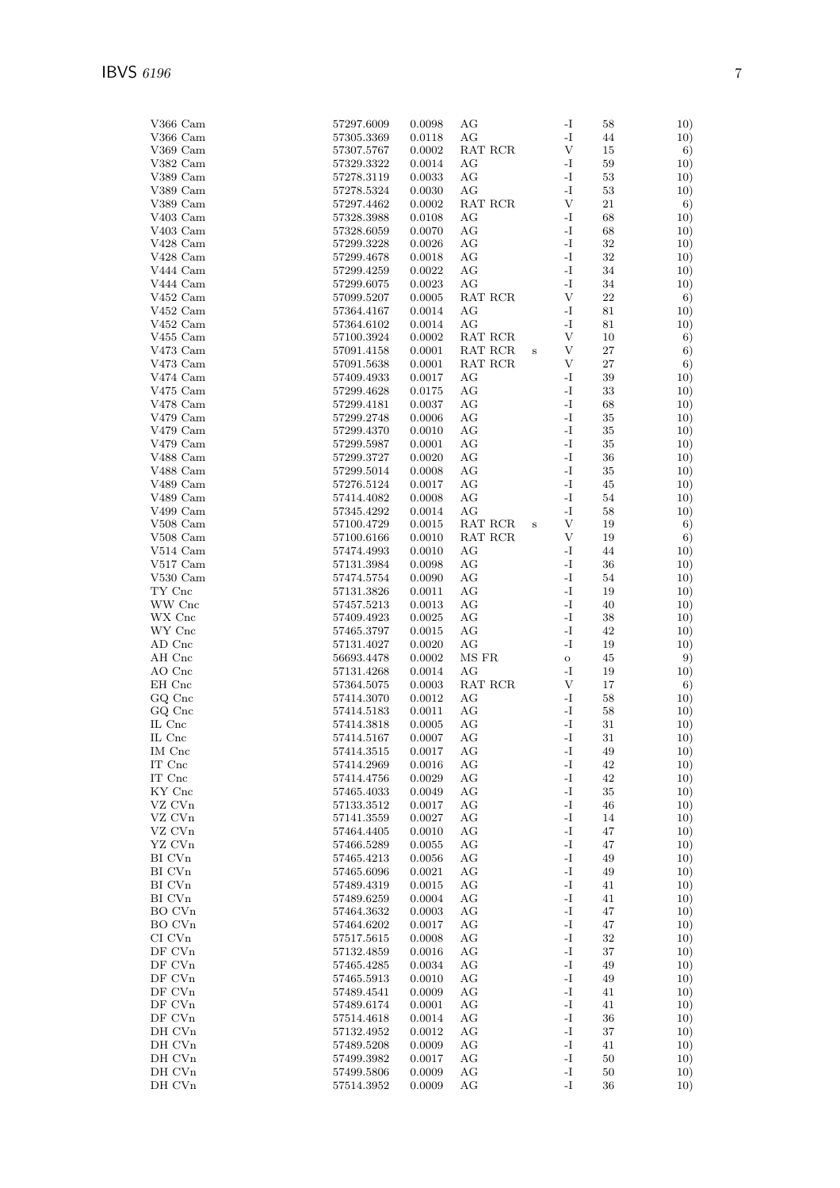| | | | | | | | |
|---|---|---|---|---|---|---|---|
| V366 Cam | 57297.6009 | 0.0098 | AG | | -I | 58 | 10) |
| V366 Cam | 57305.3369 | 0.0118 | AG | | -I | 44 | 10) |
| V369 Cam | 57307.5767 | 0.0002 | RAT RCR | | V | 15 | 6) |
| V382 Cam | 57329.3322 | 0.0014 | AG | | -I | 59 | 10) |
| V389 Cam | 57278.3119 | 0.0033 | AG | | -I | 53 | 10) |
| V389 Cam | 57278.5324 | 0.0030 | AG | | -I | 53 | 10) |
| V389 Cam | 57297.4462 | 0.0002 | RAT RCR | | V | 21 | 6) |
| V403 Cam | 57328.3988 | 0.0108 | AG | | -I | 68 | 10) |
| V403 Cam | 57328.6059 | 0.0070 | AG | | -I | 68 | 10) |
| V428 Cam | 57299.3228 | 0.0026 | AG | | -I | 32 | 10) |
| V428 Cam | 57299.4678 | 0.0018 | AG | | -I | 32 | 10) |
| V444 Cam | 57299.4259 | 0.0022 | AG | | -I | 34 | 10) |
| V444 Cam | 57299.6075 | 0.0023 | AG | | -I | 34 | 10) |
| V452 Cam | 57099.5207 | 0.0005 | RAT RCR | | V | 22 | 6) |
| V452 Cam | 57364.4167 | 0.0014 | AG | | -I | 81 | 10) |
| V452 Cam | 57364.6102 | 0.0014 | AG | | -I | 81 | 10) |
| V455 Cam | 57100.3924 | 0.0002 | RAT RCR | | V | 10 | 6) |
| V473 Cam | 57091.4158 | 0.0001 | RAT RCR | s | V | 27 | 6) |
| V473 Cam | 57091.5638 | 0.0001 | RAT RCR | | V | 27 | 6) |
| V474 Cam | 57409.4933 | 0.0017 | AG | | -I | 39 | 10) |
| V475 Cam | 57299.4628 | 0.0175 | AG | | -I | 33 | 10) |
| V478 Cam | 57299.4181 | 0.0037 | AG | | -I | 68 | 10) |
| V479 Cam | 57299.2748 | 0.0006 | AG | | -I | 35 | 10) |
| V479 Cam | 57299.4370 | 0.0010 | AG | | -I | 35 | 10) |
| V479 Cam | 57299.5987 | 0.0001 | AG | | -I | 35 | 10) |
| V488 Cam | 57299.3727 | 0.0020 | AG | | -I | 36 | 10) |
| V488 Cam | 57299.5014 | 0.0008 | AG | | -I | 35 | 10) |
| V489 Cam | 57276.5124 | 0.0017 | AG | | -I | 45 | 10) |
| V489 Cam | 57414.4082 | 0.0008 | AG | | -I | 54 | 10) |
| V499 Cam | 57345.4292 | 0.0014 | AG | | -I | 58 | 10) |
| V508 Cam | 57100.4729 | 0.0015 | RAT RCR | s | V | 19 | 6) |
| V508 Cam | 57100.6166 | 0.0010 | RAT RCR | | V | 19 | 6) |
| V514 Cam | 57474.4993 | 0.0010 | AG | | -I | 44 | 10) |
| V517 Cam | 57131.3984 | 0.0098 | AG | | -I | 36 | 10) |
| V530 Cam | 57474.5754 | 0.0090 | AG | | -I | 54 | 10) |
| TY Cnc | 57131.3826 | 0.0011 | AG | | -I | 19 | 10) |
| WW Cnc | 57457.5213 | 0.0013 | AG | | -I | 40 | 10) |
| WX Cnc | 57409.4923 | 0.0025 | AG | | -I | 38 | 10) |
| WY Cnc | 57465.3797 | 0.0015 | AG | | -I | 42 | 10) |
| AD Cnc | 57131.4027 | 0.0020 | AG | | -I | 19 | 10) |
| AH Cnc | 56693.4478 | 0.0002 | MS FR | | o | 45 | 9) |
| AO Cnc | 57131.4268 | 0.0014 | AG | | -I | 19 | 10) |
| EH Cnc | 57364.5075 | 0.0003 | RAT RCR | | V | 17 | 6) |
| GQ Cnc | 57414.3070 | 0.0012 | AG | | -I | 58 | 10) |
| GQ Cnc | 57414.5183 | 0.0011 | AG | | -I | 58 | 10) |
| IL Cnc | 57414.3818 | 0.0005 | AG | | -I | 31 | 10) |
| IL Cnc | 57414.5167 | 0.0007 | AG | | -I | 31 | 10) |
| IM Cnc | 57414.3515 | 0.0017 | AG | | -I | 49 | 10) |
| IT Cnc | 57414.2969 | 0.0016 | AG | | -I | 42 | 10) |
| IT Cnc | 57414.4756 | 0.0029 | AG | | -I | 42 | 10) |
| KY Cnc | 57465.4033 | 0.0049 | AG | | -I | 35 | 10) |
| VZ CVn | 57133.3512 | 0.0017 | AG | | -I | 46 | 10) |
| VZ CVn | 57141.3559 | 0.0027 | AG | | -I | 14 | 10) |
| VZ CVn | 57464.4405 | 0.0010 | AG | | -I | 47 | 10) |
| YZ CVn | 57466.5289 | 0.0055 | AG | | -I | 47 | 10) |
| BI CVn | 57465.4213 | 0.0056 | AG | | -I | 49 | 10) |
| BI CVn | 57465.6096 | 0.0021 | AG | | -I | 49 | 10) |
| BI CVn | 57489.4319 | 0.0015 | AG | | -I | 41 | 10) |
| BI CVn | 57489.6259 | 0.0004 | AG | | -I | 41 | 10) |
| BO CVn | 57464.3632 | 0.0003 | AG | | -I | 47 | 10) |
| BO CVn | 57464.6202 | 0.0017 | AG | | -I | 47 | 10) |
| CI CVn | 57517.5615 | 0.0008 | AG | | -I | 32 | 10) |
| DF CVn | 57132.4859 | 0.0016 | AG | | -I | 37 | 10) |
| DF CVn | 57465.4285 | 0.0034 | AG | | -I | 49 | 10) |
| DF CVn | 57465.5913 | 0.0010 | AG | | -I | 49 | 10) |
| DF CVn | 57489.4541 | 0.0009 | AG | | -I | 41 | 10) |
| DF CVn | 57489.6174 | 0.0001 | AG | | -I | 41 | 10) |
| DF CVn | 57514.4618 | 0.0014 | AG | | -I | 36 | 10) |
| DH CVn | 57132.4952 | 0.0012 | AG | | -I | 37 | 10) |
| DH CVn | 57489.5208 | 0.0009 | AG | | -I | 41 | 10) |
| DH CVn | 57499.3982 | 0.0017 | AG | | -I | 50 | 10) |
| DH CVn | 57499.5806 | 0.0009 | AG | | -I | 50 | 10) |
| DH CVn | 57514.3952 | 0.0009 | AG | | -I | 36 | 10) |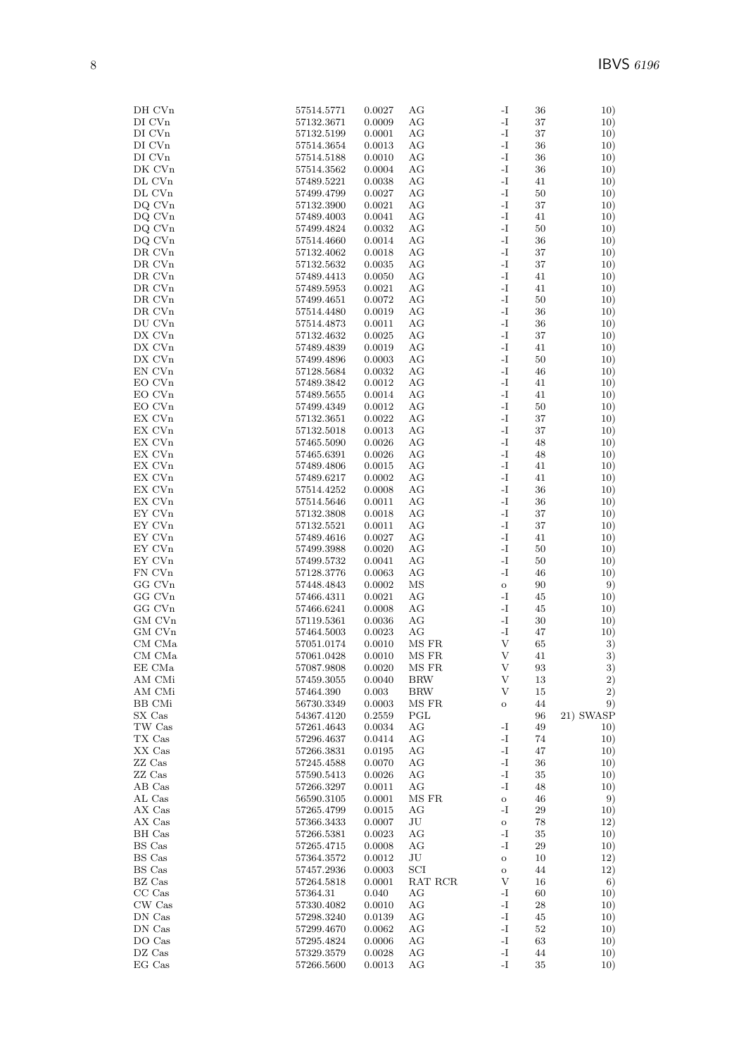| | | | | | | |
|---|---|---|---|---|---|---|
| DH CVn | 57514.5771 | 0.0027 | AG | -I | 36 | 10) |
| DI CVn | 57132.3671 | 0.0009 | AG | -I | 37 | 10) |
| DI CVn | 57132.5199 | 0.0001 | AG | -I | 37 | 10) |
| DI CVn | 57514.3654 | 0.0013 | AG | -I | 36 | 10) |
| DI CVn | 57514.5188 | 0.0010 | AG | -I | 36 | 10) |
| DK CVn | 57514.3562 | 0.0004 | AG | -I | 36 | 10) |
| DL CVn | 57489.5221 | 0.0038 | AG | -I | 41 | 10) |
| DL CVn | 57499.4799 | 0.0027 | AG | -I | 50 | 10) |
| DQ CVn | 57132.3900 | 0.0021 | AG | -I | 37 | 10) |
| DQ CVn | 57489.4003 | 0.0041 | AG | -I | 41 | 10) |
| DQ CVn | 57499.4824 | 0.0032 | AG | -I | 50 | 10) |
| DQ CVn | 57514.4660 | 0.0014 | AG | -I | 36 | 10) |
| DR CVn | 57132.4062 | 0.0018 | AG | -I | 37 | 10) |
| DR CVn | 57132.5632 | 0.0035 | AG | -I | 37 | 10) |
| DR CVn | 57489.4413 | 0.0050 | AG | -I | 41 | 10) |
| DR CVn | 57489.5953 | 0.0021 | AG | -I | 41 | 10) |
| DR CVn | 57499.4651 | 0.0072 | AG | -I | 50 | 10) |
| DR CVn | 57514.4480 | 0.0019 | AG | -I | 36 | 10) |
| DU CVn | 57514.4873 | 0.0011 | AG | -I | 36 | 10) |
| DX CVn | 57132.4632 | 0.0025 | AG | -I | 37 | 10) |
| DX CVn | 57489.4839 | 0.0019 | AG | -I | 41 | 10) |
| DX CVn | 57499.4896 | 0.0003 | AG | -I | 50 | 10) |
| EN CVn | 57128.5684 | 0.0032 | AG | -I | 46 | 10) |
| EO CVn | 57489.3842 | 0.0012 | AG | -I | 41 | 10) |
| EO CVn | 57489.5655 | 0.0014 | AG | -I | 41 | 10) |
| EO CVn | 57499.4349 | 0.0012 | AG | -I | 50 | 10) |
| EX CVn | 57132.3651 | 0.0022 | AG | -I | 37 | 10) |
| EX CVn | 57132.5018 | 0.0013 | AG | -I | 37 | 10) |
| EX CVn | 57465.5090 | 0.0026 | AG | -I | 48 | 10) |
| EX CVn | 57465.6391 | 0.0026 | AG | -I | 48 | 10) |
| EX CVn | 57489.4806 | 0.0015 | AG | -I | 41 | 10) |
| EX CVn | 57489.6217 | 0.0002 | AG | -I | 41 | 10) |
| EX CVn | 57514.4252 | 0.0008 | AG | -I | 36 | 10) |
| EX CVn | 57514.5646 | 0.0011 | AG | -I | 36 | 10) |
| EY CVn | 57132.3808 | 0.0018 | AG | -I | 37 | 10) |
| EY CVn | 57132.5521 | 0.0011 | AG | -I | 37 | 10) |
| EY CVn | 57489.4616 | 0.0027 | AG | -I | 41 | 10) |
| EY CVn | 57499.3988 | 0.0020 | AG | -I | 50 | 10) |
| EY CVn | 57499.5732 | 0.0041 | AG | -I | 50 | 10) |
| FN CVn | 57128.3776 | 0.0063 | AG | -I | 46 | 10) |
| GG CVn | 57448.4843 | 0.0002 | MS | o | 90 | 9) |
| GG CVn | 57466.4311 | 0.0021 | AG | -I | 45 | 10) |
| GG CVn | 57466.6241 | 0.0008 | AG | -I | 45 | 10) |
| GM CVn | 57119.5361 | 0.0036 | AG | -I | 30 | 10) |
| GM CVn | 57464.5003 | 0.0023 | AG | -I | 47 | 10) |
| CM CMa | 57051.0174 | 0.0010 | MS FR | V | 65 | 3) |
| CM CMa | 57061.0428 | 0.0010 | MS FR | V | 41 | 3) |
| EE CMa | 57087.9808 | 0.0020 | MS FR | V | 93 | 3) |
| AM CMi | 57459.3055 | 0.0040 | BRW | V | 13 | 2) |
| AM CMi | 57464.390 | 0.003 | BRW | V | 15 | 2) |
| BB CMi | 56730.3349 | 0.0003 | MS FR | o | 44 | 9) |
| SX Cas | 54367.4120 | 0.2559 | PGL | | 96 | 21) SWASP |
| TW Cas | 57261.4643 | 0.0034 | AG | -I | 49 | 10) |
| TX Cas | 57296.4637 | 0.0414 | AG | -I | 74 | 10) |
| XX Cas | 57266.3831 | 0.0195 | AG | -I | 47 | 10) |
| ZZ Cas | 57245.4588 | 0.0070 | AG | -I | 36 | 10) |
| ZZ Cas | 57590.5413 | 0.0026 | AG | -I | 35 | 10) |
| AB Cas | 57266.3297 | 0.0011 | AG | -I | 48 | 10) |
| AL Cas | 56590.3105 | 0.0001 | MS FR | o | 46 | 9) |
| AX Cas | 57265.4799 | 0.0015 | AG | -I | 29 | 10) |
| AX Cas | 57366.3433 | 0.0007 | JU | o | 78 | 12) |
| BH Cas | 57266.5381 | 0.0023 | AG | -I | 35 | 10) |
| BS Cas | 57265.4715 | 0.0008 | AG | -I | 29 | 10) |
| BS Cas | 57364.3572 | 0.0012 | JU | o | 10 | 12) |
| BS Cas | 57457.2936 | 0.0003 | SCI | o | 44 | 12) |
| BZ Cas | 57264.5818 | 0.0001 | RAT RCR | V | 16 | 6) |
| CC Cas | 57364.31 | 0.040 | AG | -I | 60 | 10) |
| CW Cas | 57330.4082 | 0.0010 | AG | -I | 28 | 10) |
| DN Cas | 57298.3240 | 0.0139 | AG | -I | 45 | 10) |
| DN Cas | 57299.4670 | 0.0062 | AG | -I | 52 | 10) |
| DO Cas | 57295.4824 | 0.0006 | AG | -I | 63 | 10) |
| DZ Cas | 57329.3579 | 0.0028 | AG | -I | 44 | 10) |
| EG Cas | 57266.5600 | 0.0013 | AG | -I | 35 | 10) |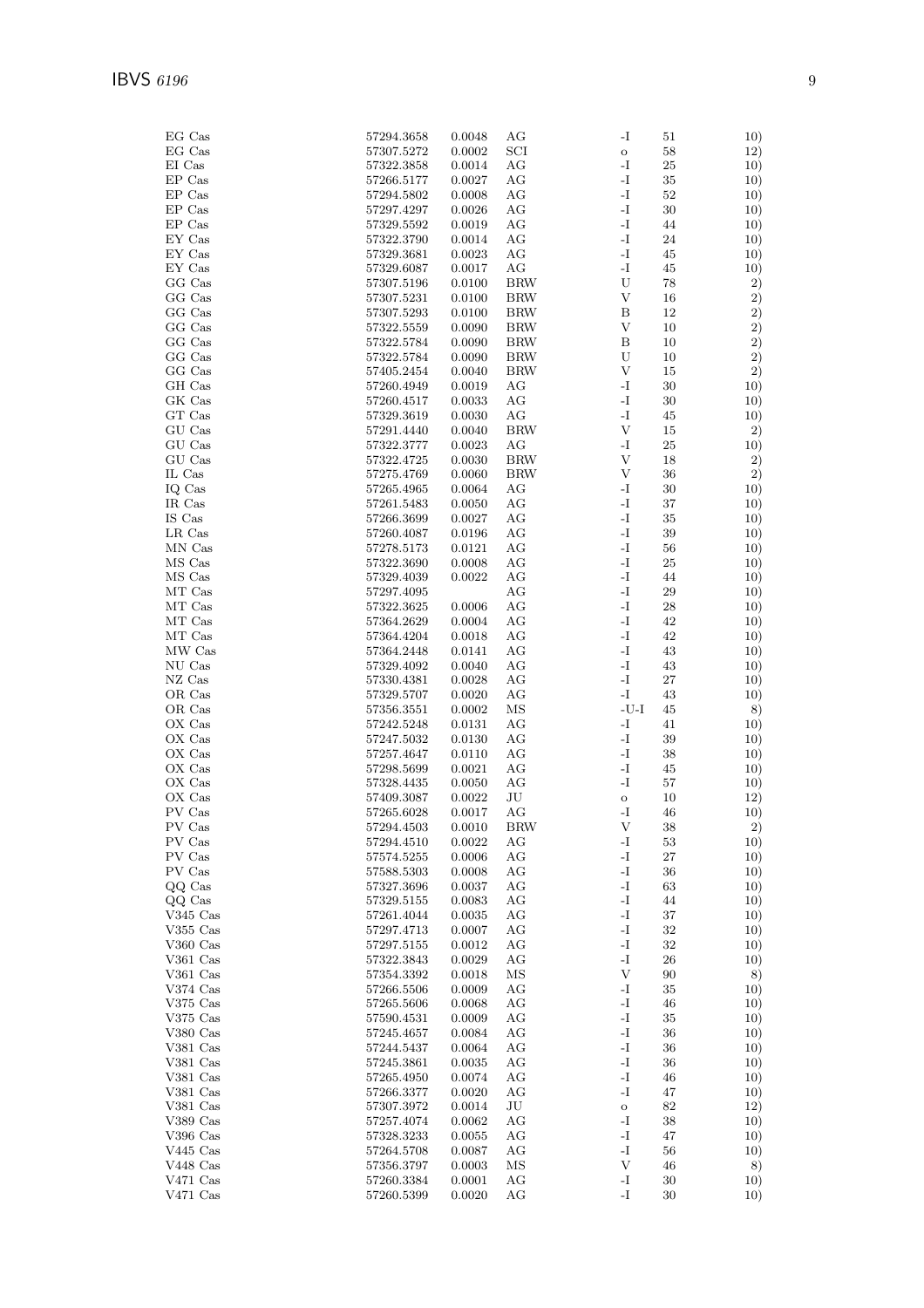| | | | | | | |
|---|---|---|---|---|---|---|
| EG Cas | 57294.3658 | 0.0048 | AG | -I | 51 | 10) |
| EG Cas | 57307.5272 | 0.0002 | SCI | o | 58 | 12) |
| EI Cas | 57322.3858 | 0.0014 | AG | -I | 25 | 10) |
| EP Cas | 57266.5177 | 0.0027 | AG | -I | 35 | 10) |
| EP Cas | 57294.5802 | 0.0008 | AG | -I | 52 | 10) |
| EP Cas | 57297.4297 | 0.0026 | AG | -I | 30 | 10) |
| EP Cas | 57329.5592 | 0.0019 | AG | -I | 44 | 10) |
| EY Cas | 57322.3790 | 0.0014 | AG | -I | 24 | 10) |
| EY Cas | 57329.3681 | 0.0023 | AG | -I | 45 | 10) |
| EY Cas | 57329.6087 | 0.0017 | AG | -I | 45 | 10) |
| GG Cas | 57307.5196 | 0.0100 | BRW | U | 78 | 2) |
| GG Cas | 57307.5231 | 0.0100 | BRW | V | 16 | 2) |
| GG Cas | 57307.5293 | 0.0100 | BRW | B | 12 | 2) |
| GG Cas | 57322.5559 | 0.0090 | BRW | V | 10 | 2) |
| GG Cas | 57322.5784 | 0.0090 | BRW | B | 10 | 2) |
| GG Cas | 57322.5784 | 0.0090 | BRW | U | 10 | 2) |
| GG Cas | 57405.2454 | 0.0040 | BRW | V | 15 | 2) |
| GH Cas | 57260.4949 | 0.0019 | AG | -I | 30 | 10) |
| GK Cas | 57260.4517 | 0.0033 | AG | -I | 30 | 10) |
| GT Cas | 57329.3619 | 0.0030 | AG | -I | 45 | 10) |
| GU Cas | 57291.4440 | 0.0040 | BRW | V | 15 | 2) |
| GU Cas | 57322.3777 | 0.0023 | AG | -I | 25 | 10) |
| GU Cas | 57322.4725 | 0.0030 | BRW | V | 18 | 2) |
| IL Cas | 57275.4769 | 0.0060 | BRW | V | 36 | 2) |
| IQ Cas | 57265.4965 | 0.0064 | AG | -I | 30 | 10) |
| IR Cas | 57261.5483 | 0.0050 | AG | -I | 37 | 10) |
| IS Cas | 57266.3699 | 0.0027 | AG | -I | 35 | 10) |
| LR Cas | 57260.4087 | 0.0196 | AG | -I | 39 | 10) |
| MN Cas | 57278.5173 | 0.0121 | AG | -I | 56 | 10) |
| MS Cas | 57322.3690 | 0.0008 | AG | -I | 25 | 10) |
| MS Cas | 57329.4039 | 0.0022 | AG | -I | 44 | 10) |
| MT Cas | 57297.4095 | | AG | -I | 29 | 10) |
| MT Cas | 57322.3625 | 0.0006 | AG | -I | 28 | 10) |
| MT Cas | 57364.2629 | 0.0004 | AG | -I | 42 | 10) |
| MT Cas | 57364.4204 | 0.0018 | AG | -I | 42 | 10) |
| MW Cas | 57364.2448 | 0.0141 | AG | -I | 43 | 10) |
| NU Cas | 57329.4092 | 0.0040 | AG | -I | 43 | 10) |
| NZ Cas | 57330.4381 | 0.0028 | AG | -I | 27 | 10) |
| OR Cas | 57329.5707 | 0.0020 | AG | -I | 43 | 10) |
| OR Cas | 57356.3551 | 0.0002 | MS | -U-I | 45 | 8) |
| OX Cas | 57242.5248 | 0.0131 | AG | -I | 41 | 10) |
| OX Cas | 57247.5032 | 0.0130 | AG | -I | 39 | 10) |
| OX Cas | 57257.4647 | 0.0110 | AG | -I | 38 | 10) |
| OX Cas | 57298.5699 | 0.0021 | AG | -I | 45 | 10) |
| OX Cas | 57328.4435 | 0.0050 | AG | -I | 57 | 10) |
| OX Cas | 57409.3087 | 0.0022 | JU | o | 10 | 12) |
| PV Cas | 57265.6028 | 0.0017 | AG | -I | 46 | 10) |
| PV Cas | 57294.4503 | 0.0010 | BRW | V | 38 | 2) |
| PV Cas | 57294.4510 | 0.0022 | AG | -I | 53 | 10) |
| PV Cas | 57574.5255 | 0.0006 | AG | -I | 27 | 10) |
| PV Cas | 57588.5303 | 0.0008 | AG | -I | 36 | 10) |
| QQ Cas | 57327.3696 | 0.0037 | AG | -I | 63 | 10) |
| QQ Cas | 57329.5155 | 0.0083 | AG | -I | 44 | 10) |
| V345 Cas | 57261.4044 | 0.0035 | AG | -I | 37 | 10) |
| V355 Cas | 57297.4713 | 0.0007 | AG | -I | 32 | 10) |
| V360 Cas | 57297.5155 | 0.0012 | AG | -I | 32 | 10) |
| V361 Cas | 57322.3843 | 0.0029 | AG | -I | 26 | 10) |
| V361 Cas | 57354.3392 | 0.0018 | MS | V | 90 | 8) |
| V374 Cas | 57266.5506 | 0.0009 | AG | -I | 35 | 10) |
| V375 Cas | 57265.5606 | 0.0068 | AG | -I | 46 | 10) |
| V375 Cas | 57590.4531 | 0.0009 | AG | -I | 35 | 10) |
| V380 Cas | 57245.4657 | 0.0084 | AG | -I | 36 | 10) |
| V381 Cas | 57244.5437 | 0.0064 | AG | -I | 36 | 10) |
| V381 Cas | 57245.3861 | 0.0035 | AG | -I | 36 | 10) |
| V381 Cas | 57265.4950 | 0.0074 | AG | -I | 46 | 10) |
| V381 Cas | 57266.3377 | 0.0020 | AG | -I | 47 | 10) |
| V381 Cas | 57307.3972 | 0.0014 | JU | o | 82 | 12) |
| V389 Cas | 57257.4074 | 0.0062 | AG | -I | 38 | 10) |
| V396 Cas | 57328.3233 | 0.0055 | AG | -I | 47 | 10) |
| V445 Cas | 57264.5708 | 0.0087 | AG | -I | 56 | 10) |
| V448 Cas | 57356.3797 | 0.0003 | MS | V | 46 | 8) |
| V471 Cas | 57260.3384 | 0.0001 | AG | -I | 30 | 10) |
| V471 Cas | 57260.5399 | 0.0020 | AG | -I | 30 | 10) |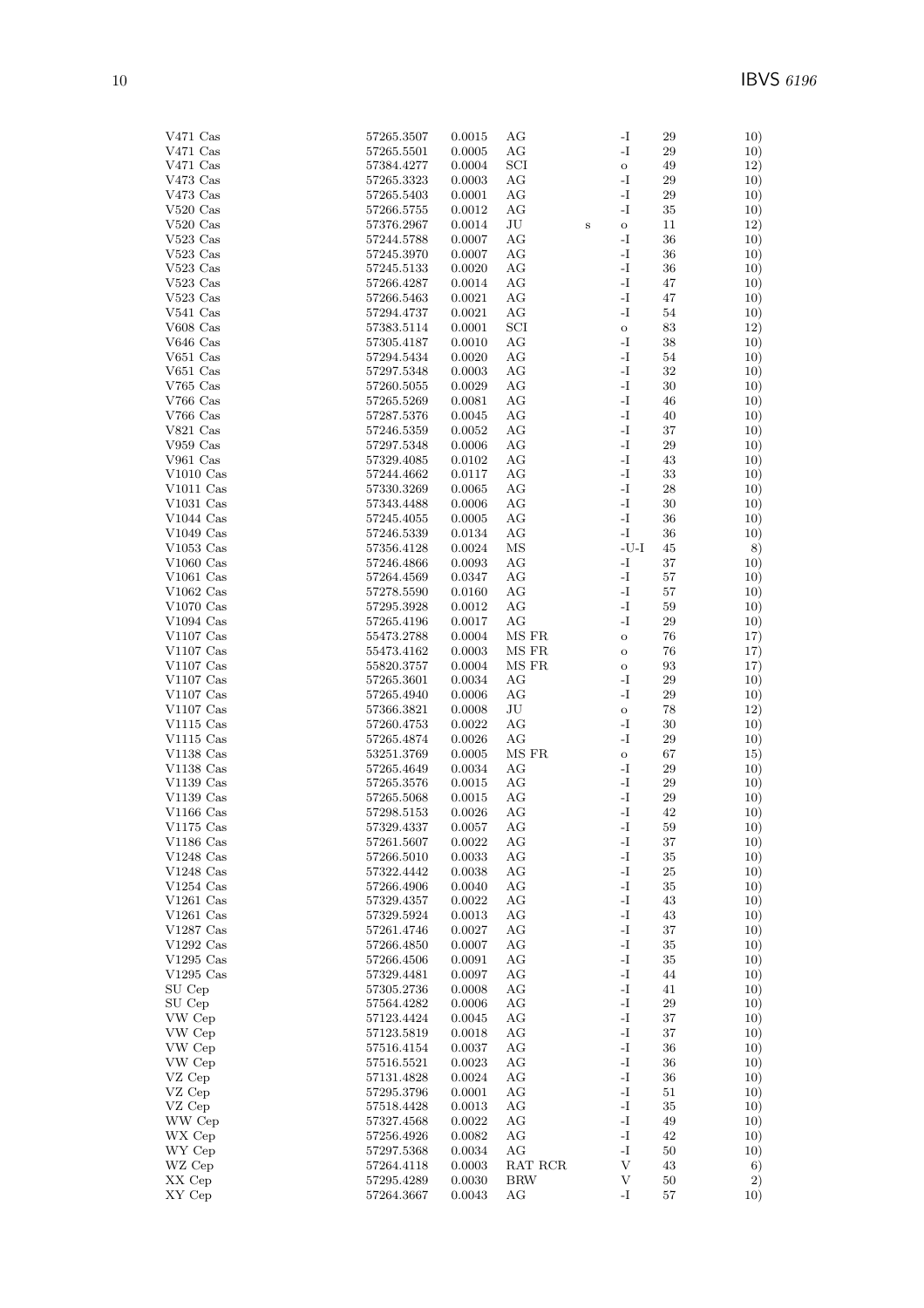| | | | | | | | |
|---|---|---|---|---|---|---|---|
| V471 Cas | 57265.3507 | 0.0015 | AG | | -I | 29 | 10) |
| V471 Cas | 57265.5501 | 0.0005 | AG | | -I | 29 | 10) |
| V471 Cas | 57384.4277 | 0.0004 | SCI | | o | 49 | 12) |
| V473 Cas | 57265.3323 | 0.0003 | AG | | -I | 29 | 10) |
| V473 Cas | 57265.5403 | 0.0001 | AG | | -I | 29 | 10) |
| V520 Cas | 57266.5755 | 0.0012 | AG | | -I | 35 | 10) |
| V520 Cas | 57376.2967 | 0.0014 | JU | s | o | 11 | 12) |
| V523 Cas | 57244.5788 | 0.0007 | AG | | -I | 36 | 10) |
| V523 Cas | 57245.3970 | 0.0007 | AG | | -I | 36 | 10) |
| V523 Cas | 57245.5133 | 0.0020 | AG | | -I | 36 | 10) |
| V523 Cas | 57266.4287 | 0.0014 | AG | | -I | 47 | 10) |
| V523 Cas | 57266.5463 | 0.0021 | AG | | -I | 47 | 10) |
| V541 Cas | 57294.4737 | 0.0021 | AG | | -I | 54 | 10) |
| V608 Cas | 57383.5114 | 0.0001 | SCI | | o | 83 | 12) |
| V646 Cas | 57305.4187 | 0.0010 | AG | | -I | 38 | 10) |
| V651 Cas | 57294.5434 | 0.0020 | AG | | -I | 54 | 10) |
| V651 Cas | 57297.5348 | 0.0003 | AG | | -I | 32 | 10) |
| V765 Cas | 57260.5055 | 0.0029 | AG | | -I | 30 | 10) |
| V766 Cas | 57265.5269 | 0.0081 | AG | | -I | 46 | 10) |
| V766 Cas | 57287.5376 | 0.0045 | AG | | -I | 40 | 10) |
| V821 Cas | 57246.5359 | 0.0052 | AG | | -I | 37 | 10) |
| V959 Cas | 57297.5348 | 0.0006 | AG | | -I | 29 | 10) |
| V961 Cas | 57329.4085 | 0.0102 | AG | | -I | 43 | 10) |
| V1010 Cas | 57244.4662 | 0.0117 | AG | | -I | 33 | 10) |
| V1011 Cas | 57330.3269 | 0.0065 | AG | | -I | 28 | 10) |
| V1031 Cas | 57343.4488 | 0.0006 | AG | | -I | 30 | 10) |
| V1044 Cas | 57245.4055 | 0.0005 | AG | | -I | 36 | 10) |
| V1049 Cas | 57246.5339 | 0.0134 | AG | | -I | 36 | 10) |
| V1053 Cas | 57356.4128 | 0.0024 | MS | | -U-I | 45 | 8) |
| V1060 Cas | 57246.4866 | 0.0093 | AG | | -I | 37 | 10) |
| V1061 Cas | 57264.4569 | 0.0347 | AG | | -I | 57 | 10) |
| V1062 Cas | 57278.5590 | 0.0160 | AG | | -I | 57 | 10) |
| V1070 Cas | 57295.3928 | 0.0012 | AG | | -I | 59 | 10) |
| V1094 Cas | 57265.4196 | 0.0017 | AG | | -I | 29 | 10) |
| V1107 Cas | 55473.2788 | 0.0004 | MS FR | | o | 76 | 17) |
| V1107 Cas | 55473.4162 | 0.0003 | MS FR | | o | 76 | 17) |
| V1107 Cas | 55820.3757 | 0.0004 | MS FR | | o | 93 | 17) |
| V1107 Cas | 57265.3601 | 0.0034 | AG | | -I | 29 | 10) |
| V1107 Cas | 57265.4940 | 0.0006 | AG | | -I | 29 | 10) |
| V1107 Cas | 57366.3821 | 0.0008 | JU | | o | 78 | 12) |
| V1115 Cas | 57260.4753 | 0.0022 | AG | | -I | 30 | 10) |
| V1115 Cas | 57265.4874 | 0.0026 | AG | | -I | 29 | 10) |
| V1138 Cas | 53251.3769 | 0.0005 | MS FR | | o | 67 | 15) |
| V1138 Cas | 57265.4649 | 0.0034 | AG | | -I | 29 | 10) |
| V1139 Cas | 57265.3576 | 0.0015 | AG | | -I | 29 | 10) |
| V1139 Cas | 57265.5068 | 0.0015 | AG | | -I | 29 | 10) |
| V1166 Cas | 57298.5153 | 0.0026 | AG | | -I | 42 | 10) |
| V1175 Cas | 57329.4337 | 0.0057 | AG | | -I | 59 | 10) |
| V1186 Cas | 57261.5607 | 0.0022 | AG | | -I | 37 | 10) |
| V1248 Cas | 57266.5010 | 0.0033 | AG | | -I | 35 | 10) |
| V1248 Cas | 57322.4442 | 0.0038 | AG | | -I | 25 | 10) |
| V1254 Cas | 57266.4906 | 0.0040 | AG | | -I | 35 | 10) |
| V1261 Cas | 57329.4357 | 0.0022 | AG | | -I | 43 | 10) |
| V1261 Cas | 57329.5924 | 0.0013 | AG | | -I | 43 | 10) |
| V1287 Cas | 57261.4746 | 0.0027 | AG | | -I | 37 | 10) |
| V1292 Cas | 57266.4850 | 0.0007 | AG | | -I | 35 | 10) |
| V1295 Cas | 57266.4506 | 0.0091 | AG | | -I | 35 | 10) |
| V1295 Cas | 57329.4481 | 0.0097 | AG | | -I | 44 | 10) |
| SU Cep | 57305.2736 | 0.0008 | AG | | -I | 41 | 10) |
| SU Cep | 57564.4282 | 0.0006 | AG | | -I | 29 | 10) |
| VW Cep | 57123.4424 | 0.0045 | AG | | -I | 37 | 10) |
| VW Cep | 57123.5819 | 0.0018 | AG | | -I | 37 | 10) |
| VW Cep | 57516.4154 | 0.0037 | AG | | -I | 36 | 10) |
| VW Cep | 57516.5521 | 0.0023 | AG | | -I | 36 | 10) |
| VZ Cep | 57131.4828 | 0.0024 | AG | | -I | 36 | 10) |
| VZ Cep | 57295.3796 | 0.0001 | AG | | -I | 51 | 10) |
| VZ Cep | 57518.4428 | 0.0013 | AG | | -I | 35 | 10) |
| WW Cep | 57327.4568 | 0.0022 | AG | | -I | 49 | 10) |
| WX Cep | 57256.4926 | 0.0082 | AG | | -I | 42 | 10) |
| WY Cep | 57297.5368 | 0.0034 | AG | | -I | 50 | 10) |
| WZ Cep | 57264.4118 | 0.0003 | RAT RCR | | V | 43 | 6) |
| XX Cep | 57295.4289 | 0.0030 | BRW | | V | 50 | 2) |
| XY Cep | 57264.3667 | 0.0043 | AG | | -I | 57 | 10) |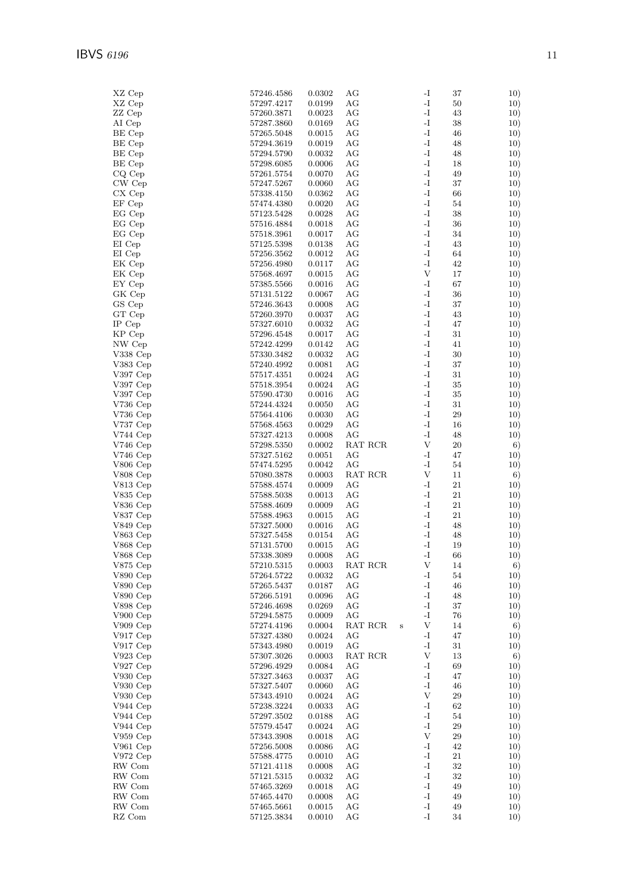| | | | | | | | |
|---|---|---|---|---|---|---|---|
| XZ Cep | 57246.4586 | 0.0302 | AG | | -I | 37 | 10) |
| XZ Cep | 57297.4217 | 0.0199 | AG | | -I | 50 | 10) |
| ZZ Cep | 57260.3871 | 0.0023 | AG | | -I | 43 | 10) |
| AI Cep | 57287.3860 | 0.0169 | AG | | -I | 38 | 10) |
| BE Cep | 57265.5048 | 0.0015 | AG | | -I | 46 | 10) |
| BE Cep | 57294.3619 | 0.0019 | AG | | -I | 48 | 10) |
| BE Cep | 57294.5790 | 0.0032 | AG | | -I | 48 | 10) |
| BE Cep | 57298.6085 | 0.0006 | AG | | -I | 18 | 10) |
| CQ Cep | 57261.5754 | 0.0070 | AG | | -I | 49 | 10) |
| CW Cep | 57247.5267 | 0.0060 | AG | | -I | 37 | 10) |
| CX Cep | 57338.4150 | 0.0362 | AG | | -I | 66 | 10) |
| EF Cep | 57474.4380 | 0.0020 | AG | | -I | 54 | 10) |
| EG Cep | 57123.5428 | 0.0028 | AG | | -I | 38 | 10) |
| EG Cep | 57516.4884 | 0.0018 | AG | | -I | 36 | 10) |
| EG Cep | 57518.3961 | 0.0017 | AG | | -I | 34 | 10) |
| EI Cep | 57125.5398 | 0.0138 | AG | | -I | 43 | 10) |
| EI Cep | 57256.3562 | 0.0012 | AG | | -I | 64 | 10) |
| EK Cep | 57256.4980 | 0.0117 | AG | | -I | 42 | 10) |
| EK Cep | 57568.4697 | 0.0015 | AG | | V | 17 | 10) |
| EY Cep | 57385.5566 | 0.0016 | AG | | -I | 67 | 10) |
| GK Cep | 57131.5122 | 0.0067 | AG | | -I | 36 | 10) |
| GS Cep | 57246.3643 | 0.0008 | AG | | -I | 37 | 10) |
| GT Cep | 57260.3970 | 0.0037 | AG | | -I | 43 | 10) |
| IP Cep | 57327.6010 | 0.0032 | AG | | -I | 47 | 10) |
| KP Cep | 57296.4548 | 0.0017 | AG | | -I | 31 | 10) |
| NW Cep | 57242.4299 | 0.0142 | AG | | -I | 41 | 10) |
| V338 Cep | 57330.3482 | 0.0032 | AG | | -I | 30 | 10) |
| V383 Cep | 57240.4992 | 0.0081 | AG | | -I | 37 | 10) |
| V397 Cep | 57517.4351 | 0.0024 | AG | | -I | 31 | 10) |
| V397 Cep | 57518.3954 | 0.0024 | AG | | -I | 35 | 10) |
| V397 Cep | 57590.4730 | 0.0016 | AG | | -I | 35 | 10) |
| V736 Cep | 57244.4324 | 0.0050 | AG | | -I | 31 | 10) |
| V736 Cep | 57564.4106 | 0.0030 | AG | | -I | 29 | 10) |
| V737 Cep | 57568.4563 | 0.0029 | AG | | -I | 16 | 10) |
| V744 Cep | 57327.4213 | 0.0008 | AG | | -I | 48 | 10) |
| V746 Cep | 57298.5350 | 0.0002 | RAT RCR | | V | 20 | 6) |
| V746 Cep | 57327.5162 | 0.0051 | AG | | -I | 47 | 10) |
| V806 Cep | 57474.5295 | 0.0042 | AG | | -I | 54 | 10) |
| V808 Cep | 57080.3878 | 0.0003 | RAT RCR | | V | 11 | 6) |
| V813 Cep | 57588.4574 | 0.0009 | AG | | -I | 21 | 10) |
| V835 Cep | 57588.5038 | 0.0013 | AG | | -I | 21 | 10) |
| V836 Cep | 57588.4609 | 0.0009 | AG | | -I | 21 | 10) |
| V837 Cep | 57588.4963 | 0.0015 | AG | | -I | 21 | 10) |
| V849 Cep | 57327.5000 | 0.0016 | AG | | -I | 48 | 10) |
| V863 Cep | 57327.5458 | 0.0154 | AG | | -I | 48 | 10) |
| V868 Cep | 57131.5700 | 0.0015 | AG | | -I | 19 | 10) |
| V868 Cep | 57338.3089 | 0.0008 | AG | | -I | 66 | 10) |
| V875 Cep | 57210.5315 | 0.0003 | RAT RCR | | V | 14 | 6) |
| V890 Cep | 57264.5722 | 0.0032 | AG | | -I | 54 | 10) |
| V890 Cep | 57265.5437 | 0.0187 | AG | | -I | 46 | 10) |
| V890 Cep | 57266.5191 | 0.0096 | AG | | -I | 48 | 10) |
| V898 Cep | 57246.4698 | 0.0269 | AG | | -I | 37 | 10) |
| V900 Cep | 57294.5875 | 0.0009 | AG | | -I | 76 | 10) |
| V909 Cep | 57274.4196 | 0.0004 | RAT RCR | s | V | 14 | 6) |
| V917 Cep | 57327.4380 | 0.0024 | AG | | -I | 47 | 10) |
| V917 Cep | 57343.4980 | 0.0019 | AG | | -I | 31 | 10) |
| V923 Cep | 57307.3026 | 0.0003 | RAT RCR | | V | 13 | 6) |
| V927 Cep | 57296.4929 | 0.0084 | AG | | -I | 69 | 10) |
| V930 Cep | 57327.3463 | 0.0037 | AG | | -I | 47 | 10) |
| V930 Cep | 57327.5407 | 0.0060 | AG | | -I | 46 | 10) |
| V930 Cep | 57343.4910 | 0.0024 | AG | | V | 29 | 10) |
| V944 Cep | 57238.3224 | 0.0033 | AG | | -I | 62 | 10) |
| V944 Cep | 57297.3502 | 0.0188 | AG | | -I | 54 | 10) |
| V944 Cep | 57579.4547 | 0.0024 | AG | | -I | 29 | 10) |
| V959 Cep | 57343.3908 | 0.0018 | AG | | V | 29 | 10) |
| V961 Cep | 57256.5008 | 0.0086 | AG | | -I | 42 | 10) |
| V972 Cep | 57588.4775 | 0.0010 | AG | | -I | 21 | 10) |
| RW Com | 57121.4118 | 0.0008 | AG | | -I | 32 | 10) |
| RW Com | 57121.5315 | 0.0032 | AG | | -I | 32 | 10) |
| RW Com | 57465.3269 | 0.0018 | AG | | -I | 49 | 10) |
| RW Com | 57465.4470 | 0.0008 | AG | | -I | 49 | 10) |
| RW Com | 57465.5661 | 0.0015 | AG | | -I | 49 | 10) |
| RZ Com | 57125.3834 | 0.0010 | AG | | -I | 34 | 10) |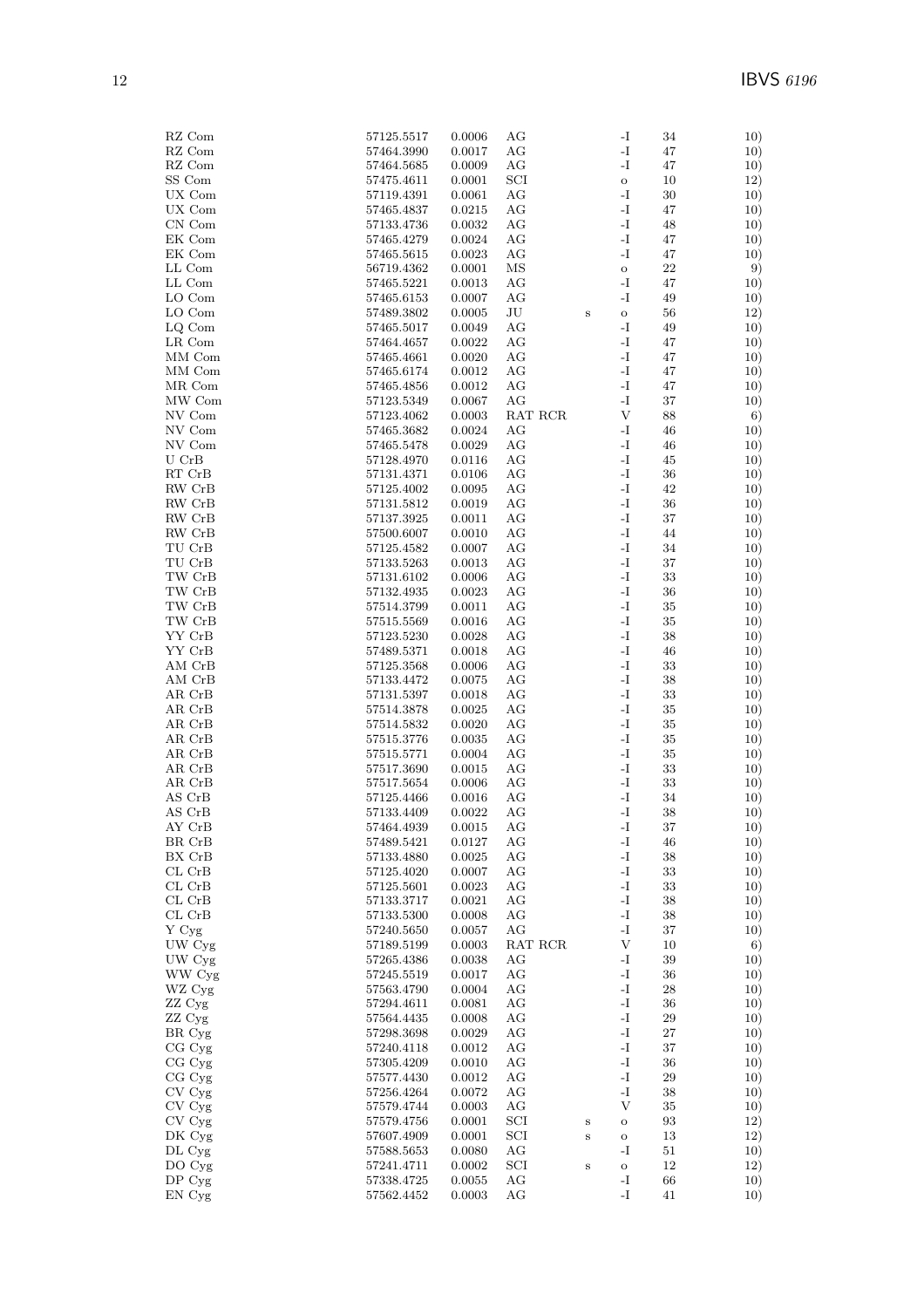| | | | | | | | |
|---|---|---|---|---|---|---|---|
| RZ Com | 57125.5517 | 0.0006 | AG | | -I | 34 | 10) |
| RZ Com | 57464.3990 | 0.0017 | AG | | -I | 47 | 10) |
| RZ Com | 57464.5685 | 0.0009 | AG | | -I | 47 | 10) |
| SS Com | 57475.4611 | 0.0001 | SCI | | o | 10 | 12) |
| UX Com | 57119.4391 | 0.0061 | AG | | -I | 30 | 10) |
| UX Com | 57465.4837 | 0.0215 | AG | | -I | 47 | 10) |
| CN Com | 57133.4736 | 0.0032 | AG | | -I | 48 | 10) |
| EK Com | 57465.4279 | 0.0024 | AG | | -I | 47 | 10) |
| EK Com | 57465.5615 | 0.0023 | AG | | -I | 47 | 10) |
| LL Com | 56719.4362 | 0.0001 | MS | | o | 22 | 9) |
| LL Com | 57465.5221 | 0.0013 | AG | | -I | 47 | 10) |
| LO Com | 57465.6153 | 0.0007 | AG | | -I | 49 | 10) |
| LO Com | 57489.3802 | 0.0005 | JU | s | o | 56 | 12) |
| LQ Com | 57465.5017 | 0.0049 | AG | | -I | 49 | 10) |
| LR Com | 57464.4657 | 0.0022 | AG | | -I | 47 | 10) |
| MM Com | 57465.4661 | 0.0020 | AG | | -I | 47 | 10) |
| MM Com | 57465.6174 | 0.0012 | AG | | -I | 47 | 10) |
| MR Com | 57465.4856 | 0.0012 | AG | | -I | 47 | 10) |
| MW Com | 57123.5349 | 0.0067 | AG | | -I | 37 | 10) |
| NV Com | 57123.4062 | 0.0003 | RAT RCR | | V | 88 | 6) |
| NV Com | 57465.3682 | 0.0024 | AG | | -I | 46 | 10) |
| NV Com | 57465.5478 | 0.0029 | AG | | -I | 46 | 10) |
| U CrB | 57128.4970 | 0.0116 | AG | | -I | 45 | 10) |
| RT CrB | 57131.4371 | 0.0106 | AG | | -I | 36 | 10) |
| RW CrB | 57125.4002 | 0.0095 | AG | | -I | 42 | 10) |
| RW CrB | 57131.5812 | 0.0019 | AG | | -I | 36 | 10) |
| RW CrB | 57137.3925 | 0.0011 | AG | | -I | 37 | 10) |
| RW CrB | 57500.6007 | 0.0010 | AG | | -I | 44 | 10) |
| TU CrB | 57125.4582 | 0.0007 | AG | | -I | 34 | 10) |
| TU CrB | 57133.5263 | 0.0013 | AG | | -I | 37 | 10) |
| TW CrB | 57131.6102 | 0.0006 | AG | | -I | 33 | 10) |
| TW CrB | 57132.4935 | 0.0023 | AG | | -I | 36 | 10) |
| TW CrB | 57514.3799 | 0.0011 | AG | | -I | 35 | 10) |
| TW CrB | 57515.5569 | 0.0016 | AG | | -I | 35 | 10) |
| YY CrB | 57123.5230 | 0.0028 | AG | | -I | 38 | 10) |
| YY CrB | 57489.5371 | 0.0018 | AG | | -I | 46 | 10) |
| AM CrB | 57125.3568 | 0.0006 | AG | | -I | 33 | 10) |
| AM CrB | 57133.4472 | 0.0075 | AG | | -I | 38 | 10) |
| AR CrB | 57131.5397 | 0.0018 | AG | | -I | 33 | 10) |
| AR CrB | 57514.3878 | 0.0025 | AG | | -I | 35 | 10) |
| AR CrB | 57514.5832 | 0.0020 | AG | | -I | 35 | 10) |
| AR CrB | 57515.3776 | 0.0035 | AG | | -I | 35 | 10) |
| AR CrB | 57515.5771 | 0.0004 | AG | | -I | 35 | 10) |
| AR CrB | 57517.3690 | 0.0015 | AG | | -I | 33 | 10) |
| AR CrB | 57517.5654 | 0.0006 | AG | | -I | 33 | 10) |
| AS CrB | 57125.4466 | 0.0016 | AG | | -I | 34 | 10) |
| AS CrB | 57133.4409 | 0.0022 | AG | | -I | 38 | 10) |
| AY CrB | 57464.4939 | 0.0015 | AG | | -I | 37 | 10) |
| BR CrB | 57489.5421 | 0.0127 | AG | | -I | 46 | 10) |
| BX CrB | 57133.4880 | 0.0025 | AG | | -I | 38 | 10) |
| CL CrB | 57125.4020 | 0.0007 | AG | | -I | 33 | 10) |
| CL CrB | 57125.5601 | 0.0023 | AG | | -I | 33 | 10) |
| CL CrB | 57133.3717 | 0.0021 | AG | | -I | 38 | 10) |
| CL CrB | 57133.5300 | 0.0008 | AG | | -I | 38 | 10) |
| Y Cyg | 57240.5650 | 0.0057 | AG | | -I | 37 | 10) |
| UW Cyg | 57189.5199 | 0.0003 | RAT RCR | | V | 10 | 6) |
| UW Cyg | 57265.4386 | 0.0038 | AG | | -I | 39 | 10) |
| WW Cyg | 57245.5519 | 0.0017 | AG | | -I | 36 | 10) |
| WZ Cyg | 57563.4790 | 0.0004 | AG | | -I | 28 | 10) |
| ZZ Cyg | 57294.4611 | 0.0081 | AG | | -I | 36 | 10) |
| ZZ Cyg | 57564.4435 | 0.0008 | AG | | -I | 29 | 10) |
| BR Cyg | 57298.3698 | 0.0029 | AG | | -I | 27 | 10) |
| CG Cyg | 57240.4118 | 0.0012 | AG | | -I | 37 | 10) |
| CG Cyg | 57305.4209 | 0.0010 | AG | | -I | 36 | 10) |
| CG Cyg | 57577.4430 | 0.0012 | AG | | -I | 29 | 10) |
| CV Cyg | 57256.4264 | 0.0072 | AG | | -I | 38 | 10) |
| CV Cyg | 57579.4744 | 0.0003 | AG | | V | 35 | 10) |
| CV Cyg | 57579.4756 | 0.0001 | SCI | s | o | 93 | 12) |
| DK Cyg | 57607.4909 | 0.0001 | SCI | s | o | 13 | 12) |
| DL Cyg | 57588.5653 | 0.0080 | AG | | -I | 51 | 10) |
| DO Cyg | 57241.4711 | 0.0002 | SCI | s | o | 12 | 12) |
| DP Cyg | 57338.4725 | 0.0055 | AG | | -I | 66 | 10) |
| EN Cyg | 57562.4452 | 0.0003 | AG | | -I | 41 | 10) |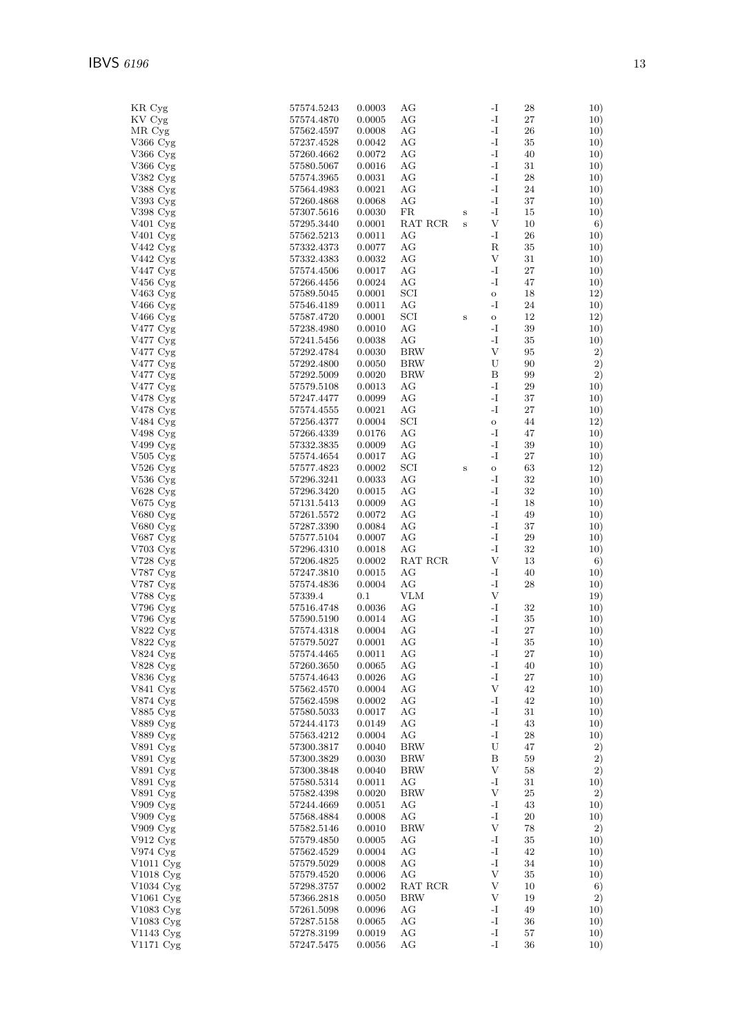| | | | | | | | |
|---|---|---|---|---|---|---|---|
| KR Cyg | 57574.5243 | 0.0003 | AG | | -I | 28 | 10) |
| KV Cyg | 57574.4870 | 0.0005 | AG | | -I | 27 | 10) |
| MR Cyg | 57562.4597 | 0.0008 | AG | | -I | 26 | 10) |
| V366 Cyg | 57237.4528 | 0.0042 | AG | | -I | 35 | 10) |
| V366 Cyg | 57260.4662 | 0.0072 | AG | | -I | 40 | 10) |
| V366 Cyg | 57580.5067 | 0.0016 | AG | | -I | 31 | 10) |
| V382 Cyg | 57574.3965 | 0.0031 | AG | | -I | 28 | 10) |
| V388 Cyg | 57564.4983 | 0.0021 | AG | | -I | 24 | 10) |
| V393 Cyg | 57260.4868 | 0.0068 | AG | | -I | 37 | 10) |
| V398 Cyg | 57307.5616 | 0.0030 | FR | s | -I | 15 | 10) |
| V401 Cyg | 57295.3440 | 0.0001 | RAT RCR | s | V | 10 | 6) |
| V401 Cyg | 57562.5213 | 0.0011 | AG | | -I | 26 | 10) |
| V442 Cyg | 57332.4373 | 0.0077 | AG | | R | 35 | 10) |
| V442 Cyg | 57332.4383 | 0.0032 | AG | | V | 31 | 10) |
| V447 Cyg | 57574.4506 | 0.0017 | AG | | -I | 27 | 10) |
| V456 Cyg | 57266.4456 | 0.0024 | AG | | -I | 47 | 10) |
| V463 Cyg | 57589.5045 | 0.0001 | SCI | | o | 18 | 12) |
| V466 Cyg | 57546.4189 | 0.0011 | AG | | -I | 24 | 10) |
| V466 Cyg | 57587.4720 | 0.0001 | SCI | s | o | 12 | 12) |
| V477 Cyg | 57238.4980 | 0.0010 | AG | | -I | 39 | 10) |
| V477 Cyg | 57241.5456 | 0.0038 | AG | | -I | 35 | 10) |
| V477 Cyg | 57292.4784 | 0.0030 | BRW | | V | 95 | 2) |
| V477 Cyg | 57292.4800 | 0.0050 | BRW | | U | 90 | 2) |
| V477 Cyg | 57292.5009 | 0.0020 | BRW | | B | 99 | 2) |
| V477 Cyg | 57579.5108 | 0.0013 | AG | | -I | 29 | 10) |
| V478 Cyg | 57247.4477 | 0.0099 | AG | | -I | 37 | 10) |
| V478 Cyg | 57574.4555 | 0.0021 | AG | | -I | 27 | 10) |
| V484 Cyg | 57256.4377 | 0.0004 | SCI | | o | 44 | 12) |
| V498 Cyg | 57266.4339 | 0.0176 | AG | | -I | 47 | 10) |
| V499 Cyg | 57332.3835 | 0.0009 | AG | | -I | 39 | 10) |
| V505 Cyg | 57574.4654 | 0.0017 | AG | | -I | 27 | 10) |
| V526 Cyg | 57577.4823 | 0.0002 | SCI | s | o | 63 | 12) |
| V536 Cyg | 57296.3241 | 0.0033 | AG | | -I | 32 | 10) |
| V628 Cyg | 57296.3420 | 0.0015 | AG | | -I | 32 | 10) |
| V675 Cyg | 57131.5413 | 0.0009 | AG | | -I | 18 | 10) |
| V680 Cyg | 57261.5572 | 0.0072 | AG | | -I | 49 | 10) |
| V680 Cyg | 57287.3390 | 0.0084 | AG | | -I | 37 | 10) |
| V687 Cyg | 57577.5104 | 0.0007 | AG | | -I | 29 | 10) |
| V703 Cyg | 57296.4310 | 0.0018 | AG | | -I | 32 | 10) |
| V728 Cyg | 57206.4825 | 0.0002 | RAT RCR | | V | 13 | 6) |
| V787 Cyg | 57247.3810 | 0.0015 | AG | | -I | 40 | 10) |
| V787 Cyg | 57574.4836 | 0.0004 | AG | | -I | 28 | 10) |
| V788 Cyg | 57339.4 | 0.1 | VLM | | V | | 19) |
| V796 Cyg | 57516.4748 | 0.0036 | AG | | -I | 32 | 10) |
| V796 Cyg | 57590.5190 | 0.0014 | AG | | -I | 35 | 10) |
| V822 Cyg | 57574.4318 | 0.0004 | AG | | -I | 27 | 10) |
| V822 Cyg | 57579.5027 | 0.0001 | AG | | -I | 35 | 10) |
| V824 Cyg | 57574.4465 | 0.0011 | AG | | -I | 27 | 10) |
| V828 Cyg | 57260.3650 | 0.0065 | AG | | -I | 40 | 10) |
| V836 Cyg | 57574.4643 | 0.0026 | AG | | -I | 27 | 10) |
| V841 Cyg | 57562.4570 | 0.0004 | AG | | V | 42 | 10) |
| V874 Cyg | 57562.4598 | 0.0002 | AG | | -I | 42 | 10) |
| V885 Cyg | 57580.5033 | 0.0017 | AG | | -I | 31 | 10) |
| V889 Cyg | 57244.4173 | 0.0149 | AG | | -I | 43 | 10) |
| V889 Cyg | 57563.4212 | 0.0004 | AG | | -I | 28 | 10) |
| V891 Cyg | 57300.3817 | 0.0040 | BRW | | U | 47 | 2) |
| V891 Cyg | 57300.3829 | 0.0030 | BRW | | B | 59 | 2) |
| V891 Cyg | 57300.3848 | 0.0040 | BRW | | V | 58 | 2) |
| V891 Cyg | 57580.5314 | 0.0011 | AG | | -I | 31 | 10) |
| V891 Cyg | 57582.4398 | 0.0020 | BRW | | V | 25 | 2) |
| V909 Cyg | 57244.4669 | 0.0051 | AG | | -I | 43 | 10) |
| V909 Cyg | 57568.4884 | 0.0008 | AG | | -I | 20 | 10) |
| V909 Cyg | 57582.5146 | 0.0010 | BRW | | V | 78 | 2) |
| V912 Cyg | 57579.4850 | 0.0005 | AG | | -I | 35 | 10) |
| V974 Cyg | 57562.4529 | 0.0004 | AG | | -I | 42 | 10) |
| V1011 Cyg | 57579.5029 | 0.0008 | AG | | -I | 34 | 10) |
| V1018 Cyg | 57579.4520 | 0.0006 | AG | | V | 35 | 10) |
| V1034 Cyg | 57298.3757 | 0.0002 | RAT RCR | | V | 10 | 6) |
| V1061 Cyg | 57366.2818 | 0.0050 | BRW | | V | 19 | 2) |
| V1083 Cyg | 57261.5098 | 0.0096 | AG | | -I | 49 | 10) |
| V1083 Cyg | 57287.5158 | 0.0065 | AG | | -I | 36 | 10) |
| V1143 Cyg | 57278.3199 | 0.0019 | AG | | -I | 57 | 10) |
| V1171 Cyg | 57247.5475 | 0.0056 | AG | | -I | 36 | 10) |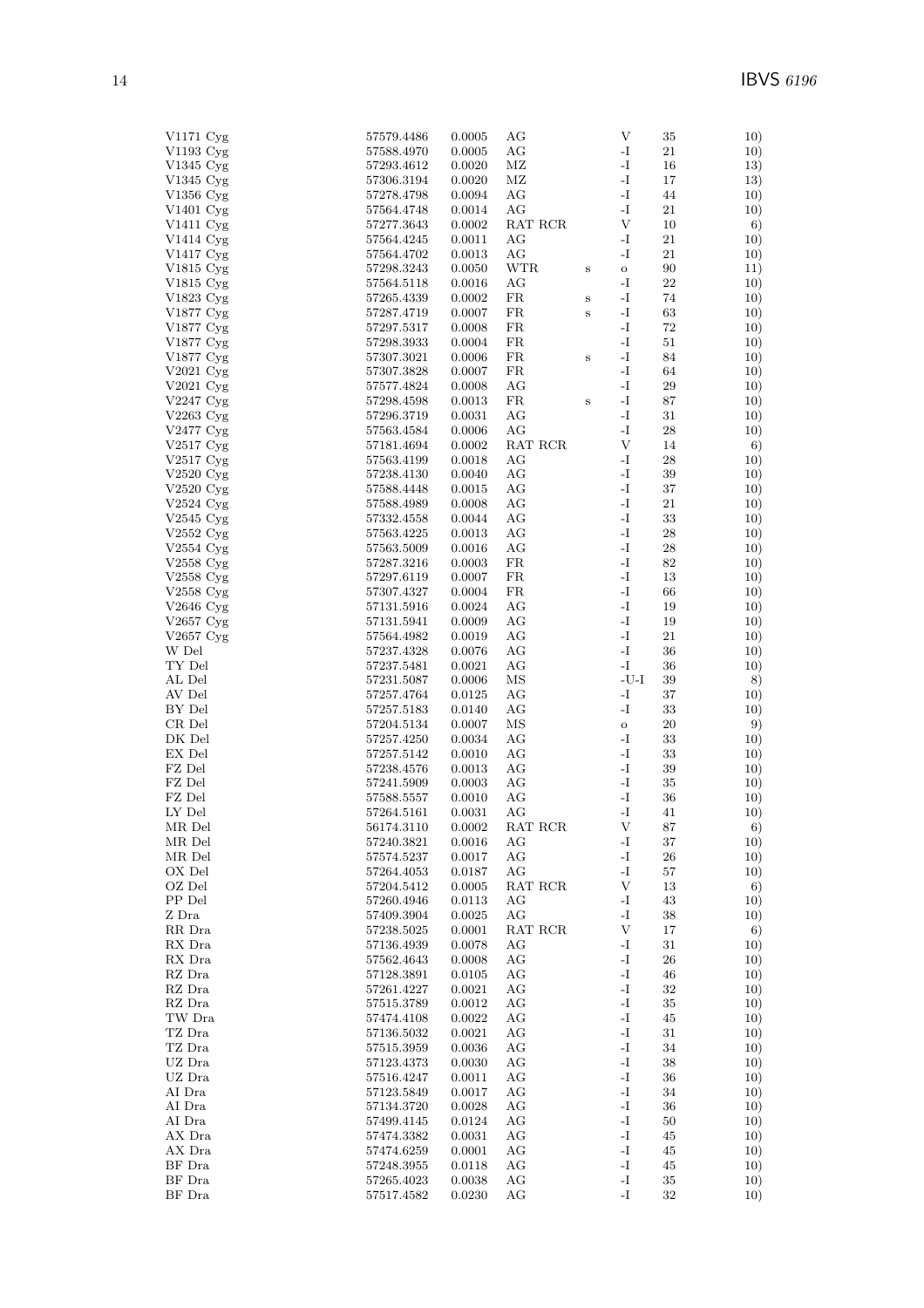| | | | | | | | |
|---|---|---|---|---|---|---|---|
| V1171 Cyg | 57579.4486 | 0.0005 | AG | | V | 35 | 10) |
| V1193 Cyg | 57588.4970 | 0.0005 | AG | | -I | 21 | 10) |
| V1345 Cyg | 57293.4612 | 0.0020 | MZ | | -I | 16 | 13) |
| V1345 Cyg | 57306.3194 | 0.0020 | MZ | | -I | 17 | 13) |
| V1356 Cyg | 57278.4798 | 0.0094 | AG | | -I | 44 | 10) |
| V1401 Cyg | 57564.4748 | 0.0014 | AG | | -I | 21 | 10) |
| V1411 Cyg | 57277.3643 | 0.0002 | RAT RCR | | V | 10 | 6) |
| V1414 Cyg | 57564.4245 | 0.0011 | AG | | -I | 21 | 10) |
| V1417 Cyg | 57564.4702 | 0.0013 | AG | | -I | 21 | 10) |
| V1815 Cyg | 57298.3243 | 0.0050 | WTR | s | o | 90 | 11) |
| V1815 Cyg | 57564.5118 | 0.0016 | AG | | -I | 22 | 10) |
| V1823 Cyg | 57265.4339 | 0.0002 | FR | s | -I | 74 | 10) |
| V1877 Cyg | 57287.4719 | 0.0007 | FR | s | -I | 63 | 10) |
| V1877 Cyg | 57297.5317 | 0.0008 | FR | | -I | 72 | 10) |
| V1877 Cyg | 57298.3933 | 0.0004 | FR | | -I | 51 | 10) |
| V1877 Cyg | 57307.3021 | 0.0006 | FR | s | -I | 84 | 10) |
| V2021 Cyg | 57307.3828 | 0.0007 | FR | | -I | 64 | 10) |
| V2021 Cyg | 57577.4824 | 0.0008 | AG | | -I | 29 | 10) |
| V2247 Cyg | 57298.4598 | 0.0013 | FR | s | -I | 87 | 10) |
| V2263 Cyg | 57296.3719 | 0.0031 | AG | | -I | 31 | 10) |
| V2477 Cyg | 57563.4584 | 0.0006 | AG | | -I | 28 | 10) |
| V2517 Cyg | 57181.4694 | 0.0002 | RAT RCR | | V | 14 | 6) |
| V2517 Cyg | 57563.4199 | 0.0018 | AG | | -I | 28 | 10) |
| V2520 Cyg | 57238.4130 | 0.0040 | AG | | -I | 39 | 10) |
| V2520 Cyg | 57588.4448 | 0.0015 | AG | | -I | 37 | 10) |
| V2524 Cyg | 57588.4989 | 0.0008 | AG | | -I | 21 | 10) |
| V2545 Cyg | 57332.4558 | 0.0044 | AG | | -I | 33 | 10) |
| V2552 Cyg | 57563.4225 | 0.0013 | AG | | -I | 28 | 10) |
| V2554 Cyg | 57563.5009 | 0.0016 | AG | | -I | 28 | 10) |
| V2558 Cyg | 57287.3216 | 0.0003 | FR | | -I | 82 | 10) |
| V2558 Cyg | 57297.6119 | 0.0007 | FR | | -I | 13 | 10) |
| V2558 Cyg | 57307.4327 | 0.0004 | FR | | -I | 66 | 10) |
| V2646 Cyg | 57131.5916 | 0.0024 | AG | | -I | 19 | 10) |
| V2657 Cyg | 57131.5941 | 0.0009 | AG | | -I | 19 | 10) |
| V2657 Cyg | 57564.4982 | 0.0019 | AG | | -I | 21 | 10) |
| W Del | 57237.4328 | 0.0076 | AG | | -I | 36 | 10) |
| TY Del | 57237.5481 | 0.0021 | AG | | -I | 36 | 10) |
| AL Del | 57231.5087 | 0.0006 | MS | | -U-I | 39 | 8) |
| AV Del | 57257.4764 | 0.0125 | AG | | -I | 37 | 10) |
| BY Del | 57257.5183 | 0.0140 | AG | | -I | 33 | 10) |
| CR Del | 57204.5134 | 0.0007 | MS | | o | 20 | 9) |
| DK Del | 57257.4250 | 0.0034 | AG | | -I | 33 | 10) |
| EX Del | 57257.5142 | 0.0010 | AG | | -I | 33 | 10) |
| FZ Del | 57238.4576 | 0.0013 | AG | | -I | 39 | 10) |
| FZ Del | 57241.5909 | 0.0003 | AG | | -I | 35 | 10) |
| FZ Del | 57588.5557 | 0.0010 | AG | | -I | 36 | 10) |
| LY Del | 57264.5161 | 0.0031 | AG | | -I | 41 | 10) |
| MR Del | 56174.3110 | 0.0002 | RAT RCR | | V | 87 | 6) |
| MR Del | 57240.3821 | 0.0016 | AG | | -I | 37 | 10) |
| MR Del | 57574.5237 | 0.0017 | AG | | -I | 26 | 10) |
| OX Del | 57264.4053 | 0.0187 | AG | | -I | 57 | 10) |
| OZ Del | 57204.5412 | 0.0005 | RAT RCR | | V | 13 | 6) |
| PP Del | 57260.4946 | 0.0113 | AG | | -I | 43 | 10) |
| Z Dra | 57409.3904 | 0.0025 | AG | | -I | 38 | 10) |
| RR Dra | 57238.5025 | 0.0001 | RAT RCR | | V | 17 | 6) |
| RX Dra | 57136.4939 | 0.0078 | AG | | -I | 31 | 10) |
| RX Dra | 57562.4643 | 0.0008 | AG | | -I | 26 | 10) |
| RZ Dra | 57128.3891 | 0.0105 | AG | | -I | 46 | 10) |
| RZ Dra | 57261.4227 | 0.0021 | AG | | -I | 32 | 10) |
| RZ Dra | 57515.3789 | 0.0012 | AG | | -I | 35 | 10) |
| TW Dra | 57474.4108 | 0.0022 | AG | | -I | 45 | 10) |
| TZ Dra | 57136.5032 | 0.0021 | AG | | -I | 31 | 10) |
| TZ Dra | 57515.3959 | 0.0036 | AG | | -I | 34 | 10) |
| UZ Dra | 57123.4373 | 0.0030 | AG | | -I | 38 | 10) |
| UZ Dra | 57516.4247 | 0.0011 | AG | | -I | 36 | 10) |
| AI Dra | 57123.5849 | 0.0017 | AG | | -I | 34 | 10) |
| AI Dra | 57134.3720 | 0.0028 | AG | | -I | 36 | 10) |
| AI Dra | 57499.4145 | 0.0124 | AG | | -I | 50 | 10) |
| AX Dra | 57474.3382 | 0.0031 | AG | | -I | 45 | 10) |
| AX Dra | 57474.6259 | 0.0001 | AG | | -I | 45 | 10) |
| BF Dra | 57248.3955 | 0.0118 | AG | | -I | 45 | 10) |
| BF Dra | 57265.4023 | 0.0038 | AG | | -I | 35 | 10) |
| BF Dra | 57517.4582 | 0.0230 | AG | | -I | 32 | 10) |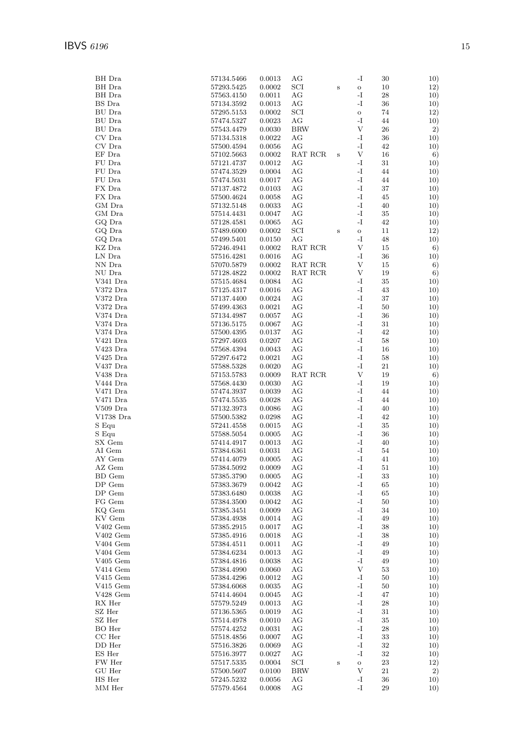| | | | | | | | |
|---|---|---|---|---|---|---|---|
| BH Dra | 57134.5466 | 0.0013 | AG | | -I | 30 | 10) |
| BH Dra | 57293.5425 | 0.0002 | SCI | s | o | 10 | 12) |
| BH Dra | 57563.4150 | 0.0011 | AG | | -I | 28 | 10) |
| BS Dra | 57134.3592 | 0.0013 | AG | | -I | 36 | 10) |
| BU Dra | 57295.5153 | 0.0002 | SCI | | o | 74 | 12) |
| BU Dra | 57474.5327 | 0.0023 | AG | | -I | 44 | 10) |
| BU Dra | 57543.4479 | 0.0030 | BRW | | V | 26 | 2) |
| CV Dra | 57134.5318 | 0.0022 | AG | | -I | 36 | 10) |
| CV Dra | 57500.4594 | 0.0056 | AG | | -I | 42 | 10) |
| EF Dra | 57102.5663 | 0.0002 | RAT RCR | s | V | 16 | 6) |
| FU Dra | 57121.4737 | 0.0012 | AG | | -I | 31 | 10) |
| FU Dra | 57474.3529 | 0.0004 | AG | | -I | 44 | 10) |
| FU Dra | 57474.5031 | 0.0017 | AG | | -I | 44 | 10) |
| FX Dra | 57137.4872 | 0.0103 | AG | | -I | 37 | 10) |
| FX Dra | 57500.4624 | 0.0058 | AG | | -I | 45 | 10) |
| GM Dra | 57132.5148 | 0.0033 | AG | | -I | 40 | 10) |
| GM Dra | 57514.4431 | 0.0047 | AG | | -I | 35 | 10) |
| GQ Dra | 57128.4581 | 0.0065 | AG | | -I | 42 | 10) |
| GQ Dra | 57489.6000 | 0.0002 | SCI | s | o | 11 | 12) |
| GQ Dra | 57499.5401 | 0.0150 | AG | | -I | 48 | 10) |
| KZ Dra | 57246.4941 | 0.0002 | RAT RCR | | V | 15 | 6) |
| LN Dra | 57516.4281 | 0.0016 | AG | | -I | 36 | 10) |
| NN Dra | 57070.5879 | 0.0002 | RAT RCR | | V | 15 | 6) |
| NU Dra | 57128.4822 | 0.0002 | RAT RCR | | V | 19 | 6) |
| V341 Dra | 57515.4684 | 0.0084 | AG | | -I | 35 | 10) |
| V372 Dra | 57125.4317 | 0.0016 | AG | | -I | 43 | 10) |
| V372 Dra | 57137.4400 | 0.0024 | AG | | -I | 37 | 10) |
| V372 Dra | 57499.4363 | 0.0021 | AG | | -I | 50 | 10) |
| V374 Dra | 57134.4987 | 0.0057 | AG | | -I | 36 | 10) |
| V374 Dra | 57136.5175 | 0.0067 | AG | | -I | 31 | 10) |
| V374 Dra | 57500.4395 | 0.0137 | AG | | -I | 42 | 10) |
| V421 Dra | 57297.4603 | 0.0207 | AG | | -I | 58 | 10) |
| V423 Dra | 57568.4394 | 0.0043 | AG | | -I | 16 | 10) |
| V425 Dra | 57297.6472 | 0.0021 | AG | | -I | 58 | 10) |
| V437 Dra | 57588.5328 | 0.0020 | AG | | -I | 21 | 10) |
| V438 Dra | 57153.5783 | 0.0009 | RAT RCR | | V | 19 | 6) |
| V444 Dra | 57568.4430 | 0.0030 | AG | | -I | 19 | 10) |
| V471 Dra | 57474.3937 | 0.0039 | AG | | -I | 44 | 10) |
| V471 Dra | 57474.5535 | 0.0028 | AG | | -I | 44 | 10) |
| V509 Dra | 57132.3973 | 0.0086 | AG | | -I | 40 | 10) |
| V1738 Dra | 57500.5382 | 0.0298 | AG | | -I | 42 | 10) |
| S Equ | 57241.4558 | 0.0015 | AG | | -I | 35 | 10) |
| S Equ | 57588.5054 | 0.0005 | AG | | -I | 36 | 10) |
| SX Gem | 57414.4917 | 0.0013 | AG | | -I | 40 | 10) |
| AI Gem | 57384.6361 | 0.0031 | AG | | -I | 54 | 10) |
| AY Gem | 57414.4079 | 0.0005 | AG | | -I | 41 | 10) |
| AZ Gem | 57384.5092 | 0.0009 | AG | | -I | 51 | 10) |
| BD Gem | 57385.3790 | 0.0005 | AG | | -I | 33 | 10) |
| DP Gem | 57383.3679 | 0.0042 | AG | | -I | 65 | 10) |
| DP Gem | 57383.6480 | 0.0038 | AG | | -I | 65 | 10) |
| FG Gem | 57384.3500 | 0.0042 | AG | | -I | 50 | 10) |
| KQ Gem | 57385.3451 | 0.0009 | AG | | -I | 34 | 10) |
| KV Gem | 57384.4938 | 0.0014 | AG | | -I | 49 | 10) |
| V402 Gem | 57385.2915 | 0.0017 | AG | | -I | 38 | 10) |
| V402 Gem | 57385.4916 | 0.0018 | AG | | -I | 38 | 10) |
| V404 Gem | 57384.4511 | 0.0011 | AG | | -I | 49 | 10) |
| V404 Gem | 57384.6234 | 0.0013 | AG | | -I | 49 | 10) |
| V405 Gem | 57384.4816 | 0.0038 | AG | | -I | 49 | 10) |
| V414 Gem | 57384.4990 | 0.0060 | AG | | V | 53 | 10) |
| V415 Gem | 57384.4296 | 0.0012 | AG | | -I | 50 | 10) |
| V415 Gem | 57384.6068 | 0.0035 | AG | | -I | 50 | 10) |
| V428 Gem | 57414.4604 | 0.0045 | AG | | -I | 47 | 10) |
| RX Her | 57579.5249 | 0.0013 | AG | | -I | 28 | 10) |
| SZ Her | 57136.5365 | 0.0019 | AG | | -I | 31 | 10) |
| SZ Her | 57514.4978 | 0.0010 | AG | | -I | 35 | 10) |
| BO Her | 57574.4252 | 0.0031 | AG | | -I | 28 | 10) |
| CC Her | 57518.4856 | 0.0007 | AG | | -I | 33 | 10) |
| DD Her | 57516.3826 | 0.0069 | AG | | -I | 32 | 10) |
| ES Her | 57516.3977 | 0.0027 | AG | | -I | 32 | 10) |
| FW Her | 57517.5335 | 0.0004 | SCI | s | o | 23 | 12) |
| GU Her | 57500.5607 | 0.0100 | BRW | | V | 21 | 2) |
| HS Her | 57245.5232 | 0.0056 | AG | | -I | 36 | 10) |
| MM Her | 57579.4564 | 0.0008 | AG | | -I | 29 | 10) |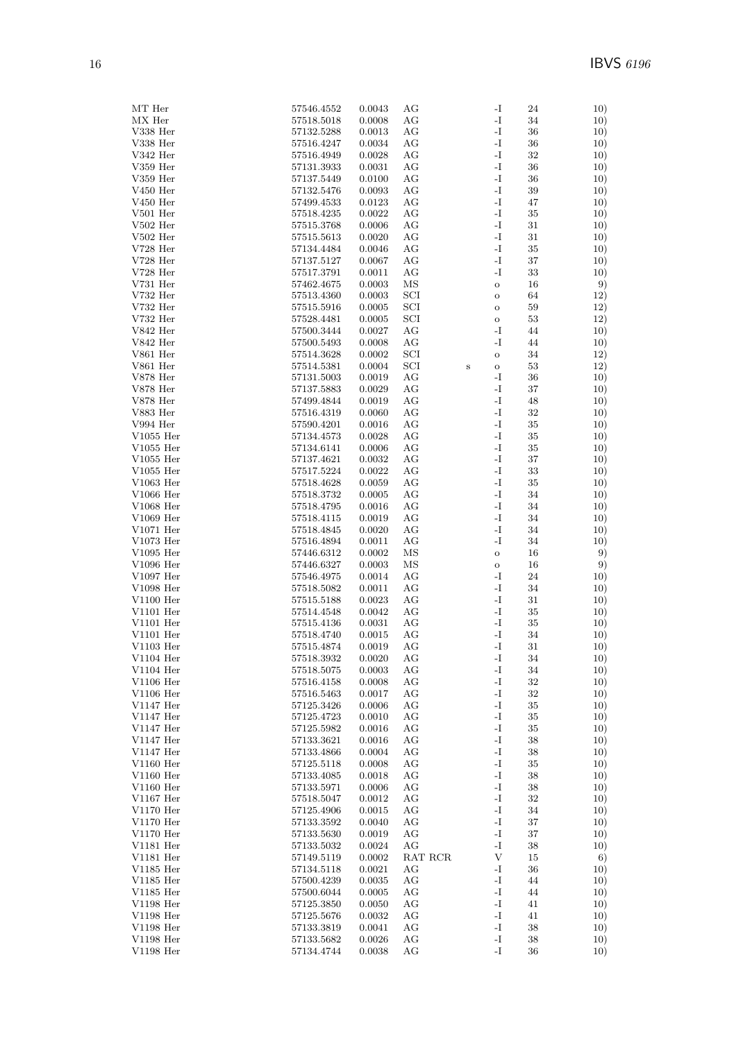| | | | | | | | |
|---|---|---|---|---|---|---|---|
| MT Her | 57546.4552 | 0.0043 | AG | | -I | 24 | 10) |
| MX Her | 57518.5018 | 0.0008 | AG | | -I | 34 | 10) |
| V338 Her | 57132.5288 | 0.0013 | AG | | -I | 36 | 10) |
| V338 Her | 57516.4247 | 0.0034 | AG | | -I | 36 | 10) |
| V342 Her | 57516.4949 | 0.0028 | AG | | -I | 32 | 10) |
| V359 Her | 57131.3933 | 0.0031 | AG | | -I | 36 | 10) |
| V359 Her | 57137.5449 | 0.0100 | AG | | -I | 36 | 10) |
| V450 Her | 57132.5476 | 0.0093 | AG | | -I | 39 | 10) |
| V450 Her | 57499.4533 | 0.0123 | AG | | -I | 47 | 10) |
| V501 Her | 57518.4235 | 0.0022 | AG | | -I | 35 | 10) |
| V502 Her | 57515.3768 | 0.0006 | AG | | -I | 31 | 10) |
| V502 Her | 57515.5613 | 0.0020 | AG | | -I | 31 | 10) |
| V728 Her | 57134.4484 | 0.0046 | AG | | -I | 35 | 10) |
| V728 Her | 57137.5127 | 0.0067 | AG | | -I | 37 | 10) |
| V728 Her | 57517.3791 | 0.0011 | AG | | -I | 33 | 10) |
| V731 Her | 57462.4675 | 0.0003 | MS | | o | 16 | 9) |
| V732 Her | 57513.4360 | 0.0003 | SCI | | o | 64 | 12) |
| V732 Her | 57515.5916 | 0.0005 | SCI | | o | 59 | 12) |
| V732 Her | 57528.4481 | 0.0005 | SCI | | o | 53 | 12) |
| V842 Her | 57500.3444 | 0.0027 | AG | | -I | 44 | 10) |
| V842 Her | 57500.5493 | 0.0008 | AG | | -I | 44 | 10) |
| V861 Her | 57514.3628 | 0.0002 | SCI | | o | 34 | 12) |
| V861 Her | 57514.5381 | 0.0004 | SCI | s | o | 53 | 12) |
| V878 Her | 57131.5003 | 0.0019 | AG | | -I | 36 | 10) |
| V878 Her | 57137.5883 | 0.0029 | AG | | -I | 37 | 10) |
| V878 Her | 57499.4844 | 0.0019 | AG | | -I | 48 | 10) |
| V883 Her | 57516.4319 | 0.0060 | AG | | -I | 32 | 10) |
| V994 Her | 57590.4201 | 0.0016 | AG | | -I | 35 | 10) |
| V1055 Her | 57134.4573 | 0.0028 | AG | | -I | 35 | 10) |
| V1055 Her | 57134.6141 | 0.0006 | AG | | -I | 35 | 10) |
| V1055 Her | 57137.4621 | 0.0032 | AG | | -I | 37 | 10) |
| V1055 Her | 57517.5224 | 0.0022 | AG | | -I | 33 | 10) |
| V1063 Her | 57518.4628 | 0.0059 | AG | | -I | 35 | 10) |
| V1066 Her | 57518.3732 | 0.0005 | AG | | -I | 34 | 10) |
| V1068 Her | 57518.4795 | 0.0016 | AG | | -I | 34 | 10) |
| V1069 Her | 57518.4115 | 0.0019 | AG | | -I | 34 | 10) |
| V1071 Her | 57518.4845 | 0.0020 | AG | | -I | 34 | 10) |
| V1073 Her | 57516.4894 | 0.0011 | AG | | -I | 34 | 10) |
| V1095 Her | 57446.6312 | 0.0002 | MS | | o | 16 | 9) |
| V1096 Her | 57446.6327 | 0.0003 | MS | | o | 16 | 9) |
| V1097 Her | 57546.4975 | 0.0014 | AG | | -I | 24 | 10) |
| V1098 Her | 57518.5082 | 0.0011 | AG | | -I | 34 | 10) |
| V1100 Her | 57515.5188 | 0.0023 | AG | | -I | 31 | 10) |
| V1101 Her | 57514.4548 | 0.0042 | AG | | -I | 35 | 10) |
| V1101 Her | 57515.4136 | 0.0031 | AG | | -I | 35 | 10) |
| V1101 Her | 57518.4740 | 0.0015 | AG | | -I | 34 | 10) |
| V1103 Her | 57515.4874 | 0.0019 | AG | | -I | 31 | 10) |
| V1104 Her | 57518.3932 | 0.0020 | AG | | -I | 34 | 10) |
| V1104 Her | 57518.5075 | 0.0003 | AG | | -I | 34 | 10) |
| V1106 Her | 57516.4158 | 0.0008 | AG | | -I | 32 | 10) |
| V1106 Her | 57516.5463 | 0.0017 | AG | | -I | 32 | 10) |
| V1147 Her | 57125.3426 | 0.0006 | AG | | -I | 35 | 10) |
| V1147 Her | 57125.4723 | 0.0010 | AG | | -I | 35 | 10) |
| V1147 Her | 57125.5982 | 0.0016 | AG | | -I | 35 | 10) |
| V1147 Her | 57133.3621 | 0.0016 | AG | | -I | 38 | 10) |
| V1147 Her | 57133.4866 | 0.0004 | AG | | -I | 38 | 10) |
| V1160 Her | 57125.5118 | 0.0008 | AG | | -I | 35 | 10) |
| V1160 Her | 57133.4085 | 0.0018 | AG | | -I | 38 | 10) |
| V1160 Her | 57133.5971 | 0.0006 | AG | | -I | 38 | 10) |
| V1167 Her | 57518.5047 | 0.0012 | AG | | -I | 32 | 10) |
| V1170 Her | 57125.4906 | 0.0015 | AG | | -I | 34 | 10) |
| V1170 Her | 57133.3592 | 0.0040 | AG | | -I | 37 | 10) |
| V1170 Her | 57133.5630 | 0.0019 | AG | | -I | 37 | 10) |
| V1181 Her | 57133.5032 | 0.0024 | AG | | -I | 38 | 10) |
| V1181 Her | 57149.5119 | 0.0002 | RAT RCR | | V | 15 | 6) |
| V1185 Her | 57134.5118 | 0.0021 | AG | | -I | 36 | 10) |
| V1185 Her | 57500.4239 | 0.0035 | AG | | -I | 44 | 10) |
| V1185 Her | 57500.6044 | 0.0005 | AG | | -I | 44 | 10) |
| V1198 Her | 57125.3850 | 0.0050 | AG | | -I | 41 | 10) |
| V1198 Her | 57125.5676 | 0.0032 | AG | | -I | 41 | 10) |
| V1198 Her | 57133.3819 | 0.0041 | AG | | -I | 38 | 10) |
| V1198 Her | 57133.5682 | 0.0026 | AG | | -I | 38 | 10) |
| V1198 Her | 57134.4744 | 0.0038 | AG | | -I | 36 | 10) |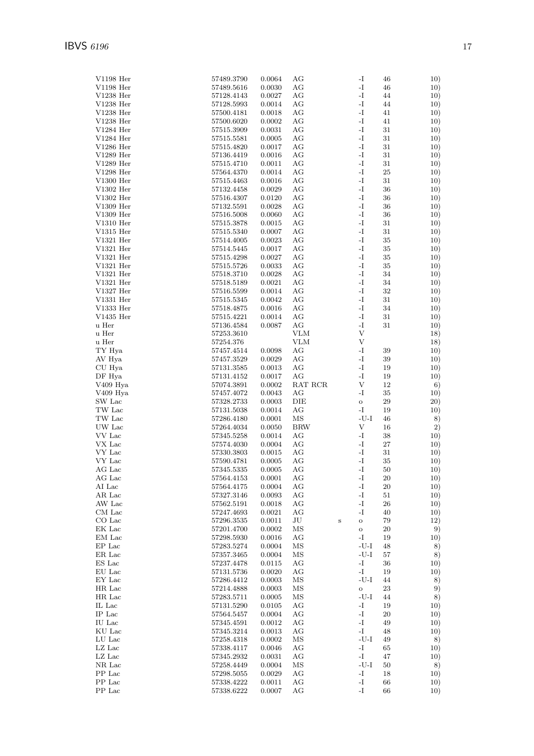| | | | | | | | |
|---|---|---|---|---|---|---|---|
| V1198 Her | 57489.3790 | 0.0064 | AG | | -I | 46 | 10) |
| V1198 Her | 57489.5616 | 0.0030 | AG | | -I | 46 | 10) |
| V1238 Her | 57128.4143 | 0.0027 | AG | | -I | 44 | 10) |
| V1238 Her | 57128.5993 | 0.0014 | AG | | -I | 44 | 10) |
| V1238 Her | 57500.4181 | 0.0018 | AG | | -I | 41 | 10) |
| V1238 Her | 57500.6020 | 0.0002 | AG | | -I | 41 | 10) |
| V1284 Her | 57515.3909 | 0.0031 | AG | | -I | 31 | 10) |
| V1284 Her | 57515.5581 | 0.0005 | AG | | -I | 31 | 10) |
| V1286 Her | 57515.4820 | 0.0017 | AG | | -I | 31 | 10) |
| V1289 Her | 57136.4419 | 0.0016 | AG | | -I | 31 | 10) |
| V1289 Her | 57515.4710 | 0.0011 | AG | | -I | 31 | 10) |
| V1298 Her | 57564.4370 | 0.0014 | AG | | -I | 25 | 10) |
| V1300 Her | 57515.4463 | 0.0016 | AG | | -I | 31 | 10) |
| V1302 Her | 57132.4458 | 0.0029 | AG | | -I | 36 | 10) |
| V1302 Her | 57516.4307 | 0.0120 | AG | | -I | 36 | 10) |
| V1309 Her | 57132.5591 | 0.0028 | AG | | -I | 36 | 10) |
| V1309 Her | 57516.5008 | 0.0060 | AG | | -I | 36 | 10) |
| V1310 Her | 57515.3878 | 0.0015 | AG | | -I | 31 | 10) |
| V1315 Her | 57515.5340 | 0.0007 | AG | | -I | 31 | 10) |
| V1321 Her | 57514.4005 | 0.0023 | AG | | -I | 35 | 10) |
| V1321 Her | 57514.5445 | 0.0017 | AG | | -I | 35 | 10) |
| V1321 Her | 57515.4298 | 0.0027 | AG | | -I | 35 | 10) |
| V1321 Her | 57515.5726 | 0.0033 | AG | | -I | 35 | 10) |
| V1321 Her | 57518.3710 | 0.0028 | AG | | -I | 34 | 10) |
| V1321 Her | 57518.5189 | 0.0021 | AG | | -I | 34 | 10) |
| V1327 Her | 57516.5599 | 0.0014 | AG | | -I | 32 | 10) |
| V1331 Her | 57515.5345 | 0.0042 | AG | | -I | 31 | 10) |
| V1333 Her | 57518.4875 | 0.0016 | AG | | -I | 34 | 10) |
| V1435 Her | 57515.4221 | 0.0014 | AG | | -I | 31 | 10) |
| u Her | 57136.4584 | 0.0087 | AG | | -I | 31 | 10) |
| u Her | 57253.3610 | | VLM | | V | | 18) |
| u Her | 57254.376 | | VLM | | V | | 18) |
| TY Hya | 57457.4514 | 0.0098 | AG | | -I | 39 | 10) |
| AV Hya | 57457.3529 | 0.0029 | AG | | -I | 39 | 10) |
| CU Hya | 57131.3585 | 0.0013 | AG | | -I | 19 | 10) |
| DF Hya | 57131.4152 | 0.0017 | AG | | -I | 19 | 10) |
| V409 Hya | 57074.3891 | 0.0002 | RAT RCR | | V | 12 | 6) |
| V409 Hya | 57457.4072 | 0.0043 | AG | | -I | 35 | 10) |
| SW Lac | 57328.2733 | 0.0003 | DIE | | o | 29 | 20) |
| TW Lac | 57131.5038 | 0.0014 | AG | | -I | 19 | 10) |
| TW Lac | 57286.4180 | 0.0001 | MS | | -U-I | 46 | 8) |
| UW Lac | 57264.4034 | 0.0050 | BRW | | V | 16 | 2) |
| VV Lac | 57345.5258 | 0.0014 | AG | | -I | 38 | 10) |
| VX Lac | 57574.4030 | 0.0004 | AG | | -I | 27 | 10) |
| VY Lac | 57330.3803 | 0.0015 | AG | | -I | 31 | 10) |
| VY Lac | 57590.4781 | 0.0005 | AG | | -I | 35 | 10) |
| AG Lac | 57345.5335 | 0.0005 | AG | | -I | 50 | 10) |
| AG Lac | 57564.4153 | 0.0001 | AG | | -I | 20 | 10) |
| AI Lac | 57564.4175 | 0.0004 | AG | | -I | 20 | 10) |
| AR Lac | 57327.3146 | 0.0093 | AG | | -I | 51 | 10) |
| AW Lac | 57562.5191 | 0.0018 | AG | | -I | 26 | 10) |
| CM Lac | 57247.4693 | 0.0021 | AG | | -I | 40 | 10) |
| CO Lac | 57296.3535 | 0.0011 | JU | s | o | 79 | 12) |
| EK Lac | 57201.4700 | 0.0002 | MS | | o | 20 | 9) |
| EM Lac | 57298.5930 | 0.0016 | AG | | -I | 19 | 10) |
| EP Lac | 57283.5274 | 0.0004 | MS | | -U-I | 48 | 8) |
| ER Lac | 57357.3465 | 0.0004 | MS | | -U-I | 57 | 8) |
| ES Lac | 57237.4478 | 0.0115 | AG | | -I | 36 | 10) |
| EU Lac | 57131.5736 | 0.0020 | AG | | -I | 19 | 10) |
| EY Lac | 57286.4412 | 0.0003 | MS | | -U-I | 44 | 8) |
| HR Lac | 57214.4888 | 0.0003 | MS | | o | 23 | 9) |
| HR Lac | 57283.5711 | 0.0005 | MS | | -U-I | 44 | 8) |
| IL Lac | 57131.5290 | 0.0105 | AG | | -I | 19 | 10) |
| IP Lac | 57564.5457 | 0.0004 | AG | | -I | 20 | 10) |
| IU Lac | 57345.4591 | 0.0012 | AG | | -I | 49 | 10) |
| KU Lac | 57345.3214 | 0.0013 | AG | | -I | 48 | 10) |
| LU Lac | 57258.4318 | 0.0002 | MS | | -U-I | 49 | 8) |
| LZ Lac | 57338.4117 | 0.0046 | AG | | -I | 65 | 10) |
| LZ Lac | 57345.2932 | 0.0031 | AG | | -I | 47 | 10) |
| NR Lac | 57258.4449 | 0.0004 | MS | | -U-I | 50 | 8) |
| PP Lac | 57298.5055 | 0.0029 | AG | | -I | 18 | 10) |
| PP Lac | 57338.4222 | 0.0011 | AG | | -I | 66 | 10) |
| PP Lac | 57338.6222 | 0.0007 | AG | | -I | 66 | 10) |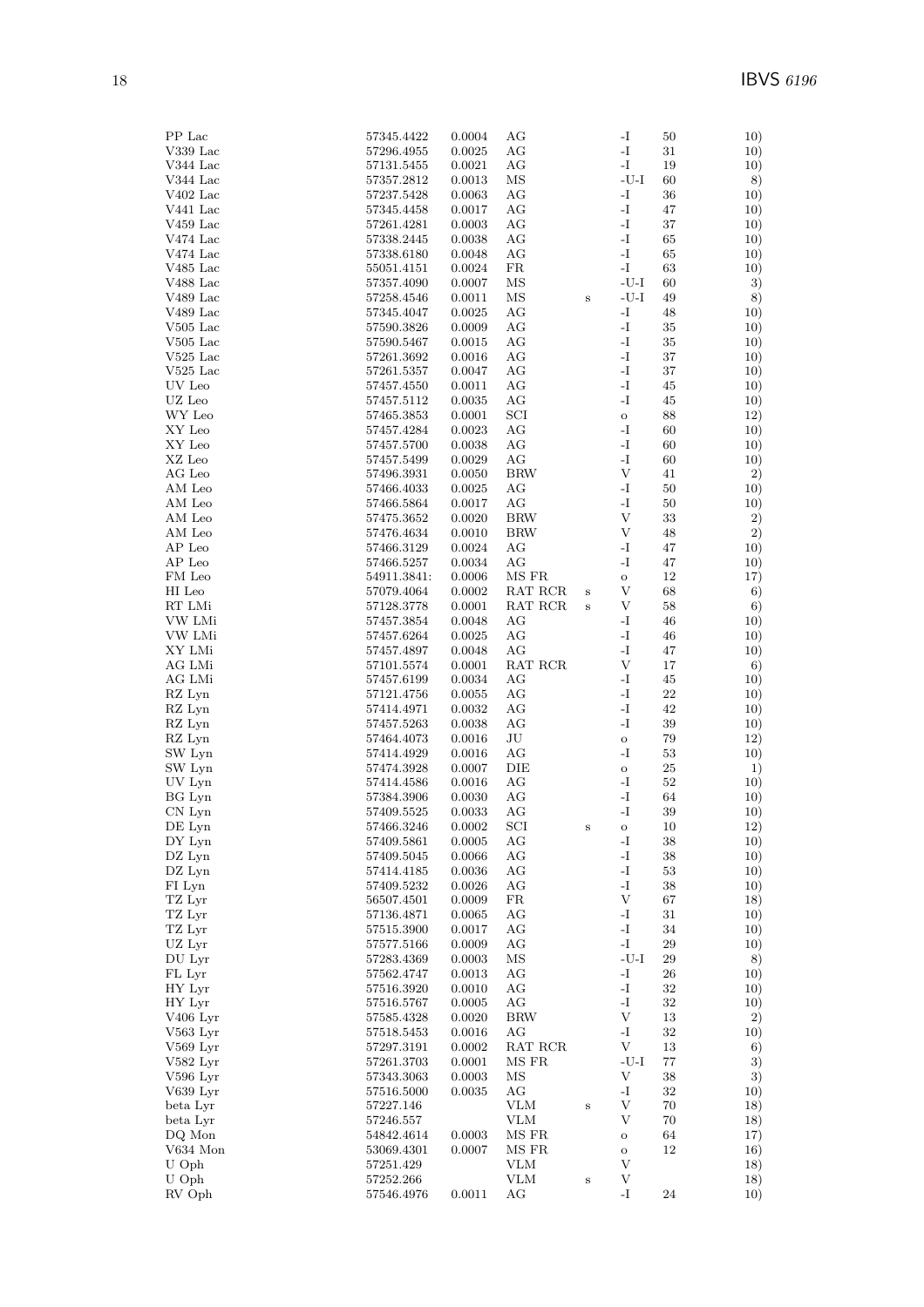| | | | | | | | |
|---|---|---|---|---|---|---|---|
| PP Lac | 57345.4422 | 0.0004 | AG | | -I | 50 | 10) |
| V339 Lac | 57296.4955 | 0.0025 | AG | | -I | 31 | 10) |
| V344 Lac | 57131.5455 | 0.0021 | AG | | -I | 19 | 10) |
| V344 Lac | 57357.2812 | 0.0013 | MS | | -U-I | 60 | 8) |
| V402 Lac | 57237.5428 | 0.0063 | AG | | -I | 36 | 10) |
| V441 Lac | 57345.4458 | 0.0017 | AG | | -I | 47 | 10) |
| V459 Lac | 57261.4281 | 0.0003 | AG | | -I | 37 | 10) |
| V474 Lac | 57338.2445 | 0.0038 | AG | | -I | 65 | 10) |
| V474 Lac | 57338.6180 | 0.0048 | AG | | -I | 65 | 10) |
| V485 Lac | 55051.4151 | 0.0024 | FR | | -I | 63 | 10) |
| V488 Lac | 57357.4090 | 0.0007 | MS | | -U-I | 60 | 3) |
| V489 Lac | 57258.4546 | 0.0011 | MS | s | -U-I | 49 | 8) |
| V489 Lac | 57345.4047 | 0.0025 | AG | | -I | 48 | 10) |
| V505 Lac | 57590.3826 | 0.0009 | AG | | -I | 35 | 10) |
| V505 Lac | 57590.5467 | 0.0015 | AG | | -I | 35 | 10) |
| V525 Lac | 57261.3692 | 0.0016 | AG | | -I | 37 | 10) |
| V525 Lac | 57261.5357 | 0.0047 | AG | | -I | 37 | 10) |
| UV Leo | 57457.4550 | 0.0011 | AG | | -I | 45 | 10) |
| UZ Leo | 57457.5112 | 0.0035 | AG | | -I | 45 | 10) |
| WY Leo | 57465.3853 | 0.0001 | SCI | | o | 88 | 12) |
| XY Leo | 57457.4284 | 0.0023 | AG | | -I | 60 | 10) |
| XY Leo | 57457.5700 | 0.0038 | AG | | -I | 60 | 10) |
| XZ Leo | 57457.5499 | 0.0029 | AG | | -I | 60 | 10) |
| AG Leo | 57496.3931 | 0.0050 | BRW | | V | 41 | 2) |
| AM Leo | 57466.4033 | 0.0025 | AG | | -I | 50 | 10) |
| AM Leo | 57466.5864 | 0.0017 | AG | | -I | 50 | 10) |
| AM Leo | 57475.3652 | 0.0020 | BRW | | V | 33 | 2) |
| AM Leo | 57476.4634 | 0.0010 | BRW | | V | 48 | 2) |
| AP Leo | 57466.3129 | 0.0024 | AG | | -I | 47 | 10) |
| AP Leo | 57466.5257 | 0.0034 | AG | | -I | 47 | 10) |
| FM Leo | 54911.3841: | 0.0006 | MS FR | | o | 12 | 17) |
| HI Leo | 57079.4064 | 0.0002 | RAT RCR | s | V | 68 | 6) |
| RT LMi | 57128.3778 | 0.0001 | RAT RCR | s | V | 58 | 6) |
| VW LMi | 57457.3854 | 0.0048 | AG | | -I | 46 | 10) |
| VW LMi | 57457.6264 | 0.0025 | AG | | -I | 46 | 10) |
| XY LMi | 57457.4897 | 0.0048 | AG | | -I | 47 | 10) |
| AG LMi | 57101.5574 | 0.0001 | RAT RCR | | V | 17 | 6) |
| AG LMi | 57457.6199 | 0.0034 | AG | | -I | 45 | 10) |
| RZ Lyn | 57121.4756 | 0.0055 | AG | | -I | 22 | 10) |
| RZ Lyn | 57414.4971 | 0.0032 | AG | | -I | 42 | 10) |
| RZ Lyn | 57457.5263 | 0.0038 | AG | | -I | 39 | 10) |
| RZ Lyn | 57464.4073 | 0.0016 | JU | | o | 79 | 12) |
| SW Lyn | 57414.4929 | 0.0016 | AG | | -I | 53 | 10) |
| SW Lyn | 57474.3928 | 0.0007 | DIE | | o | 25 | 1) |
| UV Lyn | 57414.4586 | 0.0016 | AG | | -I | 52 | 10) |
| BG Lyn | 57384.3906 | 0.0030 | AG | | -I | 64 | 10) |
| CN Lyn | 57409.5525 | 0.0033 | AG | | -I | 39 | 10) |
| DE Lyn | 57466.3246 | 0.0002 | SCI | s | o | 10 | 12) |
| DY Lyn | 57409.5861 | 0.0005 | AG | | -I | 38 | 10) |
| DZ Lyn | 57409.5045 | 0.0066 | AG | | -I | 38 | 10) |
| DZ Lyn | 57414.4185 | 0.0036 | AG | | -I | 53 | 10) |
| FI Lyn | 57409.5232 | 0.0026 | AG | | -I | 38 | 10) |
| TZ Lyr | 56507.4501 | 0.0009 | FR | | V | 67 | 18) |
| TZ Lyr | 57136.4871 | 0.0065 | AG | | -I | 31 | 10) |
| TZ Lyr | 57515.3900 | 0.0017 | AG | | -I | 34 | 10) |
| UZ Lyr | 57577.5166 | 0.0009 | AG | | -I | 29 | 10) |
| DU Lyr | 57283.4369 | 0.0003 | MS | | -U-I | 29 | 8) |
| FL Lyr | 57562.4747 | 0.0013 | AG | | -I | 26 | 10) |
| HY Lyr | 57516.3920 | 0.0010 | AG | | -I | 32 | 10) |
| HY Lyr | 57516.5767 | 0.0005 | AG | | -I | 32 | 10) |
| V406 Lyr | 57585.4328 | 0.0020 | BRW | | V | 13 | 2) |
| V563 Lyr | 57518.5453 | 0.0016 | AG | | -I | 32 | 10) |
| V569 Lyr | 57297.3191 | 0.0002 | RAT RCR | | V | 13 | 6) |
| V582 Lyr | 57261.3703 | 0.0001 | MS FR | | -U-I | 77 | 3) |
| V596 Lyr | 57343.3063 | 0.0003 | MS | | V | 38 | 3) |
| V639 Lyr | 57516.5000 | 0.0035 | AG | | -I | 32 | 10) |
| beta Lyr | 57227.146 | | VLM | s | V | 70 | 18) |
| beta Lyr | 57246.557 | | VLM | | V | 70 | 18) |
| DQ Mon | 54842.4614 | 0.0003 | MS FR | | o | 64 | 17) |
| V634 Mon | 53069.4301 | 0.0007 | MS FR | | o | 12 | 16) |
| U Oph | 57251.429 | | VLM | | V | | 18) |
| U Oph | 57252.266 | | VLM | s | V | | 18) |
| RV Oph | 57546.4976 | 0.0011 | AG | | -I | 24 | 10) |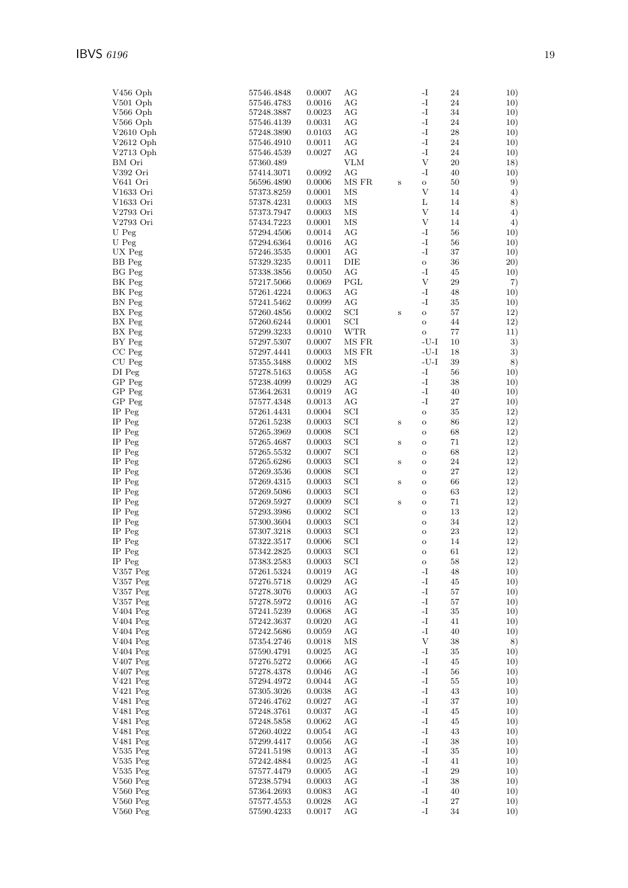| | | | | | | | |
|---|---|---|---|---|---|---|---|
| V456 Oph | 57546.4848 | 0.0007 | AG | | -I | 24 | 10) |
| V501 Oph | 57546.4783 | 0.0016 | AG | | -I | 24 | 10) |
| V566 Oph | 57248.3887 | 0.0023 | AG | | -I | 34 | 10) |
| V566 Oph | 57546.4139 | 0.0031 | AG | | -I | 24 | 10) |
| V2610 Oph | 57248.3890 | 0.0103 | AG | | -I | 28 | 10) |
| V2612 Oph | 57546.4910 | 0.0011 | AG | | -I | 24 | 10) |
| V2713 Oph | 57546.4539 | 0.0027 | AG | | -I | 24 | 10) |
| BM Ori | 57360.489 | | VLM | | V | 20 | 18) |
| V392 Ori | 57414.3071 | 0.0092 | AG | | -I | 40 | 10) |
| V641 Ori | 56596.4890 | 0.0006 | MS FR | s | o | 50 | 9) |
| V1633 Ori | 57373.8259 | 0.0001 | MS | | V | 14 | 4) |
| V1633 Ori | 57378.4231 | 0.0003 | MS | | L | 14 | 8) |
| V2793 Ori | 57373.7947 | 0.0003 | MS | | V | 14 | 4) |
| V2793 Ori | 57434.7223 | 0.0001 | MS | | V | 14 | 4) |
| U Peg | 57294.4506 | 0.0014 | AG | | -I | 56 | 10) |
| U Peg | 57294.6364 | 0.0016 | AG | | -I | 56 | 10) |
| UX Peg | 57246.3535 | 0.0001 | AG | | -I | 37 | 10) |
| BB Peg | 57329.3235 | 0.0011 | DIE | | o | 36 | 20) |
| BG Peg | 57338.3856 | 0.0050 | AG | | -I | 45 | 10) |
| BK Peg | 57217.5066 | 0.0069 | PGL | | V | 29 | 7) |
| BK Peg | 57261.4224 | 0.0063 | AG | | -I | 48 | 10) |
| BN Peg | 57241.5462 | 0.0099 | AG | | -I | 35 | 10) |
| BX Peg | 57260.4856 | 0.0002 | SCI | s | o | 57 | 12) |
| BX Peg | 57260.6244 | 0.0001 | SCI | | o | 44 | 12) |
| BX Peg | 57299.3233 | 0.0010 | WTR | | o | 77 | 11) |
| BY Peg | 57297.5307 | 0.0007 | MS FR | | -U-I | 10 | 3) |
| CC Peg | 57297.4441 | 0.0003 | MS FR | | -U-I | 18 | 3) |
| CU Peg | 57355.3488 | 0.0002 | MS | | -U-I | 39 | 8) |
| DI Peg | 57278.5163 | 0.0058 | AG | | -I | 56 | 10) |
| GP Peg | 57238.4099 | 0.0029 | AG | | -I | 38 | 10) |
| GP Peg | 57364.2631 | 0.0019 | AG | | -I | 40 | 10) |
| GP Peg | 57577.4348 | 0.0013 | AG | | -I | 27 | 10) |
| IP Peg | 57261.4431 | 0.0004 | SCI | | o | 35 | 12) |
| IP Peg | 57261.5238 | 0.0003 | SCI | s | o | 86 | 12) |
| IP Peg | 57265.3969 | 0.0008 | SCI | | o | 68 | 12) |
| IP Peg | 57265.4687 | 0.0003 | SCI | s | o | 71 | 12) |
| IP Peg | 57265.5532 | 0.0007 | SCI | | o | 68 | 12) |
| IP Peg | 57265.6286 | 0.0003 | SCI | s | o | 24 | 12) |
| IP Peg | 57269.3536 | 0.0008 | SCI | | o | 27 | 12) |
| IP Peg | 57269.4315 | 0.0003 | SCI | s | o | 66 | 12) |
| IP Peg | 57269.5086 | 0.0003 | SCI | | o | 63 | 12) |
| IP Peg | 57269.5927 | 0.0009 | SCI | s | o | 71 | 12) |
| IP Peg | 57293.3986 | 0.0002 | SCI | | o | 13 | 12) |
| IP Peg | 57300.3604 | 0.0003 | SCI | | o | 34 | 12) |
| IP Peg | 57307.3218 | 0.0003 | SCI | | o | 23 | 12) |
| IP Peg | 57322.3517 | 0.0006 | SCI | | o | 14 | 12) |
| IP Peg | 57342.2825 | 0.0003 | SCI | | o | 61 | 12) |
| IP Peg | 57383.2583 | 0.0003 | SCI | | o | 58 | 12) |
| V357 Peg | 57261.5324 | 0.0019 | AG | | -I | 48 | 10) |
| V357 Peg | 57276.5718 | 0.0029 | AG | | -I | 45 | 10) |
| V357 Peg | 57278.3076 | 0.0003 | AG | | -I | 57 | 10) |
| V357 Peg | 57278.5972 | 0.0016 | AG | | -I | 57 | 10) |
| V404 Peg | 57241.5239 | 0.0068 | AG | | -I | 35 | 10) |
| V404 Peg | 57242.3637 | 0.0020 | AG | | -I | 41 | 10) |
| V404 Peg | 57242.5686 | 0.0059 | AG | | -I | 40 | 10) |
| V404 Peg | 57354.2746 | 0.0018 | MS | | V | 38 | 8) |
| V404 Peg | 57590.4791 | 0.0025 | AG | | -I | 35 | 10) |
| V407 Peg | 57276.5272 | 0.0066 | AG | | -I | 45 | 10) |
| V407 Peg | 57278.4378 | 0.0046 | AG | | -I | 56 | 10) |
| V421 Peg | 57294.4972 | 0.0044 | AG | | -I | 55 | 10) |
| V421 Peg | 57305.3026 | 0.0038 | AG | | -I | 43 | 10) |
| V481 Peg | 57246.4762 | 0.0027 | AG | | -I | 37 | 10) |
| V481 Peg | 57248.3761 | 0.0037 | AG | | -I | 45 | 10) |
| V481 Peg | 57248.5858 | 0.0062 | AG | | -I | 45 | 10) |
| V481 Peg | 57260.4022 | 0.0054 | AG | | -I | 43 | 10) |
| V481 Peg | 57299.4417 | 0.0056 | AG | | -I | 38 | 10) |
| V535 Peg | 57241.5198 | 0.0013 | AG | | -I | 35 | 10) |
| V535 Peg | 57242.4884 | 0.0025 | AG | | -I | 41 | 10) |
| V535 Peg | 57577.4479 | 0.0005 | AG | | -I | 29 | 10) |
| V560 Peg | 57238.5794 | 0.0003 | AG | | -I | 38 | 10) |
| V560 Peg | 57364.2693 | 0.0083 | AG | | -I | 40 | 10) |
| V560 Peg | 57577.4553 | 0.0028 | AG | | -I | 27 | 10) |
| V560 Peg | 57590.4233 | 0.0017 | AG | | -I | 34 | 10) |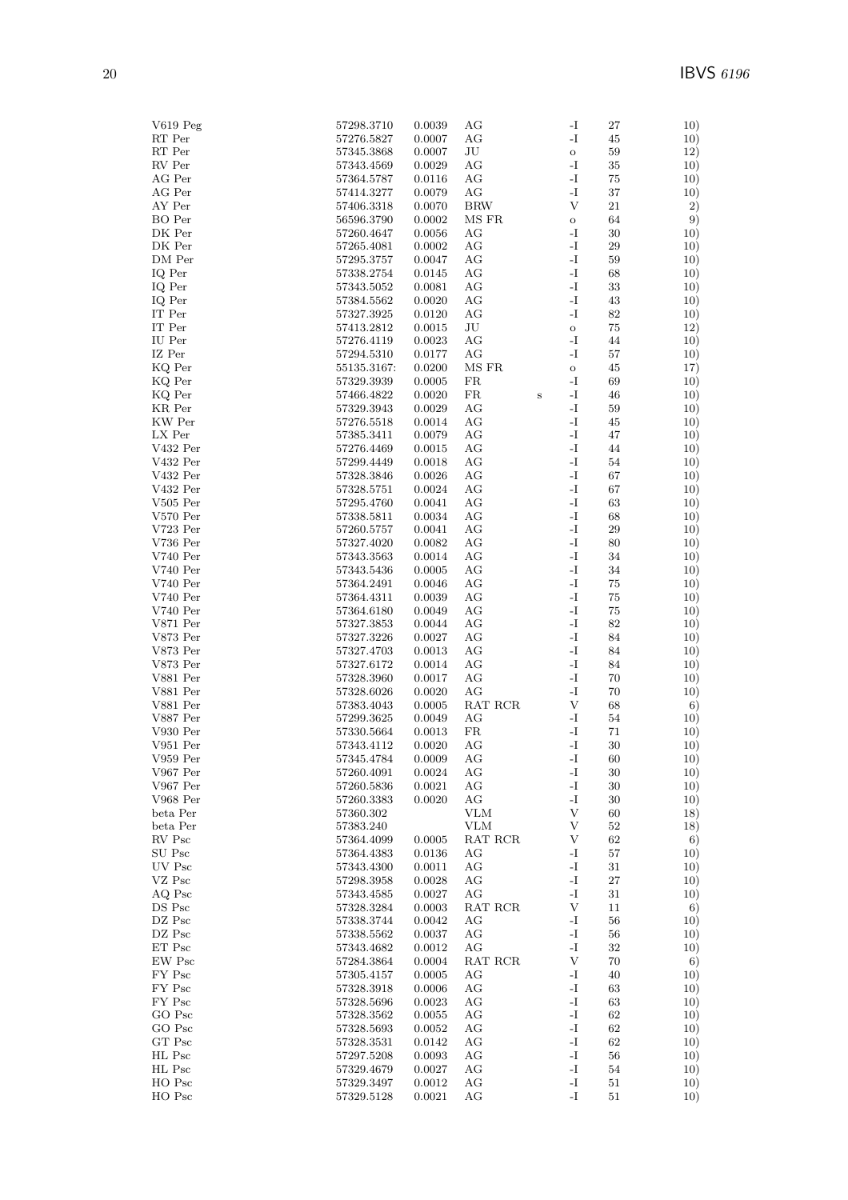| | | | | | | | |
|---|---|---|---|---|---|---|---|
| V619 Peg | 57298.3710 | 0.0039 | AG | | -I | 27 | 10) |
| RT Per | 57276.5827 | 0.0007 | AG | | -I | 45 | 10) |
| RT Per | 57345.3868 | 0.0007 | JU | | o | 59 | 12) |
| RV Per | 57343.4569 | 0.0029 | AG | | -I | 35 | 10) |
| AG Per | 57364.5787 | 0.0116 | AG | | -I | 75 | 10) |
| AG Per | 57414.3277 | 0.0079 | AG | | -I | 37 | 10) |
| AY Per | 57406.3318 | 0.0070 | BRW | | V | 21 | 2) |
| BO Per | 56596.3790 | 0.0002 | MS FR | | o | 64 | 9) |
| DK Per | 57260.4647 | 0.0056 | AG | | -I | 30 | 10) |
| DK Per | 57265.4081 | 0.0002 | AG | | -I | 29 | 10) |
| DM Per | 57295.3757 | 0.0047 | AG | | -I | 59 | 10) |
| IQ Per | 57338.2754 | 0.0145 | AG | | -I | 68 | 10) |
| IQ Per | 57343.5052 | 0.0081 | AG | | -I | 33 | 10) |
| IQ Per | 57384.5562 | 0.0020 | AG | | -I | 43 | 10) |
| IT Per | 57327.3925 | 0.0120 | AG | | -I | 82 | 10) |
| IT Per | 57413.2812 | 0.0015 | JU | | o | 75 | 12) |
| IU Per | 57276.4119 | 0.0023 | AG | | -I | 44 | 10) |
| IZ Per | 57294.5310 | 0.0177 | AG | | -I | 57 | 10) |
| KQ Per | 55135.3167: | 0.0200 | MS FR | | o | 45 | 17) |
| KQ Per | 57329.3939 | 0.0005 | FR | | -I | 69 | 10) |
| KQ Per | 57466.4822 | 0.0020 | FR | s | -I | 46 | 10) |
| KR Per | 57329.3943 | 0.0029 | AG | | -I | 59 | 10) |
| KW Per | 57276.5518 | 0.0014 | AG | | -I | 45 | 10) |
| LX Per | 57385.3411 | 0.0079 | AG | | -I | 47 | 10) |
| V432 Per | 57276.4469 | 0.0015 | AG | | -I | 44 | 10) |
| V432 Per | 57299.4449 | 0.0018 | AG | | -I | 54 | 10) |
| V432 Per | 57328.3846 | 0.0026 | AG | | -I | 67 | 10) |
| V432 Per | 57328.5751 | 0.0024 | AG | | -I | 67 | 10) |
| V505 Per | 57295.4760 | 0.0041 | AG | | -I | 63 | 10) |
| V570 Per | 57338.5811 | 0.0034 | AG | | -I | 68 | 10) |
| V723 Per | 57260.5757 | 0.0041 | AG | | -I | 29 | 10) |
| V736 Per | 57327.4020 | 0.0082 | AG | | -I | 80 | 10) |
| V740 Per | 57343.3563 | 0.0014 | AG | | -I | 34 | 10) |
| V740 Per | 57343.5436 | 0.0005 | AG | | -I | 34 | 10) |
| V740 Per | 57364.2491 | 0.0046 | AG | | -I | 75 | 10) |
| V740 Per | 57364.4311 | 0.0039 | AG | | -I | 75 | 10) |
| V740 Per | 57364.6180 | 0.0049 | AG | | -I | 75 | 10) |
| V871 Per | 57327.3853 | 0.0044 | AG | | -I | 82 | 10) |
| V873 Per | 57327.3226 | 0.0027 | AG | | -I | 84 | 10) |
| V873 Per | 57327.4703 | 0.0013 | AG | | -I | 84 | 10) |
| V873 Per | 57327.6172 | 0.0014 | AG | | -I | 84 | 10) |
| V881 Per | 57328.3960 | 0.0017 | AG | | -I | 70 | 10) |
| V881 Per | 57328.6026 | 0.0020 | AG | | -I | 70 | 10) |
| V881 Per | 57383.4043 | 0.0005 | RAT RCR | | V | 68 | 6) |
| V887 Per | 57299.3625 | 0.0049 | AG | | -I | 54 | 10) |
| V930 Per | 57330.5664 | 0.0013 | FR | | -I | 71 | 10) |
| V951 Per | 57343.4112 | 0.0020 | AG | | -I | 30 | 10) |
| V959 Per | 57345.4784 | 0.0009 | AG | | -I | 60 | 10) |
| V967 Per | 57260.4091 | 0.0024 | AG | | -I | 30 | 10) |
| V967 Per | 57260.5836 | 0.0021 | AG | | -I | 30 | 10) |
| V968 Per | 57260.3383 | 0.0020 | AG | | -I | 30 | 10) |
| beta Per | 57360.302 | | VLM | | V | 60 | 18) |
| beta Per | 57383.240 | | VLM | | V | 52 | 18) |
| RV Psc | 57364.4099 | 0.0005 | RAT RCR | | V | 62 | 6) |
| SU Psc | 57364.4383 | 0.0136 | AG | | -I | 57 | 10) |
| UV Psc | 57343.4300 | 0.0011 | AG | | -I | 31 | 10) |
| VZ Psc | 57298.3958 | 0.0028 | AG | | -I | 27 | 10) |
| AQ Psc | 57343.4585 | 0.0027 | AG | | -I | 31 | 10) |
| DS Psc | 57328.3284 | 0.0003 | RAT RCR | | V | 11 | 6) |
| DZ Psc | 57338.3744 | 0.0042 | AG | | -I | 56 | 10) |
| DZ Psc | 57338.5562 | 0.0037 | AG | | -I | 56 | 10) |
| ET Psc | 57343.4682 | 0.0012 | AG | | -I | 32 | 10) |
| EW Psc | 57284.3864 | 0.0004 | RAT RCR | | V | 70 | 6) |
| FY Psc | 57305.4157 | 0.0005 | AG | | -I | 40 | 10) |
| FY Psc | 57328.3918 | 0.0006 | AG | | -I | 63 | 10) |
| FY Psc | 57328.5696 | 0.0023 | AG | | -I | 63 | 10) |
| GO Psc | 57328.3562 | 0.0055 | AG | | -I | 62 | 10) |
| GO Psc | 57328.5693 | 0.0052 | AG | | -I | 62 | 10) |
| GT Psc | 57328.3531 | 0.0142 | AG | | -I | 62 | 10) |
| HL Psc | 57297.5208 | 0.0093 | AG | | -I | 56 | 10) |
| HL Psc | 57329.4679 | 0.0027 | AG | | -I | 54 | 10) |
| HO Psc | 57329.3497 | 0.0012 | AG | | -I | 51 | 10) |
| HO Psc | 57329.5128 | 0.0021 | AG | | -I | 51 | 10) |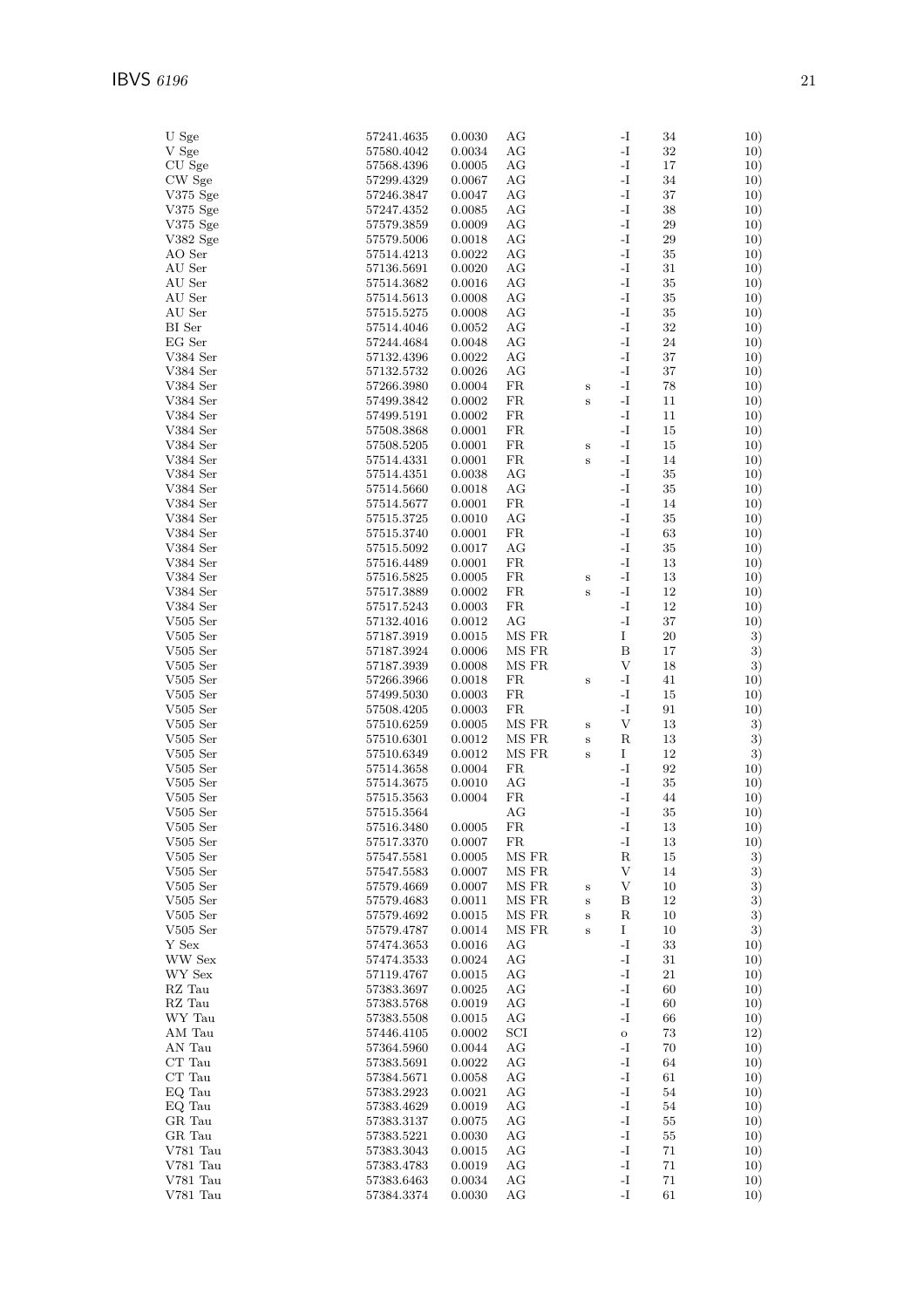| | | | | | | | |
|---|---|---|---|---|---|---|---|
| U Sge | 57241.4635 | 0.0030 | AG | | -I | 34 | 10) |
| V Sge | 57580.4042 | 0.0034 | AG | | -I | 32 | 10) |
| CU Sge | 57568.4396 | 0.0005 | AG | | -I | 17 | 10) |
| CW Sge | 57299.4329 | 0.0067 | AG | | -I | 34 | 10) |
| V375 Sge | 57246.3847 | 0.0047 | AG | | -I | 37 | 10) |
| V375 Sge | 57247.4352 | 0.0085 | AG | | -I | 38 | 10) |
| V375 Sge | 57579.3859 | 0.0009 | AG | | -I | 29 | 10) |
| V382 Sge | 57579.5006 | 0.0018 | AG | | -I | 29 | 10) |
| AO Ser | 57514.4213 | 0.0022 | AG | | -I | 35 | 10) |
| AU Ser | 57136.5691 | 0.0020 | AG | | -I | 31 | 10) |
| AU Ser | 57514.3682 | 0.0016 | AG | | -I | 35 | 10) |
| AU Ser | 57514.5613 | 0.0008 | AG | | -I | 35 | 10) |
| AU Ser | 57515.5275 | 0.0008 | AG | | -I | 35 | 10) |
| BI Ser | 57514.4046 | 0.0052 | AG | | -I | 32 | 10) |
| EG Ser | 57244.4684 | 0.0048 | AG | | -I | 24 | 10) |
| V384 Ser | 57132.4396 | 0.0022 | AG | | -I | 37 | 10) |
| V384 Ser | 57132.5732 | 0.0026 | AG | | -I | 37 | 10) |
| V384 Ser | 57266.3980 | 0.0004 | FR | s | -I | 78 | 10) |
| V384 Ser | 57499.3842 | 0.0002 | FR | s | -I | 11 | 10) |
| V384 Ser | 57499.5191 | 0.0002 | FR | | -I | 11 | 10) |
| V384 Ser | 57508.3868 | 0.0001 | FR | | -I | 15 | 10) |
| V384 Ser | 57508.5205 | 0.0001 | FR | s | -I | 15 | 10) |
| V384 Ser | 57514.4331 | 0.0001 | FR | s | -I | 14 | 10) |
| V384 Ser | 57514.4351 | 0.0038 | AG | | -I | 35 | 10) |
| V384 Ser | 57514.5660 | 0.0018 | AG | | -I | 35 | 10) |
| V384 Ser | 57514.5677 | 0.0001 | FR | | -I | 14 | 10) |
| V384 Ser | 57515.3725 | 0.0010 | AG | | -I | 35 | 10) |
| V384 Ser | 57515.3740 | 0.0001 | FR | | -I | 63 | 10) |
| V384 Ser | 57515.5092 | 0.0017 | AG | | -I | 35 | 10) |
| V384 Ser | 57516.4489 | 0.0001 | FR | | -I | 13 | 10) |
| V384 Ser | 57516.5825 | 0.0005 | FR | s | -I | 13 | 10) |
| V384 Ser | 57517.3889 | 0.0002 | FR | s | -I | 12 | 10) |
| V384 Ser | 57517.5243 | 0.0003 | FR | | -I | 12 | 10) |
| V505 Ser | 57132.4016 | 0.0012 | AG | | -I | 37 | 10) |
| V505 Ser | 57187.3919 | 0.0015 | MS FR | | I | 20 | 3) |
| V505 Ser | 57187.3924 | 0.0006 | MS FR | | B | 17 | 3) |
| V505 Ser | 57187.3939 | 0.0008 | MS FR | | V | 18 | 3) |
| V505 Ser | 57266.3966 | 0.0018 | FR | s | -I | 41 | 10) |
| V505 Ser | 57499.5030 | 0.0003 | FR | | -I | 15 | 10) |
| V505 Ser | 57508.4205 | 0.0003 | FR | | -I | 91 | 10) |
| V505 Ser | 57510.6259 | 0.0005 | MS FR | s | V | 13 | 3) |
| V505 Ser | 57510.6301 | 0.0012 | MS FR | s | R | 13 | 3) |
| V505 Ser | 57510.6349 | 0.0012 | MS FR | s | I | 12 | 3) |
| V505 Ser | 57514.3658 | 0.0004 | FR | | -I | 92 | 10) |
| V505 Ser | 57514.3675 | 0.0010 | AG | | -I | 35 | 10) |
| V505 Ser | 57515.3563 | 0.0004 | FR | | -I | 44 | 10) |
| V505 Ser | 57515.3564 | | AG | | -I | 35 | 10) |
| V505 Ser | 57516.3480 | 0.0005 | FR | | -I | 13 | 10) |
| V505 Ser | 57517.3370 | 0.0007 | FR | | -I | 13 | 10) |
| V505 Ser | 57547.5581 | 0.0005 | MS FR | | R | 15 | 3) |
| V505 Ser | 57547.5583 | 0.0007 | MS FR | | V | 14 | 3) |
| V505 Ser | 57579.4669 | 0.0007 | MS FR | s | V | 10 | 3) |
| V505 Ser | 57579.4683 | 0.0011 | MS FR | s | B | 12 | 3) |
| V505 Ser | 57579.4692 | 0.0015 | MS FR | s | R | 10 | 3) |
| V505 Ser | 57579.4787 | 0.0014 | MS FR | s | I | 10 | 3) |
| Y Sex | 57474.3653 | 0.0016 | AG | | -I | 33 | 10) |
| WW Sex | 57474.3533 | 0.0024 | AG | | -I | 31 | 10) |
| WY Sex | 57119.4767 | 0.0015 | AG | | -I | 21 | 10) |
| RZ Tau | 57383.3697 | 0.0025 | AG | | -I | 60 | 10) |
| RZ Tau | 57383.5768 | 0.0019 | AG | | -I | 60 | 10) |
| WY Tau | 57383.5508 | 0.0015 | AG | | -I | 66 | 10) |
| AM Tau | 57446.4105 | 0.0002 | SCI | | o | 73 | 12) |
| AN Tau | 57364.5960 | 0.0044 | AG | | -I | 70 | 10) |
| CT Tau | 57383.5691 | 0.0022 | AG | | -I | 64 | 10) |
| CT Tau | 57384.5671 | 0.0058 | AG | | -I | 61 | 10) |
| EQ Tau | 57383.2923 | 0.0021 | AG | | -I | 54 | 10) |
| EQ Tau | 57383.4629 | 0.0019 | AG | | -I | 54 | 10) |
| GR Tau | 57383.3137 | 0.0075 | AG | | -I | 55 | 10) |
| GR Tau | 57383.5221 | 0.0030 | AG | | -I | 55 | 10) |
| V781 Tau | 57383.3043 | 0.0015 | AG | | -I | 71 | 10) |
| V781 Tau | 57383.4783 | 0.0019 | AG | | -I | 71 | 10) |
| V781 Tau | 57383.6463 | 0.0034 | AG | | -I | 71 | 10) |
| V781 Tau | 57384.3374 | 0.0030 | AG | | -I | 61 | 10) |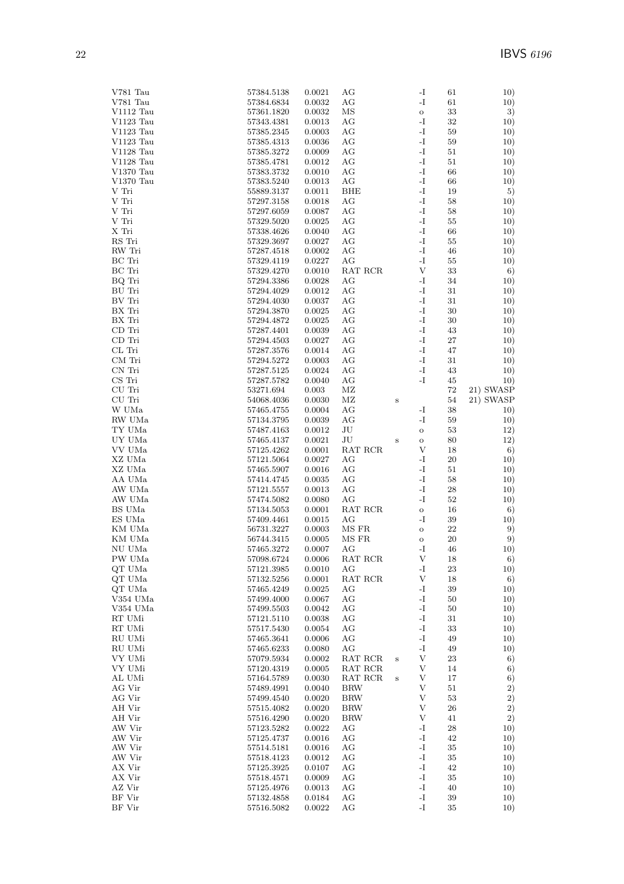| | | | | | | | |
|---|---|---|---|---|---|---|---|
| V781 Tau | 57384.5138 | 0.0021 | AG | | -I | 61 | 10) |
| V781 Tau | 57384.6834 | 0.0032 | AG | | -I | 61 | 10) |
| V1112 Tau | 57361.1820 | 0.0032 | MS | | o | 33 | 3) |
| V1123 Tau | 57343.4381 | 0.0013 | AG | | -I | 32 | 10) |
| V1123 Tau | 57385.2345 | 0.0003 | AG | | -I | 59 | 10) |
| V1123 Tau | 57385.4313 | 0.0036 | AG | | -I | 59 | 10) |
| V1128 Tau | 57385.3272 | 0.0009 | AG | | -I | 51 | 10) |
| V1128 Tau | 57385.4781 | 0.0012 | AG | | -I | 51 | 10) |
| V1370 Tau | 57383.3732 | 0.0010 | AG | | -I | 66 | 10) |
| V1370 Tau | 57383.5240 | 0.0013 | AG | | -I | 66 | 10) |
| V Tri | 55889.3137 | 0.0011 | BHE | | -I | 19 | 5) |
| V Tri | 57297.3158 | 0.0018 | AG | | -I | 58 | 10) |
| V Tri | 57297.6059 | 0.0087 | AG | | -I | 58 | 10) |
| V Tri | 57329.5020 | 0.0025 | AG | | -I | 55 | 10) |
| X Tri | 57338.4626 | 0.0040 | AG | | -I | 66 | 10) |
| RS Tri | 57329.3697 | 0.0027 | AG | | -I | 55 | 10) |
| RW Tri | 57287.4518 | 0.0002 | AG | | -I | 46 | 10) |
| BC Tri | 57329.4119 | 0.0227 | AG | | -I | 55 | 10) |
| BC Tri | 57329.4270 | 0.0010 | RAT RCR | | V | 33 | 6) |
| BQ Tri | 57294.3386 | 0.0028 | AG | | -I | 34 | 10) |
| BU Tri | 57294.4029 | 0.0012 | AG | | -I | 31 | 10) |
| BV Tri | 57294.4030 | 0.0037 | AG | | -I | 31 | 10) |
| BX Tri | 57294.3870 | 0.0025 | AG | | -I | 30 | 10) |
| BX Tri | 57294.4872 | 0.0025 | AG | | -I | 30 | 10) |
| CD Tri | 57287.4401 | 0.0039 | AG | | -I | 43 | 10) |
| CD Tri | 57294.4503 | 0.0027 | AG | | -I | 27 | 10) |
| CL Tri | 57287.3576 | 0.0014 | AG | | -I | 47 | 10) |
| CM Tri | 57294.5272 | 0.0003 | AG | | -I | 31 | 10) |
| CN Tri | 57287.5125 | 0.0024 | AG | | -I | 43 | 10) |
| CS Tri | 57287.5782 | 0.0040 | AG | | -I | 45 | 10) |
| CU Tri | 53271.694 | 0.003 | MZ | | | 72 | 21) SWASP |
| CU Tri | 54068.4036 | 0.0030 | MZ | s | | 54 | 21) SWASP |
| W UMa | 57465.4755 | 0.0004 | AG | | -I | 38 | 10) |
| RW UMa | 57134.3795 | 0.0039 | AG | | -I | 59 | 10) |
| TY UMa | 57487.4163 | 0.0012 | JU | | o | 53 | 12) |
| UY UMa | 57465.4137 | 0.0021 | JU | s | o | 80 | 12) |
| VV UMa | 57125.4262 | 0.0001 | RAT RCR | | V | 18 | 6) |
| XZ UMa | 57121.5064 | 0.0027 | AG | | -I | 20 | 10) |
| XZ UMa | 57465.5907 | 0.0016 | AG | | -I | 51 | 10) |
| AA UMa | 57414.4745 | 0.0035 | AG | | -I | 58 | 10) |
| AW UMa | 57121.5557 | 0.0013 | AG | | -I | 28 | 10) |
| AW UMa | 57474.5082 | 0.0080 | AG | | -I | 52 | 10) |
| BS UMa | 57134.5053 | 0.0001 | RAT RCR | | o | 16 | 6) |
| ES UMa | 57409.4461 | 0.0015 | AG | | -I | 39 | 10) |
| KM UMa | 56731.3227 | 0.0003 | MS FR | | o | 22 | 9) |
| KM UMa | 56744.3415 | 0.0005 | MS FR | | o | 20 | 9) |
| NU UMa | 57465.3272 | 0.0007 | AG | | -I | 46 | 10) |
| PW UMa | 57098.6724 | 0.0006 | RAT RCR | | V | 18 | 6) |
| QT UMa | 57121.3985 | 0.0010 | AG | | -I | 23 | 10) |
| QT UMa | 57132.5256 | 0.0001 | RAT RCR | | V | 18 | 6) |
| QT UMa | 57465.4249 | 0.0025 | AG | | -I | 39 | 10) |
| V354 UMa | 57499.4000 | 0.0067 | AG | | -I | 50 | 10) |
| V354 UMa | 57499.5503 | 0.0042 | AG | | -I | 50 | 10) |
| RT UMi | 57121.5110 | 0.0038 | AG | | -I | 31 | 10) |
| RT UMi | 57517.5430 | 0.0054 | AG | | -I | 33 | 10) |
| RU UMi | 57465.3641 | 0.0006 | AG | | -I | 49 | 10) |
| RU UMi | 57465.6233 | 0.0080 | AG | | -I | 49 | 10) |
| VY UMi | 57079.5934 | 0.0002 | RAT RCR | s | V | 23 | 6) |
| VY UMi | 57120.4319 | 0.0005 | RAT RCR | | V | 14 | 6) |
| AL UMi | 57164.5789 | 0.0030 | RAT RCR | s | V | 17 | 6) |
| AG Vir | 57489.4991 | 0.0040 | BRW | | V | 51 | 2) |
| AG Vir | 57499.4540 | 0.0020 | BRW | | V | 53 | 2) |
| AH Vir | 57515.4082 | 0.0020 | BRW | | V | 26 | 2) |
| AH Vir | 57516.4290 | 0.0020 | BRW | | V | 41 | 2) |
| AW Vir | 57123.5282 | 0.0022 | AG | | -I | 28 | 10) |
| AW Vir | 57125.4737 | 0.0016 | AG | | -I | 42 | 10) |
| AW Vir | 57514.5181 | 0.0016 | AG | | -I | 35 | 10) |
| AW Vir | 57518.4123 | 0.0012 | AG | | -I | 35 | 10) |
| AX Vir | 57125.3925 | 0.0107 | AG | | -I | 42 | 10) |
| AX Vir | 57518.4571 | 0.0009 | AG | | -I | 35 | 10) |
| AZ Vir | 57125.4976 | 0.0013 | AG | | -I | 40 | 10) |
| BF Vir | 57132.4858 | 0.0184 | AG | | -I | 39 | 10) |
| BF Vir | 57516.5082 | 0.0022 | AG | | -I | 35 | 10) |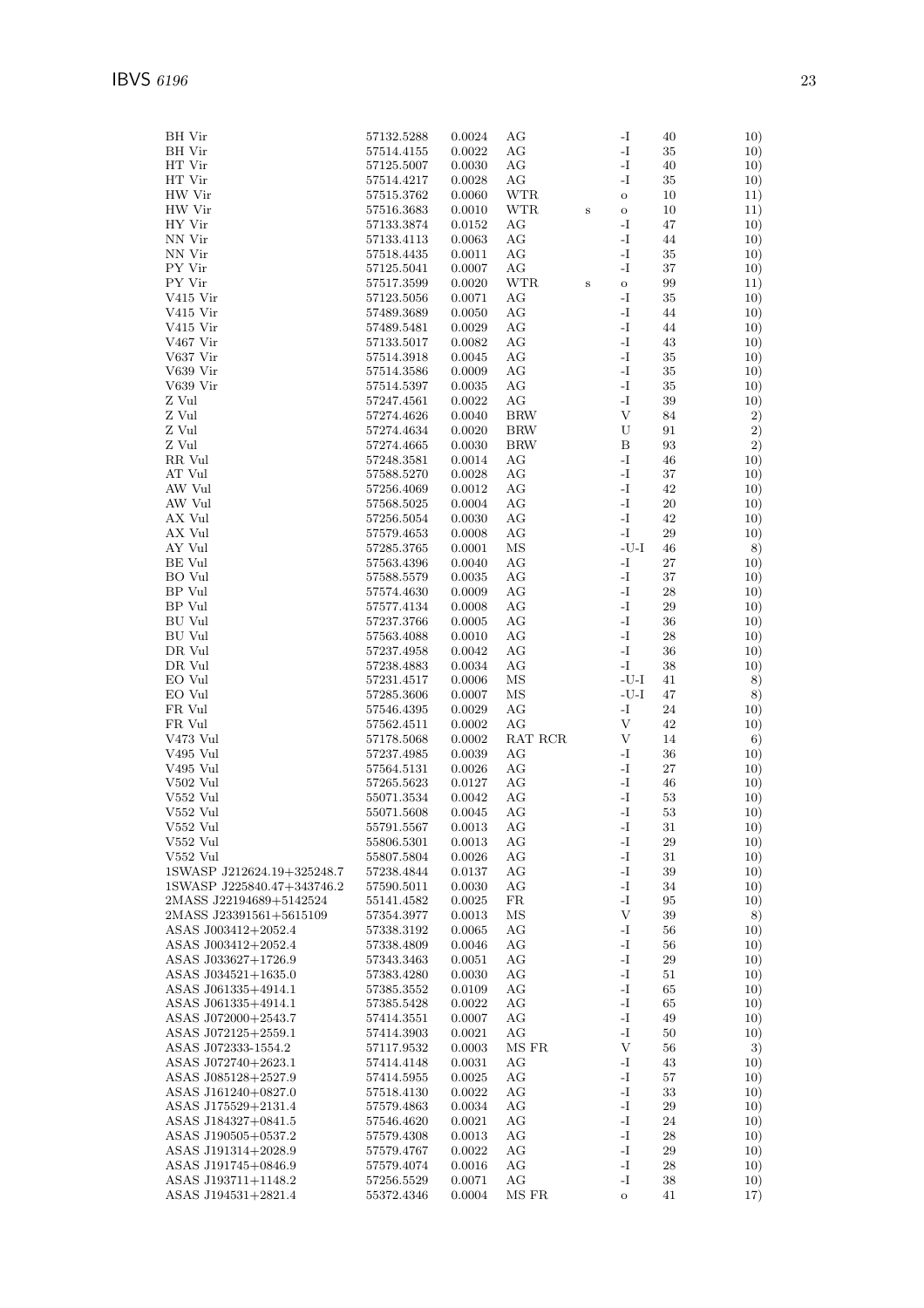| | | | | | | | |
|---|---|---|---|---|---|---|---|
| BH Vir | 57132.5288 | 0.0024 | AG | | -I | 40 | 10) |
| BH Vir | 57514.4155 | 0.0022 | AG | | -I | 35 | 10) |
| HT Vir | 57125.5007 | 0.0030 | AG | | -I | 40 | 10) |
| HT Vir | 57514.4217 | 0.0028 | AG | | -I | 35 | 10) |
| HW Vir | 57515.3762 | 0.0060 | WTR | | o | 10 | 11) |
| HW Vir | 57516.3683 | 0.0010 | WTR | s | o | 10 | 11) |
| HY Vir | 57133.3874 | 0.0152 | AG | | -I | 47 | 10) |
| NN Vir | 57133.4113 | 0.0063 | AG | | -I | 44 | 10) |
| NN Vir | 57518.4435 | 0.0011 | AG | | -I | 35 | 10) |
| PY Vir | 57125.5041 | 0.0007 | AG | | -I | 37 | 10) |
| PY Vir | 57517.3599 | 0.0020 | WTR | s | o | 99 | 11) |
| V415 Vir | 57123.5056 | 0.0071 | AG | | -I | 35 | 10) |
| V415 Vir | 57489.3689 | 0.0050 | AG | | -I | 44 | 10) |
| V415 Vir | 57489.5481 | 0.0029 | AG | | -I | 44 | 10) |
| V467 Vir | 57133.5017 | 0.0082 | AG | | -I | 43 | 10) |
| V637 Vir | 57514.3918 | 0.0045 | AG | | -I | 35 | 10) |
| V639 Vir | 57514.3586 | 0.0009 | AG | | -I | 35 | 10) |
| V639 Vir | 57514.5397 | 0.0035 | AG | | -I | 35 | 10) |
| Z Vul | 57247.4561 | 0.0022 | AG | | -I | 39 | 10) |
| Z Vul | 57274.4626 | 0.0040 | BRW | | V | 84 | 2) |
| Z Vul | 57274.4634 | 0.0020 | BRW | | U | 91 | 2) |
| Z Vul | 57274.4665 | 0.0030 | BRW | | B | 93 | 2) |
| RR Vul | 57248.3581 | 0.0014 | AG | | -I | 46 | 10) |
| AT Vul | 57588.5270 | 0.0028 | AG | | -I | 37 | 10) |
| AW Vul | 57256.4069 | 0.0012 | AG | | -I | 42 | 10) |
| AW Vul | 57568.5025 | 0.0004 | AG | | -I | 20 | 10) |
| AX Vul | 57256.5054 | 0.0030 | AG | | -I | 42 | 10) |
| AX Vul | 57579.4653 | 0.0008 | AG | | -I | 29 | 10) |
| AY Vul | 57285.3765 | 0.0001 | MS | | -U-I | 46 | 8) |
| BE Vul | 57563.4396 | 0.0040 | AG | | -I | 27 | 10) |
| BO Vul | 57588.5579 | 0.0035 | AG | | -I | 37 | 10) |
| BP Vul | 57574.4630 | 0.0009 | AG | | -I | 28 | 10) |
| BP Vul | 57577.4134 | 0.0008 | AG | | -I | 29 | 10) |
| BU Vul | 57237.3766 | 0.0005 | AG | | -I | 36 | 10) |
| BU Vul | 57563.4088 | 0.0010 | AG | | -I | 28 | 10) |
| DR Vul | 57237.4958 | 0.0042 | AG | | -I | 36 | 10) |
| DR Vul | 57238.4883 | 0.0034 | AG | | -I | 38 | 10) |
| EO Vul | 57231.4517 | 0.0006 | MS | | -U-I | 41 | 8) |
| EO Vul | 57285.3606 | 0.0007 | MS | | -U-I | 47 | 8) |
| FR Vul | 57546.4395 | 0.0029 | AG | | -I | 24 | 10) |
| FR Vul | 57562.4511 | 0.0002 | AG | | V | 42 | 10) |
| V473 Vul | 57178.5068 | 0.0002 | RAT RCR | | V | 14 | 6) |
| V495 Vul | 57237.4985 | 0.0039 | AG | | -I | 36 | 10) |
| V495 Vul | 57564.5131 | 0.0026 | AG | | -I | 27 | 10) |
| V502 Vul | 57265.5623 | 0.0127 | AG | | -I | 46 | 10) |
| V552 Vul | 55071.3534 | 0.0042 | AG | | -I | 53 | 10) |
| V552 Vul | 55071.5608 | 0.0045 | AG | | -I | 53 | 10) |
| V552 Vul | 55791.5567 | 0.0013 | AG | | -I | 31 | 10) |
| V552 Vul | 55806.5301 | 0.0013 | AG | | -I | 29 | 10) |
| V552 Vul | 55807.5804 | 0.0026 | AG | | -I | 31 | 10) |
| 1SWASP J212624.19+325248.7 | 57238.4844 | 0.0137 | AG | | -I | 39 | 10) |
| 1SWASP J225840.47+343746.2 | 57590.5011 | 0.0030 | AG | | -I | 34 | 10) |
| 2MASS J22194689+5142524 | 55141.4582 | 0.0025 | FR | | -I | 95 | 10) |
| 2MASS J23391561+5615109 | 57354.3977 | 0.0013 | MS | | V | 39 | 8) |
| ASAS J003412+2052.4 | 57338.3192 | 0.0065 | AG | | -I | 56 | 10) |
| ASAS J003412+2052.4 | 57338.4809 | 0.0046 | AG | | -I | 56 | 10) |
| ASAS J033627+1726.9 | 57343.3463 | 0.0051 | AG | | -I | 29 | 10) |
| ASAS J034521+1635.0 | 57383.4280 | 0.0030 | AG | | -I | 51 | 10) |
| ASAS J061335+4914.1 | 57385.3552 | 0.0109 | AG | | -I | 65 | 10) |
| ASAS J061335+4914.1 | 57385.5428 | 0.0022 | AG | | -I | 65 | 10) |
| ASAS J072000+2543.7 | 57414.3551 | 0.0007 | AG | | -I | 49 | 10) |
| ASAS J072125+2559.1 | 57414.3903 | 0.0021 | AG | | -I | 50 | 10) |
| ASAS J072333-1554.2 | 57117.9532 | 0.0003 | MS FR | | V | 56 | 3) |
| ASAS J072740+2623.1 | 57414.4148 | 0.0031 | AG | | -I | 43 | 10) |
| ASAS J085128+2527.9 | 57414.5955 | 0.0025 | AG | | -I | 57 | 10) |
| ASAS J161240+0827.0 | 57518.4130 | 0.0022 | AG | | -I | 33 | 10) |
| ASAS J175529+2131.4 | 57579.4863 | 0.0034 | AG | | -I | 29 | 10) |
| ASAS J184327+0841.5 | 57546.4620 | 0.0021 | AG | | -I | 24 | 10) |
| ASAS J190505+0537.2 | 57579.4308 | 0.0013 | AG | | -I | 28 | 10) |
| ASAS J191314+2028.9 | 57579.4767 | 0.0022 | AG | | -I | 29 | 10) |
| ASAS J191745+0846.9 | 57579.4074 | 0.0016 | AG | | -I | 28 | 10) |
| ASAS J193711+1148.2 | 57256.5529 | 0.0071 | AG | | -I | 38 | 10) |
| ASAS J194531+2821.4 | 55372.4346 | 0.0004 | MS FR | | o | 41 | 17) |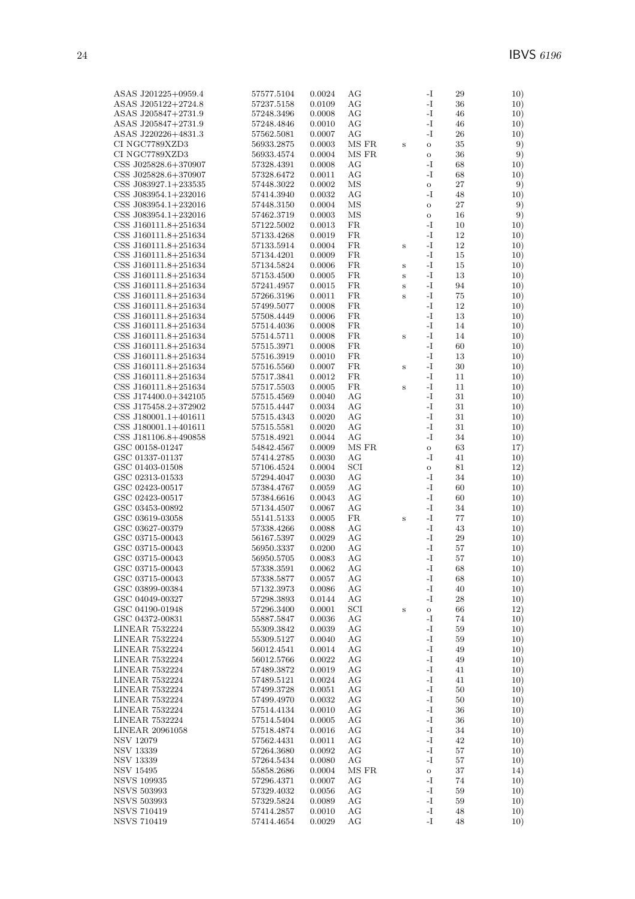| | | | | | | | |
|---|---|---|---|---|---|---|---|
| ASAS J201225+0959.4 | 57577.5104 | 0.0024 | AG | | -I | 29 | 10) |
| ASAS J205122+2724.8 | 57237.5158 | 0.0109 | AG | | -I | 36 | 10) |
| ASAS J205847+2731.9 | 57248.3496 | 0.0008 | AG | | -I | 46 | 10) |
| ASAS J205847+2731.9 | 57248.4846 | 0.0010 | AG | | -I | 46 | 10) |
| ASAS J220226+4831.3 | 57562.5081 | 0.0007 | AG | | -I | 26 | 10) |
| CI NGC7789XZD3 | 56933.2875 | 0.0003 | MS FR | s | o | 35 | 9) |
| CI NGC7789XZD3 | 56933.4574 | 0.0004 | MS FR | | o | 36 | 9) |
| CSS J025828.6+370907 | 57328.4391 | 0.0008 | AG | | -I | 68 | 10) |
| CSS J025828.6+370907 | 57328.6472 | 0.0011 | AG | | -I | 68 | 10) |
| CSS J083927.1+233535 | 57448.3022 | 0.0002 | MS | | o | 27 | 9) |
| CSS J083954.1+232016 | 57414.3940 | 0.0032 | AG | | -I | 48 | 10) |
| CSS J083954.1+232016 | 57448.3150 | 0.0004 | MS | | o | 27 | 9) |
| CSS J083954.1+232016 | 57462.3719 | 0.0003 | MS | | o | 16 | 9) |
| CSS J160111.8+251634 | 57122.5002 | 0.0013 | FR | | -I | 10 | 10) |
| CSS J160111.8+251634 | 57133.4268 | 0.0019 | FR | | -I | 12 | 10) |
| CSS J160111.8+251634 | 57133.5914 | 0.0004 | FR | s | -I | 12 | 10) |
| CSS J160111.8+251634 | 57134.4201 | 0.0009 | FR | | -I | 15 | 10) |
| CSS J160111.8+251634 | 57134.5824 | 0.0006 | FR | s | -I | 15 | 10) |
| CSS J160111.8+251634 | 57153.4500 | 0.0005 | FR | s | -I | 13 | 10) |
| CSS J160111.8+251634 | 57241.4957 | 0.0015 | FR | s | -I | 94 | 10) |
| CSS J160111.8+251634 | 57266.3196 | 0.0011 | FR | s | -I | 75 | 10) |
| CSS J160111.8+251634 | 57499.5077 | 0.0008 | FR | | -I | 12 | 10) |
| CSS J160111.8+251634 | 57508.4449 | 0.0006 | FR | | -I | 13 | 10) |
| CSS J160111.8+251634 | 57514.4036 | 0.0008 | FR | | -I | 14 | 10) |
| CSS J160111.8+251634 | 57514.5711 | 0.0008 | FR | s | -I | 14 | 10) |
| CSS J160111.8+251634 | 57515.3971 | 0.0008 | FR | | -I | 60 | 10) |
| CSS J160111.8+251634 | 57516.3919 | 0.0010 | FR | | -I | 13 | 10) |
| CSS J160111.8+251634 | 57516.5560 | 0.0007 | FR | s | -I | 30 | 10) |
| CSS J160111.8+251634 | 57517.3841 | 0.0012 | FR | | -I | 11 | 10) |
| CSS J160111.8+251634 | 57517.5503 | 0.0005 | FR | s | -I | 11 | 10) |
| CSS J174400.0+342105 | 57515.4569 | 0.0040 | AG | | -I | 31 | 10) |
| CSS J175458.2+372902 | 57515.4447 | 0.0034 | AG | | -I | 31 | 10) |
| CSS J180001.1+401611 | 57515.4343 | 0.0020 | AG | | -I | 31 | 10) |
| CSS J180001.1+401611 | 57515.5581 | 0.0020 | AG | | -I | 31 | 10) |
| CSS J181106.8+490858 | 57518.4921 | 0.0044 | AG | | -I | 34 | 10) |
| GSC 00158-01247 | 54842.4567 | 0.0009 | MS FR | | o | 63 | 17) |
| GSC 01337-01137 | 57414.2785 | 0.0030 | AG | | -I | 41 | 10) |
| GSC 01403-01508 | 57106.4524 | 0.0004 | SCI | | o | 81 | 12) |
| GSC 02313-01533 | 57294.4047 | 0.0030 | AG | | -I | 34 | 10) |
| GSC 02423-00517 | 57384.4767 | 0.0059 | AG | | -I | 60 | 10) |
| GSC 02423-00517 | 57384.6616 | 0.0043 | AG | | -I | 60 | 10) |
| GSC 03453-00892 | 57134.4507 | 0.0067 | AG | | -I | 34 | 10) |
| GSC 03619-03058 | 55141.5133 | 0.0005 | FR | s | -I | 77 | 10) |
| GSC 03627-00379 | 57338.4266 | 0.0088 | AG | | -I | 43 | 10) |
| GSC 03715-00043 | 56167.5397 | 0.0029 | AG | | -I | 29 | 10) |
| GSC 03715-00043 | 56950.3337 | 0.0200 | AG | | -I | 57 | 10) |
| GSC 03715-00043 | 56950.5705 | 0.0083 | AG | | -I | 57 | 10) |
| GSC 03715-00043 | 57338.3591 | 0.0062 | AG | | -I | 68 | 10) |
| GSC 03715-00043 | 57338.5877 | 0.0057 | AG | | -I | 68 | 10) |
| GSC 03899-00384 | 57132.3973 | 0.0086 | AG | | -I | 40 | 10) |
| GSC 04049-00327 | 57298.3893 | 0.0144 | AG | | -I | 28 | 10) |
| GSC 04190-01948 | 57296.3400 | 0.0001 | SCI | s | o | 66 | 12) |
| GSC 04372-00831 | 55887.5847 | 0.0036 | AG | | -I | 74 | 10) |
| LINEAR 7532224 | 55309.3842 | 0.0039 | AG | | -I | 59 | 10) |
| LINEAR 7532224 | 55309.5127 | 0.0040 | AG | | -I | 59 | 10) |
| LINEAR 7532224 | 56012.4541 | 0.0014 | AG | | -I | 49 | 10) |
| LINEAR 7532224 | 56012.5766 | 0.0022 | AG | | -I | 49 | 10) |
| LINEAR 7532224 | 57489.3872 | 0.0019 | AG | | -I | 41 | 10) |
| LINEAR 7532224 | 57489.5121 | 0.0024 | AG | | -I | 41 | 10) |
| LINEAR 7532224 | 57499.3728 | 0.0051 | AG | | -I | 50 | 10) |
| LINEAR 7532224 | 57499.4970 | 0.0032 | AG | | -I | 50 | 10) |
| LINEAR 7532224 | 57514.4134 | 0.0010 | AG | | -I | 36 | 10) |
| LINEAR 7532224 | 57514.5404 | 0.0005 | AG | | -I | 36 | 10) |
| LINEAR 20961058 | 57518.4874 | 0.0016 | AG | | -I | 34 | 10) |
| NSV 12079 | 57562.4431 | 0.0011 | AG | | -I | 42 | 10) |
| NSV 13339 | 57264.3680 | 0.0092 | AG | | -I | 57 | 10) |
| NSV 13339 | 57264.5434 | 0.0080 | AG | | -I | 57 | 10) |
| NSV 15495 | 55858.2686 | 0.0004 | MS FR | | o | 37 | 14) |
| NSVS 109935 | 57296.4371 | 0.0007 | AG | | -I | 74 | 10) |
| NSVS 503993 | 57329.4032 | 0.0056 | AG | | -I | 59 | 10) |
| NSVS 503993 | 57329.5824 | 0.0089 | AG | | -I | 59 | 10) |
| NSVS 710419 | 57414.2857 | 0.0010 | AG | | -I | 48 | 10) |
| NSVS 710419 | 57414.4654 | 0.0029 | AG | | -I | 48 | 10) |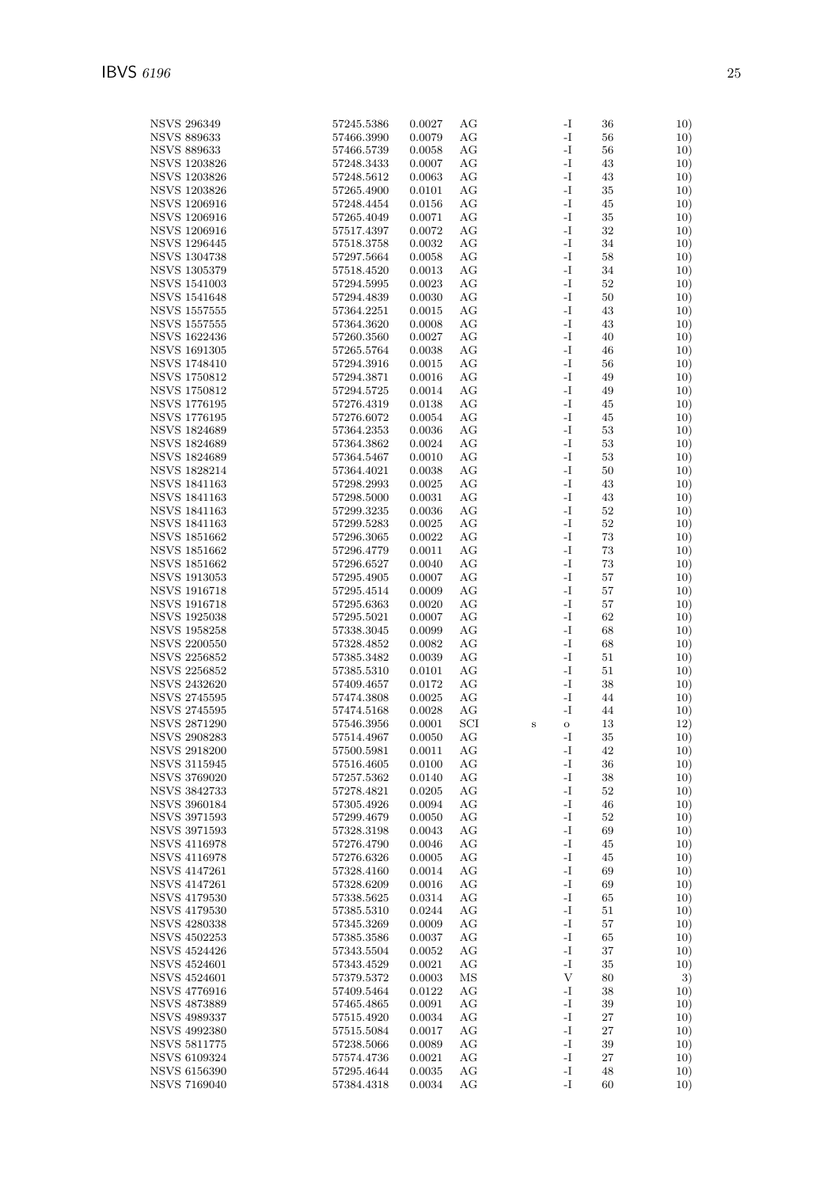| | | | | | | | |
|---|---|---|---|---|---|---|---|
| NSVS 296349 | 57245.5386 | 0.0027 | AG | | -I | 36 | 10) |
| NSVS 889633 | 57466.3990 | 0.0079 | AG | | -I | 56 | 10) |
| NSVS 889633 | 57466.5739 | 0.0058 | AG | | -I | 56 | 10) |
| NSVS 1203826 | 57248.3433 | 0.0007 | AG | | -I | 43 | 10) |
| NSVS 1203826 | 57248.5612 | 0.0063 | AG | | -I | 43 | 10) |
| NSVS 1203826 | 57265.4900 | 0.0101 | AG | | -I | 35 | 10) |
| NSVS 1206916 | 57248.4454 | 0.0156 | AG | | -I | 45 | 10) |
| NSVS 1206916 | 57265.4049 | 0.0071 | AG | | -I | 35 | 10) |
| NSVS 1206916 | 57517.4397 | 0.0072 | AG | | -I | 32 | 10) |
| NSVS 1296445 | 57518.3758 | 0.0032 | AG | | -I | 34 | 10) |
| NSVS 1304738 | 57297.5664 | 0.0058 | AG | | -I | 58 | 10) |
| NSVS 1305379 | 57518.4520 | 0.0013 | AG | | -I | 34 | 10) |
| NSVS 1541003 | 57294.5995 | 0.0023 | AG | | -I | 52 | 10) |
| NSVS 1541648 | 57294.4839 | 0.0030 | AG | | -I | 50 | 10) |
| NSVS 1557555 | 57364.2251 | 0.0015 | AG | | -I | 43 | 10) |
| NSVS 1557555 | 57364.3620 | 0.0008 | AG | | -I | 43 | 10) |
| NSVS 1622436 | 57260.3560 | 0.0027 | AG | | -I | 40 | 10) |
| NSVS 1691305 | 57265.5764 | 0.0038 | AG | | -I | 46 | 10) |
| NSVS 1748410 | 57294.3916 | 0.0015 | AG | | -I | 56 | 10) |
| NSVS 1750812 | 57294.3871 | 0.0016 | AG | | -I | 49 | 10) |
| NSVS 1750812 | 57294.5725 | 0.0014 | AG | | -I | 49 | 10) |
| NSVS 1776195 | 57276.4319 | 0.0138 | AG | | -I | 45 | 10) |
| NSVS 1776195 | 57276.6072 | 0.0054 | AG | | -I | 45 | 10) |
| NSVS 1824689 | 57364.2353 | 0.0036 | AG | | -I | 53 | 10) |
| NSVS 1824689 | 57364.3862 | 0.0024 | AG | | -I | 53 | 10) |
| NSVS 1824689 | 57364.5467 | 0.0010 | AG | | -I | 53 | 10) |
| NSVS 1828214 | 57364.4021 | 0.0038 | AG | | -I | 50 | 10) |
| NSVS 1841163 | 57298.2993 | 0.0025 | AG | | -I | 43 | 10) |
| NSVS 1841163 | 57298.5000 | 0.0031 | AG | | -I | 43 | 10) |
| NSVS 1841163 | 57299.3235 | 0.0036 | AG | | -I | 52 | 10) |
| NSVS 1841163 | 57299.5283 | 0.0025 | AG | | -I | 52 | 10) |
| NSVS 1851662 | 57296.3065 | 0.0022 | AG | | -I | 73 | 10) |
| NSVS 1851662 | 57296.4779 | 0.0011 | AG | | -I | 73 | 10) |
| NSVS 1851662 | 57296.6527 | 0.0040 | AG | | -I | 73 | 10) |
| NSVS 1913053 | 57295.4905 | 0.0007 | AG | | -I | 57 | 10) |
| NSVS 1916718 | 57295.4514 | 0.0009 | AG | | -I | 57 | 10) |
| NSVS 1916718 | 57295.6363 | 0.0020 | AG | | -I | 57 | 10) |
| NSVS 1925038 | 57295.5021 | 0.0007 | AG | | -I | 62 | 10) |
| NSVS 1958258 | 57338.3045 | 0.0099 | AG | | -I | 68 | 10) |
| NSVS 2200550 | 57328.4852 | 0.0082 | AG | | -I | 68 | 10) |
| NSVS 2256852 | 57385.3482 | 0.0039 | AG | | -I | 51 | 10) |
| NSVS 2256852 | 57385.5310 | 0.0101 | AG | | -I | 51 | 10) |
| NSVS 2432620 | 57409.4657 | 0.0172 | AG | | -I | 38 | 10) |
| NSVS 2745595 | 57474.3808 | 0.0025 | AG | | -I | 44 | 10) |
| NSVS 2745595 | 57474.5168 | 0.0028 | AG | | -I | 44 | 10) |
| NSVS 2871290 | 57546.3956 | 0.0001 | SCI | s | o | 13 | 12) |
| NSVS 2908283 | 57514.4967 | 0.0050 | AG | | -I | 35 | 10) |
| NSVS 2918200 | 57500.5981 | 0.0011 | AG | | -I | 42 | 10) |
| NSVS 3115945 | 57516.4605 | 0.0100 | AG | | -I | 36 | 10) |
| NSVS 3769020 | 57257.5362 | 0.0140 | AG | | -I | 38 | 10) |
| NSVS 3842733 | 57278.4821 | 0.0205 | AG | | -I | 52 | 10) |
| NSVS 3960184 | 57305.4926 | 0.0094 | AG | | -I | 46 | 10) |
| NSVS 3971593 | 57299.4679 | 0.0050 | AG | | -I | 52 | 10) |
| NSVS 3971593 | 57328.3198 | 0.0043 | AG | | -I | 69 | 10) |
| NSVS 4116978 | 57276.4790 | 0.0046 | AG | | -I | 45 | 10) |
| NSVS 4116978 | 57276.6326 | 0.0005 | AG | | -I | 45 | 10) |
| NSVS 4147261 | 57328.4160 | 0.0014 | AG | | -I | 69 | 10) |
| NSVS 4147261 | 57328.6209 | 0.0016 | AG | | -I | 69 | 10) |
| NSVS 4179530 | 57338.5625 | 0.0314 | AG | | -I | 65 | 10) |
| NSVS 4179530 | 57385.5310 | 0.0244 | AG | | -I | 51 | 10) |
| NSVS 4280338 | 57345.3269 | 0.0009 | AG | | -I | 57 | 10) |
| NSVS 4502253 | 57385.3586 | 0.0037 | AG | | -I | 65 | 10) |
| NSVS 4524426 | 57343.5504 | 0.0052 | AG | | -I | 37 | 10) |
| NSVS 4524601 | 57343.4529 | 0.0021 | AG | | -I | 35 | 10) |
| NSVS 4524601 | 57379.5372 | 0.0003 | MS | | V | 80 | 3) |
| NSVS 4776916 | 57409.5464 | 0.0122 | AG | | -I | 38 | 10) |
| NSVS 4873889 | 57465.4865 | 0.0091 | AG | | -I | 39 | 10) |
| NSVS 4989337 | 57515.4920 | 0.0034 | AG | | -I | 27 | 10) |
| NSVS 4992380 | 57515.5084 | 0.0017 | AG | | -I | 27 | 10) |
| NSVS 5811775 | 57238.5066 | 0.0089 | AG | | -I | 39 | 10) |
| NSVS 6109324 | 57574.4736 | 0.0021 | AG | | -I | 27 | 10) |
| NSVS 6156390 | 57295.4644 | 0.0035 | AG | | -I | 48 | 10) |
| NSVS 7169040 | 57384.4318 | 0.0034 | AG | | -I | 60 | 10) |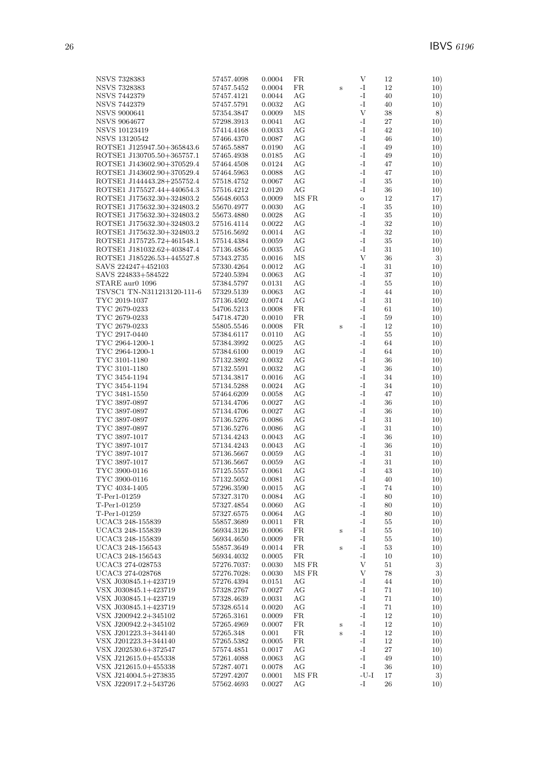| | | | | | | | |
|---|---|---|---|---|---|---|---|
| NSVS 7328383 | 57457.4098 | 0.0004 | FR | | V | 12 | 10) |
| NSVS 7328383 | 57457.5452 | 0.0004 | FR | s | -I | 12 | 10) |
| NSVS 7442379 | 57457.4121 | 0.0044 | AG | | -I | 40 | 10) |
| NSVS 7442379 | 57457.5791 | 0.0032 | AG | | -I | 40 | 10) |
| NSVS 9000641 | 57354.3847 | 0.0009 | MS | | V | 38 | 8) |
| NSVS 9064677 | 57298.3913 | 0.0041 | AG | | -I | 27 | 10) |
| NSVS 10123419 | 57414.4168 | 0.0033 | AG | | -I | 42 | 10) |
| NSVS 13120542 | 57466.4370 | 0.0087 | AG | | -I | 46 | 10) |
| ROTSE1 J125947.50+365843.6 | 57465.5887 | 0.0190 | AG | | -I | 49 | 10) |
| ROTSE1 J130705.50+365757.1 | 57465.4938 | 0.0185 | AG | | -I | 49 | 10) |
| ROTSE1 J143602.90+370529.4 | 57464.4508 | 0.0124 | AG | | -I | 47 | 10) |
| ROTSE1 J143602.90+370529.4 | 57464.5963 | 0.0088 | AG | | -I | 47 | 10) |
| ROTSE1 J144443.28+255752.4 | 57518.4752 | 0.0067 | AG | | -I | 35 | 10) |
| ROTSE1 J175527.44+440654.3 | 57516.4212 | 0.0120 | AG | | -I | 36 | 10) |
| ROTSE1 J175632.30+324803.2 | 55648.6053 | 0.0009 | MS FR | | o | 12 | 17) |
| ROTSE1 J175632.30+324803.2 | 55670.4977 | 0.0030 | AG | | -I | 35 | 10) |
| ROTSE1 J175632.30+324803.2 | 55673.4880 | 0.0028 | AG | | -I | 35 | 10) |
| ROTSE1 J175632.30+324803.2 | 57516.4114 | 0.0022 | AG | | -I | 32 | 10) |
| ROTSE1 J175632.30+324803.2 | 57516.5692 | 0.0014 | AG | | -I | 32 | 10) |
| ROTSE1 J175725.72+461548.1 | 57514.4384 | 0.0059 | AG | | -I | 35 | 10) |
| ROTSE1 J181032.62+403847.4 | 57136.4856 | 0.0035 | AG | | -I | 31 | 10) |
| ROTSE1 J185226.53+445527.8 | 57343.2735 | 0.0016 | MS | | V | 36 | 3) |
| SAVS 224247+452103 | 57330.4264 | 0.0012 | AG | | -I | 31 | 10) |
| SAVS 224833+584522 | 57240.5394 | 0.0063 | AG | | -I | 37 | 10) |
| STARE aur0 1096 | 57384.5797 | 0.0131 | AG | | -I | 55 | 10) |
| TSVSC1 TN-N311213120-111-6 | 57329.5139 | 0.0063 | AG | | -I | 44 | 10) |
| TYC 2019-1037 | 57136.4502 | 0.0074 | AG | | -I | 31 | 10) |
| TYC 2679-0233 | 54706.5213 | 0.0008 | FR | | -I | 61 | 10) |
| TYC 2679-0233 | 54718.4720 | 0.0010 | FR | | -I | 59 | 10) |
| TYC 2679-0233 | 55805.5546 | 0.0008 | FR | s | -I | 12 | 10) |
| TYC 2917-0440 | 57384.6117 | 0.0110 | AG | | -I | 55 | 10) |
| TYC 2964-1200-1 | 57384.3992 | 0.0025 | AG | | -I | 64 | 10) |
| TYC 2964-1200-1 | 57384.6100 | 0.0019 | AG | | -I | 64 | 10) |
| TYC 3101-1180 | 57132.3892 | 0.0032 | AG | | -I | 36 | 10) |
| TYC 3101-1180 | 57132.5591 | 0.0032 | AG | | -I | 36 | 10) |
| TYC 3454-1194 | 57134.3817 | 0.0016 | AG | | -I | 34 | 10) |
| TYC 3454-1194 | 57134.5288 | 0.0024 | AG | | -I | 34 | 10) |
| TYC 3481-1550 | 57464.6209 | 0.0058 | AG | | -I | 47 | 10) |
| TYC 3897-0897 | 57134.4706 | 0.0027 | AG | | -I | 36 | 10) |
| TYC 3897-0897 | 57134.4706 | 0.0027 | AG | | -I | 36 | 10) |
| TYC 3897-0897 | 57136.5276 | 0.0086 | AG | | -I | 31 | 10) |
| TYC 3897-0897 | 57136.5276 | 0.0086 | AG | | -I | 31 | 10) |
| TYC 3897-1017 | 57134.4243 | 0.0043 | AG | | -I | 36 | 10) |
| TYC 3897-1017 | 57134.4243 | 0.0043 | AG | | -I | 36 | 10) |
| TYC 3897-1017 | 57136.5667 | 0.0059 | AG | | -I | 31 | 10) |
| TYC 3897-1017 | 57136.5667 | 0.0059 | AG | | -I | 31 | 10) |
| TYC 3900-0116 | 57125.5557 | 0.0061 | AG | | -I | 43 | 10) |
| TYC 3900-0116 | 57132.5052 | 0.0081 | AG | | -I | 40 | 10) |
| TYC 4034-1405 | 57296.3590 | 0.0015 | AG | | -I | 74 | 10) |
| T-Per1-01259 | 57327.3170 | 0.0084 | AG | | -I | 80 | 10) |
| T-Per1-01259 | 57327.4854 | 0.0060 | AG | | -I | 80 | 10) |
| T-Per1-01259 | 57327.6575 | 0.0064 | AG | | -I | 80 | 10) |
| UCAC3 248-155839 | 55857.3689 | 0.0011 | FR | | -I | 55 | 10) |
| UCAC3 248-155839 | 56934.3126 | 0.0006 | FR | s | -I | 55 | 10) |
| UCAC3 248-155839 | 56934.4650 | 0.0009 | FR | | -I | 55 | 10) |
| UCAC3 248-156543 | 55857.3649 | 0.0014 | FR | s | -I | 53 | 10) |
| UCAC3 248-156543 | 56934.4032 | 0.0005 | FR | | -I | 10 | 10) |
| UCAC3 274-028753 | 57276.7037: | 0.0030 | MS FR | | V | 51 | 3) |
| UCAC3 274-028768 | 57276.7028: | 0.0030 | MS FR | | V | 78 | 3) |
| VSX J030845.1+423719 | 57276.4394 | 0.0151 | AG | | -I | 44 | 10) |
| VSX J030845.1+423719 | 57328.2767 | 0.0027 | AG | | -I | 71 | 10) |
| VSX J030845.1+423719 | 57328.4639 | 0.0031 | AG | | -I | 71 | 10) |
| VSX J030845.1+423719 | 57328.6514 | 0.0020 | AG | | -I | 71 | 10) |
| VSX J200942.2+345102 | 57265.3161 | 0.0009 | FR | | -I | 12 | 10) |
| VSX J200942.2+345102 | 57265.4969 | 0.0007 | FR | s | -I | 12 | 10) |
| VSX J201223.3+344140 | 57265.348 | 0.001 | FR | s | -I | 12 | 10) |
| VSX J201223.3+344140 | 57265.5382 | 0.0005 | FR | | -I | 12 | 10) |
| VSX J202530.6+372547 | 57574.4851 | 0.0017 | AG | | -I | 27 | 10) |
| VSX J212615.0+455338 | 57261.4088 | 0.0063 | AG | | -I | 49 | 10) |
| VSX J212615.0+455338 | 57287.4071 | 0.0078 | AG | | -I | 36 | 10) |
| VSX J214004.5+273835 | 57297.4207 | 0.0001 | MS FR | | -U-I | 17 | 3) |
| VSX J220917.2+543726 | 57562.4693 | 0.0027 | AG | | -I | 26 | 10) |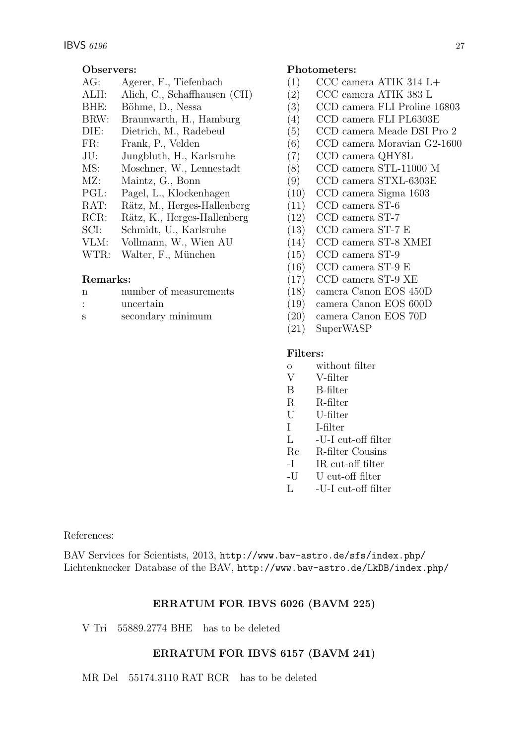**Observers:**

| | |
|---|---|
| AG: | Agerer, F., Tiefenbach |
| ALH: | Alich, C., Schaffhausen (CH) |
| BHE: | Böhme, D., Nessa |
| BRW: | Braunwarth, H., Hamburg |
| DIE: | Dietrich, M., Radebeul |
| FR: | Frank, P., Velden |
| JU: | Jungbluth, H., Karlsruhe |
| MS: | Moschner, W., Lennestadt |
| MZ: | Maintz, G., Bonn |
| PGL: | Pagel, L., Klockenhagen |
| RAT: | Rätz, M., Herges-Hallenberg |
| RCR: | Rätz, K., Herges-Hallenberg |
| SCI: | Schmidt, U., Karlsruhe |
| VLM: | Vollmann, W., Wien AU |
| WTR: | Walter, F., München |

**Remarks:**

| | |
|---|---|
| n | number of measurements |
| : | uncertain |
| s | secondary minimum |

**Photometers:**

| | |
|---|---|
| (1) | CCC camera ATIK 314 L+ |
| (2) | CCC camera ATIK 383 L |
| (3) | CCD camera FLI Proline 16803 |
| (4) | CCD camera FLI PL6303E |
| (5) | CCD camera Meade DSI Pro 2 |
| (6) | CCD camera Moravian G2-1600 |
| (7) | CCD camera QHY8L |
| (8) | CCD camera STL-11000 M |
| (9) | CCD camera STXL-6303E |
| (10) | CCD camera Sigma 1603 |
| (11) | CCD camera ST-6 |
| (12) | CCD camera ST-7 |
| (13) | CCD camera ST-7 E |
| (14) | CCD camera ST-8 XMEI |
| (15) | CCD camera ST-9 |
| (16) | CCD camera ST-9 E |
| (17) | CCD camera ST-9 XE |
| (18) | camera Canon EOS 450D |
| (19) | camera Canon EOS 600D |
| (20) | camera Canon EOS 70D |
| (21) | SuperWASP |

**Filters:**

| | |
|---|---|
| o | without filter |
| V | V-filter |
| B | B-filter |
| R | R-filter |
| U | U-filter |
| I | I-filter |
| L | -U-I cut-off filter |
| Rc | R-filter Cousins |
| -I | IR cut-off filter |
| -U | U cut-off filter |
| L | -U-I cut-off filter |

References:

BAV Services for Scientists, 2013, http://www.bav-astro.de/sfs/index.php/
Lichtenknecker Database of the BAV, http://www.bav-astro.de/LkDB/index.php/

## ERRATUM FOR IBVS 6026 (BAVM 225)

V Tri 55889.2774 BHE has to be deleted

## ERRATUM FOR IBVS 6157 (BAVM 241)

MR Del 55174.3110 RAT RCR has to be deleted